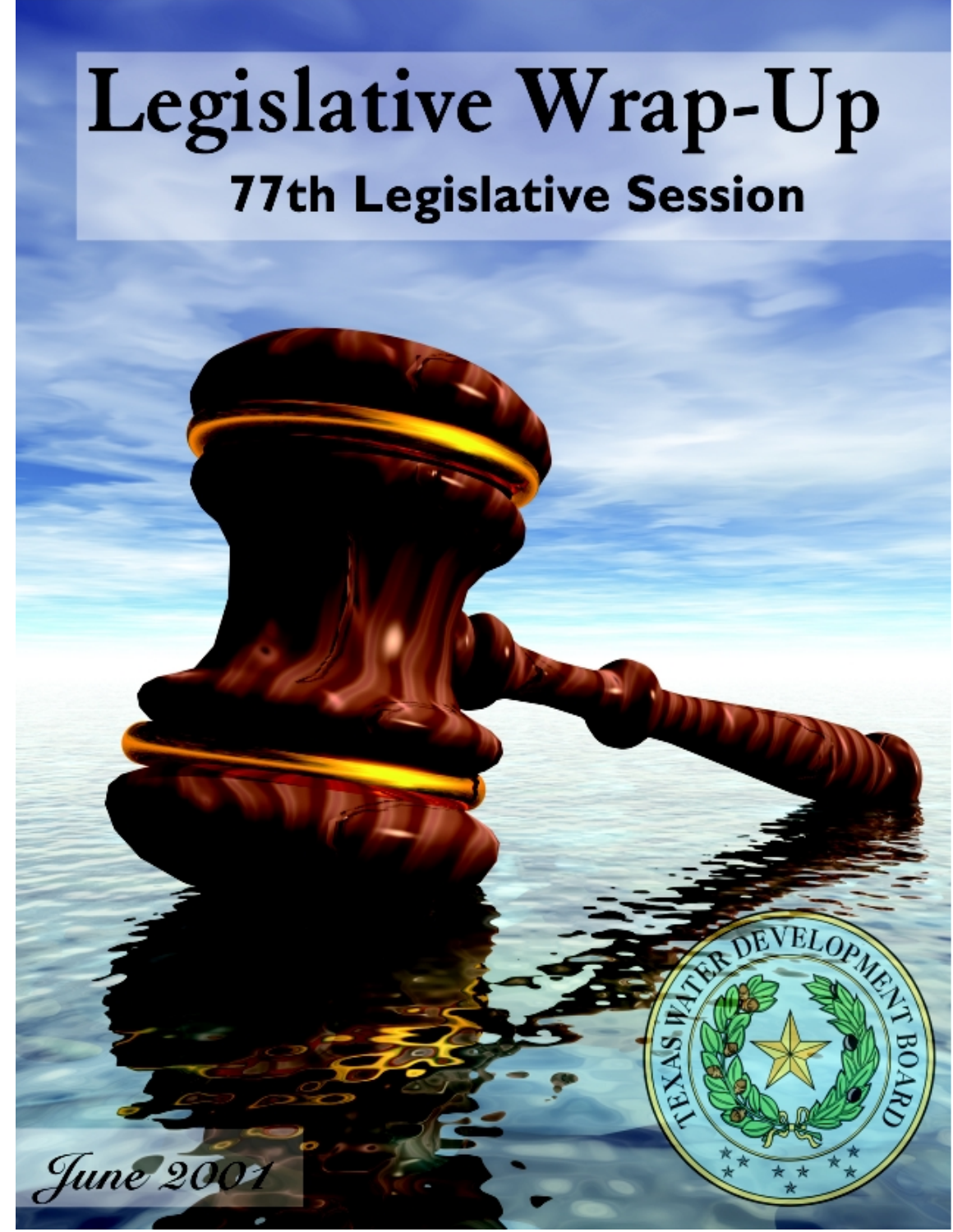# Legislative Wrap-Up

## 77th Legislative Session

June 2001

TEXAS WATER DEVELOPMENT BOARD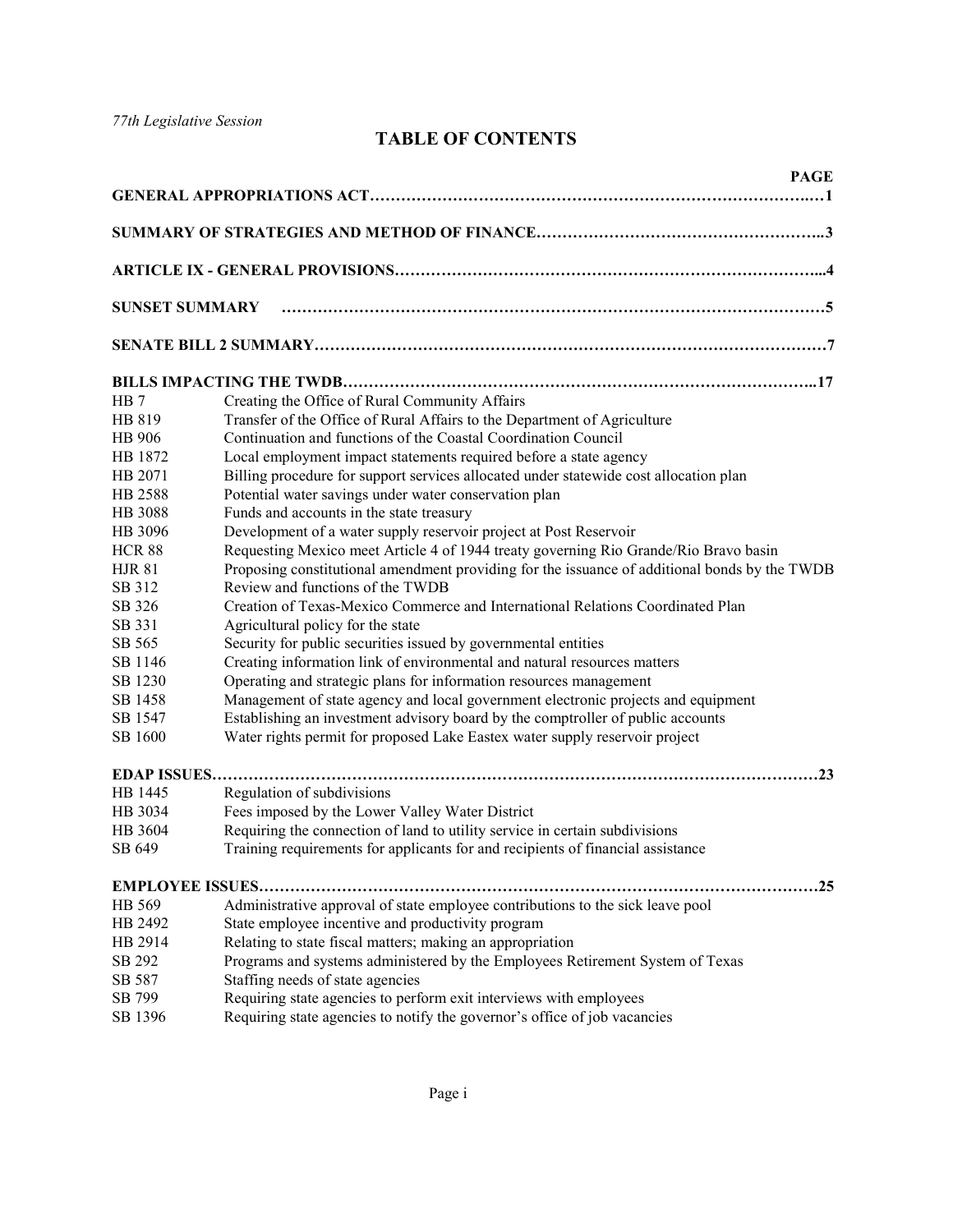*77th Legislative Session*

# TABLE OF CONTENTS

| | | PAGE |
|---|---|---|
| **GENERAL APPROPRIATIONS ACT** | | **1** |
| **SUMMARY OF STRATEGIES AND METHOD OF FINANCE** | | **3** |
| **ARTICLE IX - GENERAL PROVISIONS** | | **4** |
| **SUNSET SUMMARY** | | **5** |
| **SENATE BILL 2 SUMMARY** | | **7** |
| **BILLS IMPACTING THE TWDB** | | **17** |
| HB 7 | Creating the Office of Rural Community Affairs | |
| HB 819 | Transfer of the Office of Rural Affairs to the Department of Agriculture | |
| HB 906 | Continuation and functions of the Coastal Coordination Council | |
| HB 1872 | Local employment impact statements required before a state agency | |
| HB 2071 | Billing procedure for support services allocated under statewide cost allocation plan | |
| HB 2588 | Potential water savings under water conservation plan | |
| HB 3088 | Funds and accounts in the state treasury | |
| HB 3096 | Development of a water supply reservoir project at Post Reservoir | |
| HCR 88 | Requesting Mexico meet Article 4 of 1944 treaty governing Rio Grande/Rio Bravo basin | |
| HJR 81 | Proposing constitutional amendment providing for the issuance of additional bonds by the TWDB | |
| SB 312 | Review and functions of the TWDB | |
| SB 326 | Creation of Texas-Mexico Commerce and International Relations Coordinated Plan | |
| SB 331 | Agricultural policy for the state | |
| SB 565 | Security for public securities issued by governmental entities | |
| SB 1146 | Creating information link of environmental and natural resources matters | |
| SB 1230 | Operating and strategic plans for information resources management | |
| SB 1458 | Management of state agency and local government electronic projects and equipment | |
| SB 1547 | Establishing an investment advisory board by the comptroller of public accounts | |
| SB 1600 | Water rights permit for proposed Lake Eastex water supply reservoir project | |
| **EDAP ISSUES** | | **23** |
| HB 1445 | Regulation of subdivisions | |
| HB 3034 | Fees imposed by the Lower Valley Water District | |
| HB 3604 | Requiring the connection of land to utility service in certain subdivisions | |
| SB 649 | Training requirements for applicants for and recipients of financial assistance | |
| **EMPLOYEE ISSUES** | | **25** |
| HB 569 | Administrative approval of state employee contributions to the sick leave pool | |
| HB 2492 | State employee incentive and productivity program | |
| HB 2914 | Relating to state fiscal matters; making an appropriation | |
| SB 292 | Programs and systems administered by the Employees Retirement System of Texas | |
| SB 587 | Staffing needs of state agencies | |
| SB 799 | Requiring state agencies to perform exit interviews with employees | |
| SB 1396 | Requiring state agencies to notify the governor's office of job vacancies | |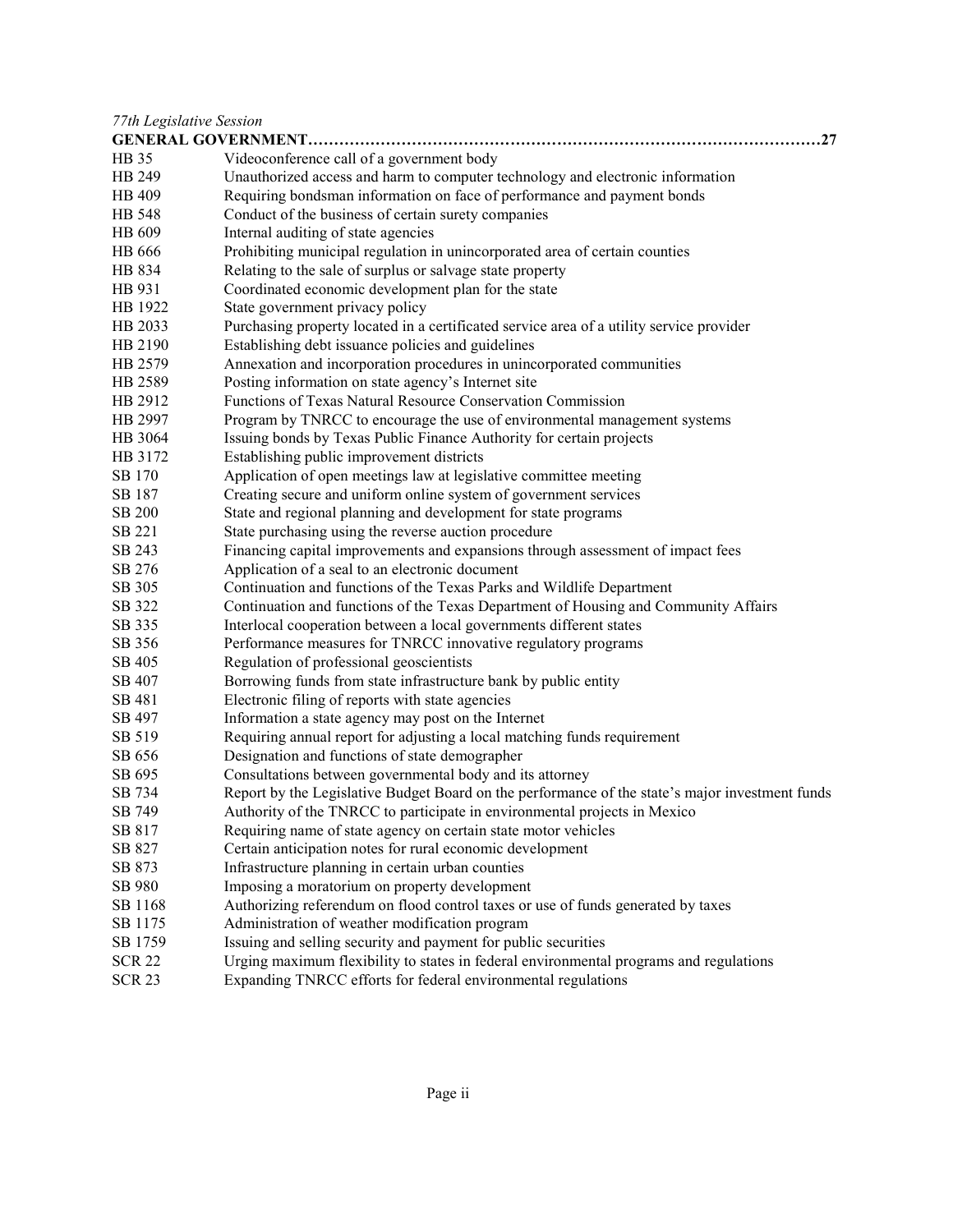*77th Legislative Session*

**GENERAL GOVERNMENT……………………………………………………………………………………27**

| | |
|---|---|
| HB 35 | Videoconference call of a government body |
| HB 249 | Unauthorized access and harm to computer technology and electronic information |
| HB 409 | Requiring bondsman information on face of performance and payment bonds |
| HB 548 | Conduct of the business of certain surety companies |
| HB 609 | Internal auditing of state agencies |
| HB 666 | Prohibiting municipal regulation in unincorporated area of certain counties |
| HB 834 | Relating to the sale of surplus or salvage state property |
| HB 931 | Coordinated economic development plan for the state |
| HB 1922 | State government privacy policy |
| HB 2033 | Purchasing property located in a certificated service area of a utility service provider |
| HB 2190 | Establishing debt issuance policies and guidelines |
| HB 2579 | Annexation and incorporation procedures in unincorporated communities |
| HB 2589 | Posting information on state agency's Internet site |
| HB 2912 | Functions of Texas Natural Resource Conservation Commission |
| HB 2997 | Program by TNRCC to encourage the use of environmental management systems |
| HB 3064 | Issuing bonds by Texas Public Finance Authority for certain projects |
| HB 3172 | Establishing public improvement districts |
| SB 170 | Application of open meetings law at legislative committee meeting |
| SB 187 | Creating secure and uniform online system of government services |
| SB 200 | State and regional planning and development for state programs |
| SB 221 | State purchasing using the reverse auction procedure |
| SB 243 | Financing capital improvements and expansions through assessment of impact fees |
| SB 276 | Application of a seal to an electronic document |
| SB 305 | Continuation and functions of the Texas Parks and Wildlife Department |
| SB 322 | Continuation and functions of the Texas Department of Housing and Community Affairs |
| SB 335 | Interlocal cooperation between a local governments different states |
| SB 356 | Performance measures for TNRCC innovative regulatory programs |
| SB 405 | Regulation of professional geoscientists |
| SB 407 | Borrowing funds from state infrastructure bank by public entity |
| SB 481 | Electronic filing of reports with state agencies |
| SB 497 | Information a state agency may post on the Internet |
| SB 519 | Requiring annual report for adjusting a local matching funds requirement |
| SB 656 | Designation and functions of state demographer |
| SB 695 | Consultations between governmental body and its attorney |
| SB 734 | Report by the Legislative Budget Board on the performance of the state's major investment funds |
| SB 749 | Authority of the TNRCC to participate in environmental projects in Mexico |
| SB 817 | Requiring name of state agency on certain state motor vehicles |
| SB 827 | Certain anticipation notes for rural economic development |
| SB 873 | Infrastructure planning in certain urban counties |
| SB 980 | Imposing a moratorium on property development |
| SB 1168 | Authorizing referendum on flood control taxes or use of funds generated by taxes |
| SB 1175 | Administration of weather modification program |
| SB 1759 | Issuing and selling security and payment for public securities |
| SCR 22 | Urging maximum flexibility to states in federal environmental programs and regulations |
| SCR 23 | Expanding TNRCC efforts for federal environmental regulations |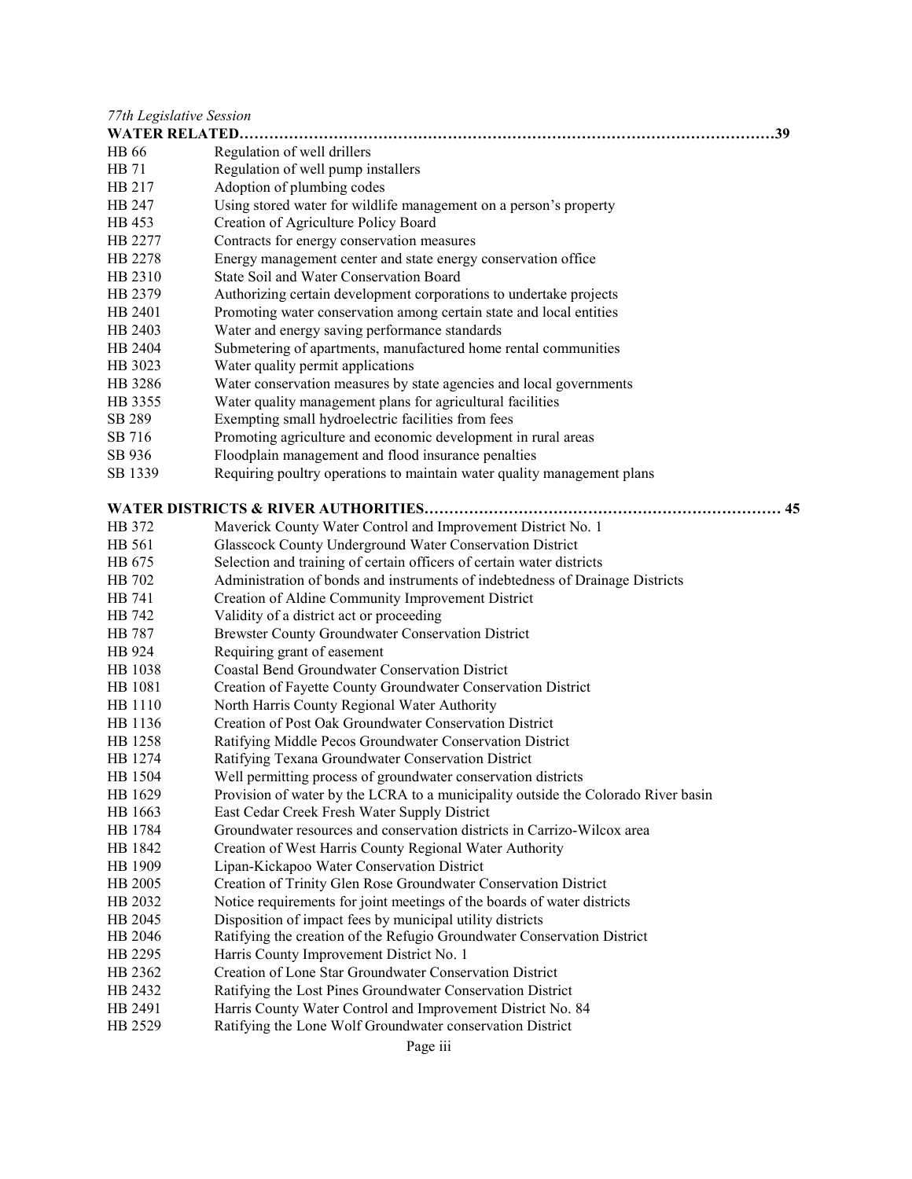*77th Legislative Session*

**WATER RELATED……………………………………………………………………………………………39**

| | |
|---|---|
| HB 66 | Regulation of well drillers |
| HB 71 | Regulation of well pump installers |
| HB 217 | Adoption of plumbing codes |
| HB 247 | Using stored water for wildlife management on a person's property |
| HB 453 | Creation of Agriculture Policy Board |
| HB 2277 | Contracts for energy conservation measures |
| HB 2278 | Energy management center and state energy conservation office |
| HB 2310 | State Soil and Water Conservation Board |
| HB 2379 | Authorizing certain development corporations to undertake projects |
| HB 2401 | Promoting water conservation among certain state and local entities |
| HB 2403 | Water and energy saving performance standards |
| HB 2404 | Submetering of apartments, manufactured home rental communities |
| HB 3023 | Water quality permit applications |
| HB 3286 | Water conservation measures by state agencies and local governments |
| HB 3355 | Water quality management plans for agricultural facilities |
| SB 289 | Exempting small hydroelectric facilities from fees |
| SB 716 | Promoting agriculture and economic development in rural areas |
| SB 936 | Floodplain management and flood insurance penalties |
| SB 1339 | Requiring poultry operations to maintain water quality management plans |

**WATER DISTRICTS & RIVER AUTHORITIES……………………………………………………………… 45**

| | |
|---|---|
| HB 372 | Maverick County Water Control and Improvement District No. 1 |
| HB 561 | Glasscock County Underground Water Conservation District |
| HB 675 | Selection and training of certain officers of certain water districts |
| HB 702 | Administration of bonds and instruments of indebtedness of Drainage Districts |
| HB 741 | Creation of Aldine Community Improvement District |
| HB 742 | Validity of a district act or proceeding |
| HB 787 | Brewster County Groundwater Conservation District |
| HB 924 | Requiring grant of easement |
| HB 1038 | Coastal Bend Groundwater Conservation District |
| HB 1081 | Creation of Fayette County Groundwater Conservation District |
| HB 1110 | North Harris County Regional Water Authority |
| HB 1136 | Creation of Post Oak Groundwater Conservation District |
| HB 1258 | Ratifying Middle Pecos Groundwater Conservation District |
| HB 1274 | Ratifying Texana Groundwater Conservation District |
| HB 1504 | Well permitting process of groundwater conservation districts |
| HB 1629 | Provision of water by the LCRA to a municipality outside the Colorado River basin |
| HB 1663 | East Cedar Creek Fresh Water Supply District |
| HB 1784 | Groundwater resources and conservation districts in Carrizo-Wilcox area |
| HB 1842 | Creation of West Harris County Regional Water Authority |
| HB 1909 | Lipan-Kickapoo Water Conservation District |
| HB 2005 | Creation of Trinity Glen Rose Groundwater Conservation District |
| HB 2032 | Notice requirements for joint meetings of the boards of water districts |
| HB 2045 | Disposition of impact fees by municipal utility districts |
| HB 2046 | Ratifying the creation of the Refugio Groundwater Conservation District |
| HB 2295 | Harris County Improvement District No. 1 |
| HB 2362 | Creation of Lone Star Groundwater Conservation District |
| HB 2432 | Ratifying the Lost Pines Groundwater Conservation District |
| HB 2491 | Harris County Water Control and Improvement District No. 84 |
| HB 2529 | Ratifying the Lone Wolf Groundwater conservation District |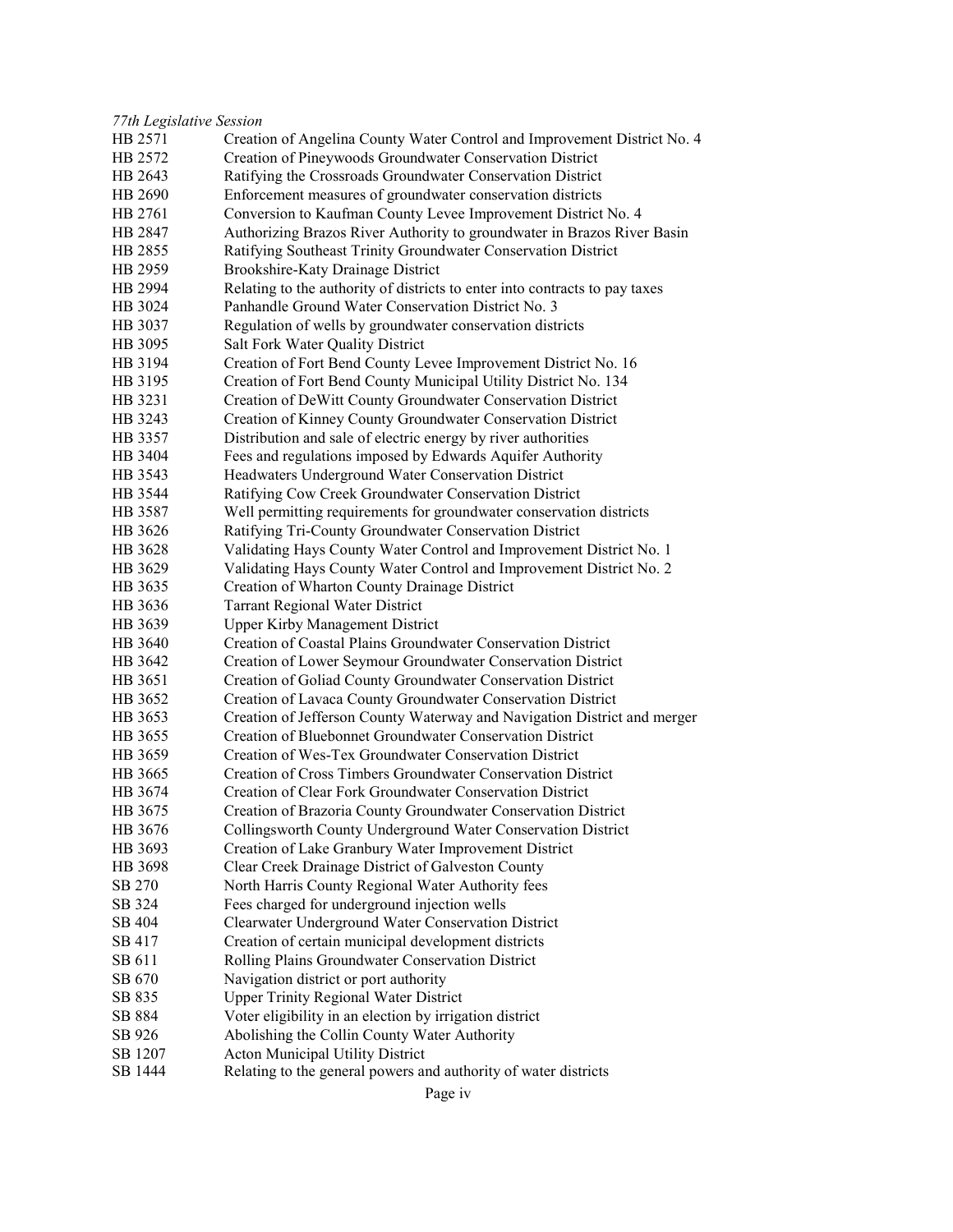*77th Legislative Session*

| | |
|---|---|
| HB 2571 | Creation of Angelina County Water Control and Improvement District No. 4 |
| HB 2572 | Creation of Pineywoods Groundwater Conservation District |
| HB 2643 | Ratifying the Crossroads Groundwater Conservation District |
| HB 2690 | Enforcement measures of groundwater conservation districts |
| HB 2761 | Conversion to Kaufman County Levee Improvement District No. 4 |
| HB 2847 | Authorizing Brazos River Authority to groundwater in Brazos River Basin |
| HB 2855 | Ratifying Southeast Trinity Groundwater Conservation District |
| HB 2959 | Brookshire-Katy Drainage District |
| HB 2994 | Relating to the authority of districts to enter into contracts to pay taxes |
| HB 3024 | Panhandle Ground Water Conservation District No. 3 |
| HB 3037 | Regulation of wells by groundwater conservation districts |
| HB 3095 | Salt Fork Water Quality District |
| HB 3194 | Creation of Fort Bend County Levee Improvement District No. 16 |
| HB 3195 | Creation of Fort Bend County Municipal Utility District No. 134 |
| HB 3231 | Creation of DeWitt County Groundwater Conservation District |
| HB 3243 | Creation of Kinney County Groundwater Conservation District |
| HB 3357 | Distribution and sale of electric energy by river authorities |
| HB 3404 | Fees and regulations imposed by Edwards Aquifer Authority |
| HB 3543 | Headwaters Underground Water Conservation District |
| HB 3544 | Ratifying Cow Creek Groundwater Conservation District |
| HB 3587 | Well permitting requirements for groundwater conservation districts |
| HB 3626 | Ratifying Tri-County Groundwater Conservation District |
| HB 3628 | Validating Hays County Water Control and Improvement District No. 1 |
| HB 3629 | Validating Hays County Water Control and Improvement District No. 2 |
| HB 3635 | Creation of Wharton County Drainage District |
| HB 3636 | Tarrant Regional Water District |
| HB 3639 | Upper Kirby Management District |
| HB 3640 | Creation of Coastal Plains Groundwater Conservation District |
| HB 3642 | Creation of Lower Seymour Groundwater Conservation District |
| HB 3651 | Creation of Goliad County Groundwater Conservation District |
| HB 3652 | Creation of Lavaca County Groundwater Conservation District |
| HB 3653 | Creation of Jefferson County Waterway and Navigation District and merger |
| HB 3655 | Creation of Bluebonnet Groundwater Conservation District |
| HB 3659 | Creation of Wes-Tex Groundwater Conservation District |
| HB 3665 | Creation of Cross Timbers Groundwater Conservation District |
| HB 3674 | Creation of Clear Fork Groundwater Conservation District |
| HB 3675 | Creation of Brazoria County Groundwater Conservation District |
| HB 3676 | Collingsworth County Underground Water Conservation District |
| HB 3693 | Creation of Lake Granbury Water Improvement District |
| HB 3698 | Clear Creek Drainage District of Galveston County |
| SB 270 | North Harris County Regional Water Authority fees |
| SB 324 | Fees charged for underground injection wells |
| SB 404 | Clearwater Underground Water Conservation District |
| SB 417 | Creation of certain municipal development districts |
| SB 611 | Rolling Plains Groundwater Conservation District |
| SB 670 | Navigation district or port authority |
| SB 835 | Upper Trinity Regional Water District |
| SB 884 | Voter eligibility in an election by irrigation district |
| SB 926 | Abolishing the Collin County Water Authority |
| SB 1207 | Acton Municipal Utility District |
| SB 1444 | Relating to the general powers and authority of water districts |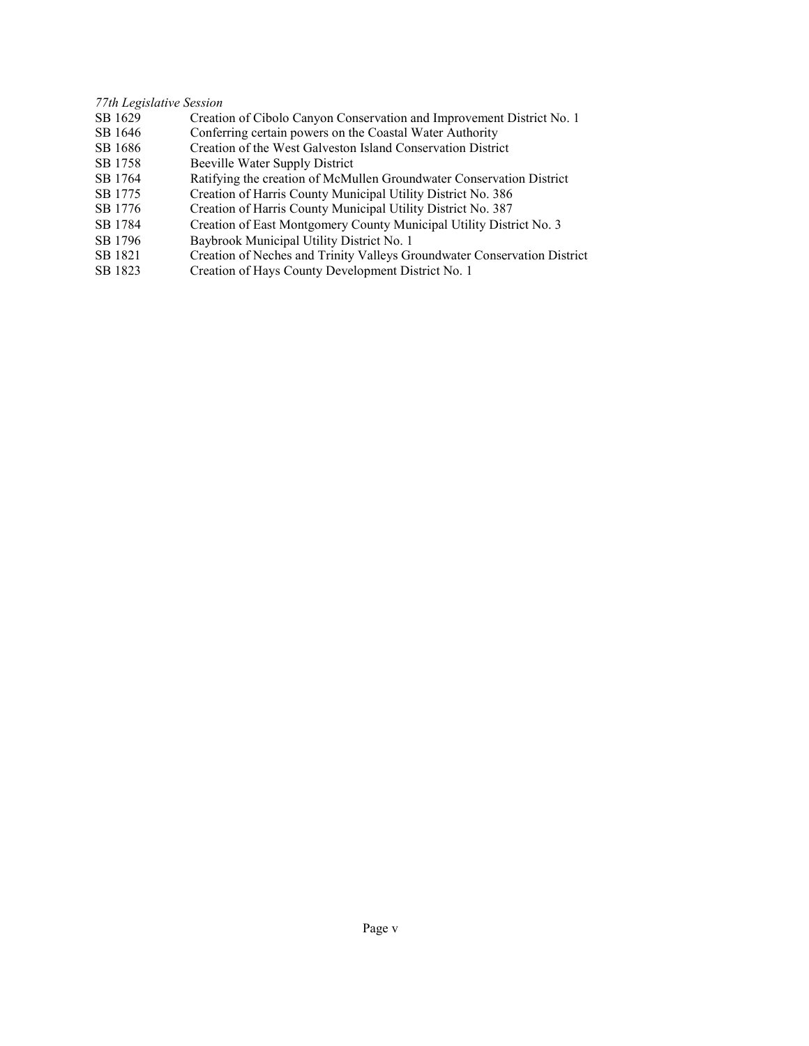*77th Legislative Session*

| | |
|---|---|
| SB 1629 | Creation of Cibolo Canyon Conservation and Improvement District No. 1 |
| SB 1646 | Conferring certain powers on the Coastal Water Authority |
| SB 1686 | Creation of the West Galveston Island Conservation District |
| SB 1758 | Beeville Water Supply District |
| SB 1764 | Ratifying the creation of McMullen Groundwater Conservation District |
| SB 1775 | Creation of Harris County Municipal Utility District No. 386 |
| SB 1776 | Creation of Harris County Municipal Utility District No. 387 |
| SB 1784 | Creation of East Montgomery County Municipal Utility District No. 3 |
| SB 1796 | Baybrook Municipal Utility District No. 1 |
| SB 1821 | Creation of Neches and Trinity Valleys Groundwater Conservation District |
| SB 1823 | Creation of Hays County Development District No. 1 |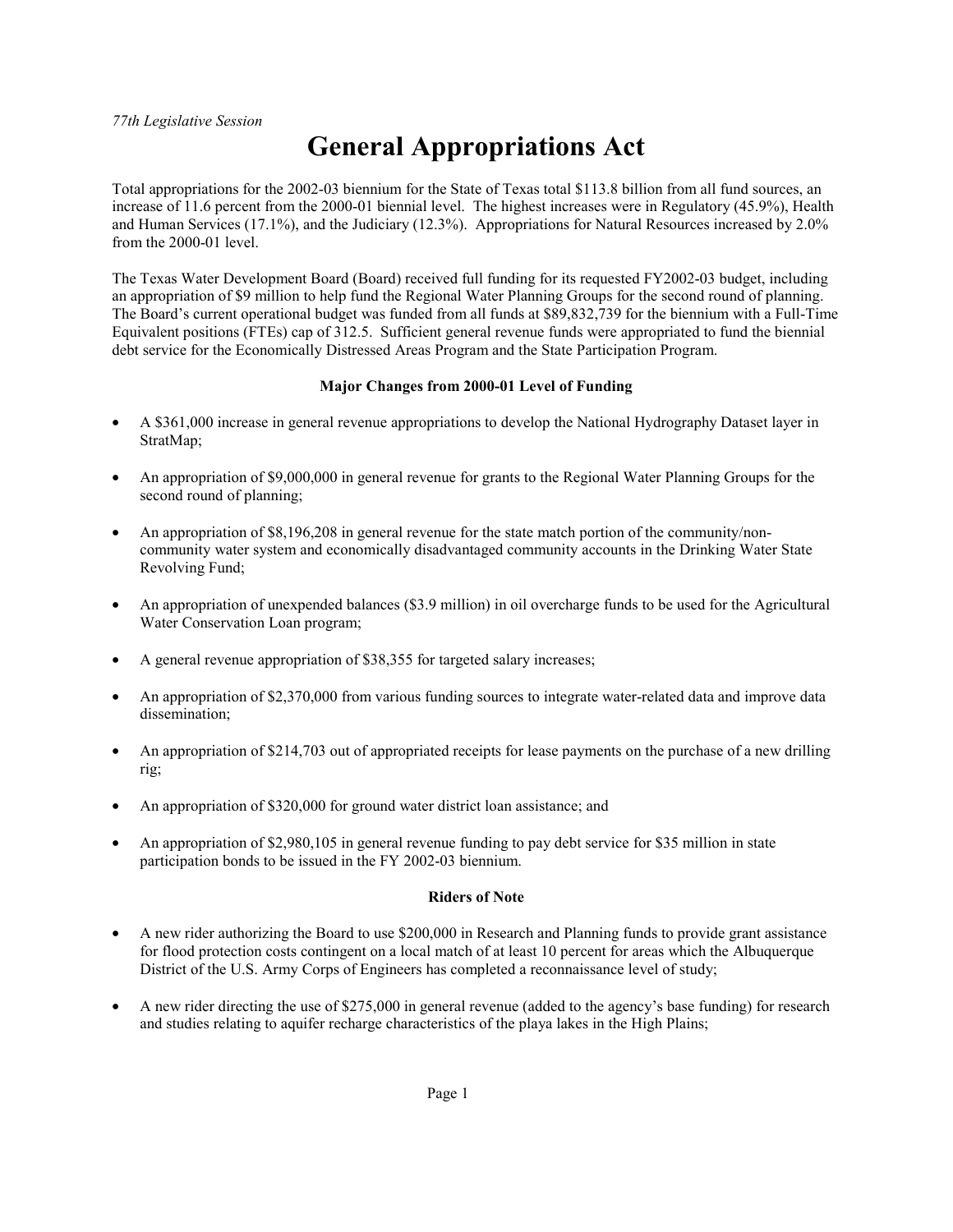*77th Legislative Session*

# General Appropriations Act

Total appropriations for the 2002-03 biennium for the State of Texas total $113.8 billion from all fund sources, an increase of 11.6 percent from the 2000-01 biennial level. The highest increases were in Regulatory (45.9%), Health and Human Services (17.1%), and the Judiciary (12.3%). Appropriations for Natural Resources increased by 2.0% from the 2000-01 level.

The Texas Water Development Board (Board) received full funding for its requested FY2002-03 budget, including an appropriation of $9 million to help fund the Regional Water Planning Groups for the second round of planning. The Board's current operational budget was funded from all funds at $89,832,739 for the biennium with a Full-Time Equivalent positions (FTEs) cap of 312.5. Sufficient general revenue funds were appropriated to fund the biennial debt service for the Economically Distressed Areas Program and the State Participation Program.

**Major Changes from 2000-01 Level of Funding**

- A $361,000 increase in general revenue appropriations to develop the National Hydrography Dataset layer in StratMap;
- An appropriation of $9,000,000 in general revenue for grants to the Regional Water Planning Groups for the second round of planning;
- An appropriation of $8,196,208 in general revenue for the state match portion of the community/non-community water system and economically disadvantaged community accounts in the Drinking Water State Revolving Fund;
- An appropriation of unexpended balances ($3.9 million) in oil overcharge funds to be used for the Agricultural Water Conservation Loan program;
- A general revenue appropriation of $38,355 for targeted salary increases;
- An appropriation of $2,370,000 from various funding sources to integrate water-related data and improve data dissemination;
- An appropriation of $214,703 out of appropriated receipts for lease payments on the purchase of a new drilling rig;
- An appropriation of $320,000 for ground water district loan assistance; and
- An appropriation of $2,980,105 in general revenue funding to pay debt service for $35 million in state participation bonds to be issued in the FY 2002-03 biennium.

**Riders of Note**

- A new rider authorizing the Board to use $200,000 in Research and Planning funds to provide grant assistance for flood protection costs contingent on a local match of at least 10 percent for areas which the Albuquerque District of the U.S. Army Corps of Engineers has completed a reconnaissance level of study;
- A new rider directing the use of $275,000 in general revenue (added to the agency's base funding) for research and studies relating to aquifer recharge characteristics of the playa lakes in the High Plains;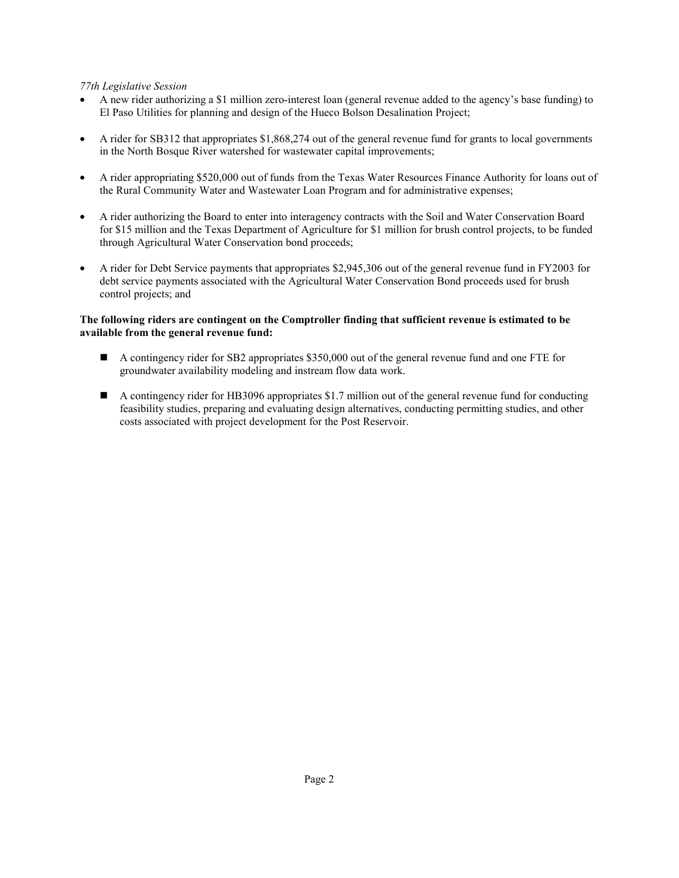*77th Legislative Session*

- A new rider authorizing a $1 million zero-interest loan (general revenue added to the agency's base funding) to El Paso Utilities for planning and design of the Hueco Bolson Desalination Project;
- A rider for SB312 that appropriates $1,868,274 out of the general revenue fund for grants to local governments in the North Bosque River watershed for wastewater capital improvements;
- A rider appropriating $520,000 out of funds from the Texas Water Resources Finance Authority for loans out of the Rural Community Water and Wastewater Loan Program and for administrative expenses;
- A rider authorizing the Board to enter into interagency contracts with the Soil and Water Conservation Board for $15 million and the Texas Department of Agriculture for $1 million for brush control projects, to be funded through Agricultural Water Conservation bond proceeds;
- A rider for Debt Service payments that appropriates $2,945,306 out of the general revenue fund in FY2003 for debt service payments associated with the Agricultural Water Conservation Bond proceeds used for brush control projects; and

**The following riders are contingent on the Comptroller finding that sufficient revenue is estimated to be available from the general revenue fund:**

- A contingency rider for SB2 appropriates $350,000 out of the general revenue fund and one FTE for groundwater availability modeling and instream flow data work.
- A contingency rider for HB3096 appropriates $1.7 million out of the general revenue fund for conducting feasibility studies, preparing and evaluating design alternatives, conducting permitting studies, and other costs associated with project development for the Post Reservoir.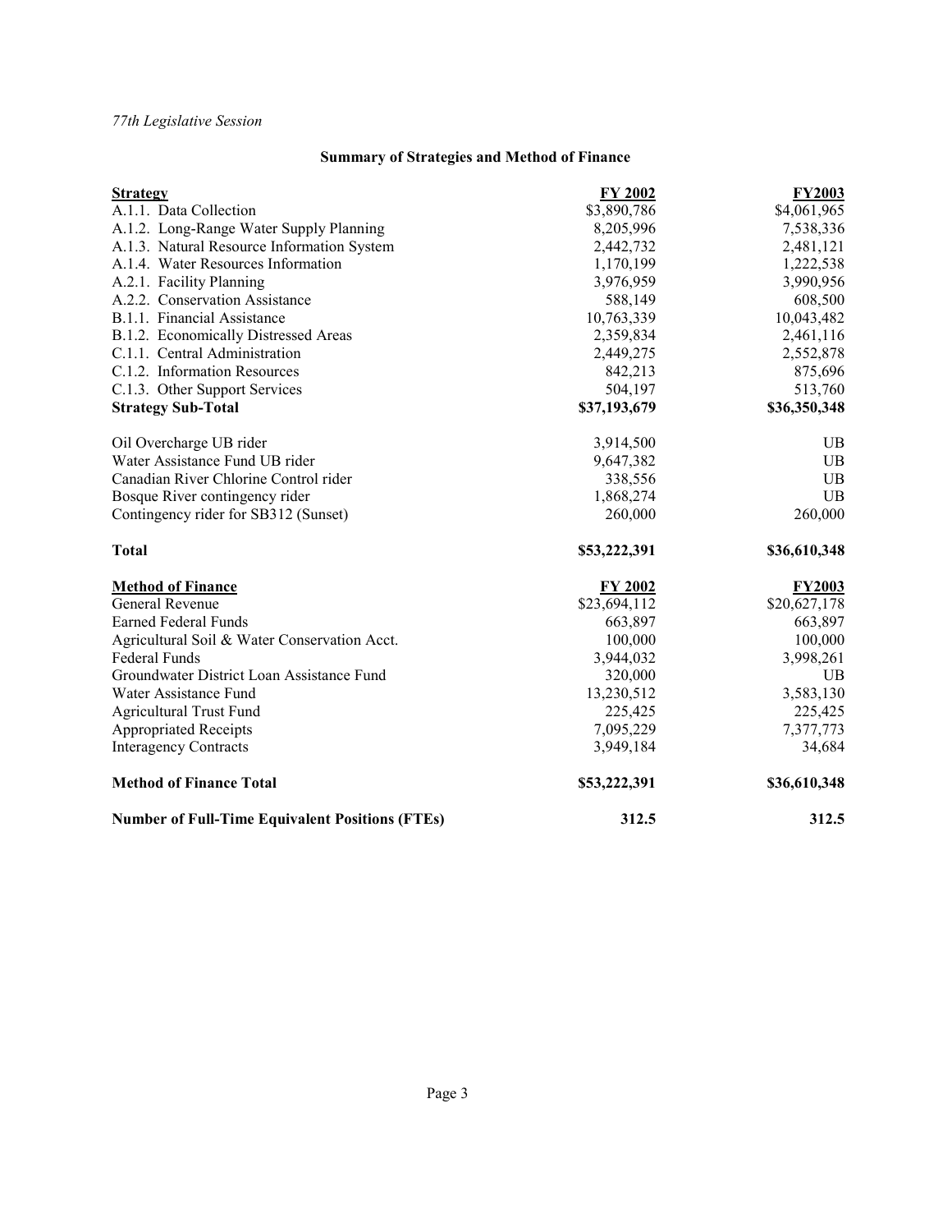*77th Legislative Session*

## Summary of Strategies and Method of Finance

| Strategy | FY 2002 | FY2003 |
|---|---|---|
| A.1.1. Data Collection | $3,890,786 | $4,061,965 |
| A.1.2. Long-Range Water Supply Planning | 8,205,996 | 7,538,336 |
| A.1.3. Natural Resource Information System | 2,442,732 | 2,481,121 |
| A.1.4. Water Resources Information | 1,170,199 | 1,222,538 |
| A.2.1. Facility Planning | 3,976,959 | 3,990,956 |
| A.2.2. Conservation Assistance | 588,149 | 608,500 |
| B.1.1. Financial Assistance | 10,763,339 | 10,043,482 |
| B.1.2. Economically Distressed Areas | 2,359,834 | 2,461,116 |
| C.1.1. Central Administration | 2,449,275 | 2,552,878 |
| C.1.2. Information Resources | 842,213 | 875,696 |
| C.1.3. Other Support Services | 504,197 | 513,760 |
| **Strategy Sub-Total** | **$37,193,679** | **$36,350,348** |
| Oil Overcharge UB rider | 3,914,500 | UB |
| Water Assistance Fund UB rider | 9,647,382 | UB |
| Canadian River Chlorine Control rider | 338,556 | UB |
| Bosque River contingency rider | 1,868,274 | UB |
| Contingency rider for SB312 (Sunset) | 260,000 | 260,000 |
| **Total** | **$53,222,391** | **$36,610,348** |

| Method of Finance | FY 2002 | FY2003 |
|---|---|---|
| General Revenue | $23,694,112 | $20,627,178 |
| Earned Federal Funds | 663,897 | 663,897 |
| Agricultural Soil & Water Conservation Acct. | 100,000 | 100,000 |
| Federal Funds | 3,944,032 | 3,998,261 |
| Groundwater District Loan Assistance Fund | 320,000 | UB |
| Water Assistance Fund | 13,230,512 | 3,583,130 |
| Agricultural Trust Fund | 225,425 | 225,425 |
| Appropriated Receipts | 7,095,229 | 7,377,773 |
| Interagency Contracts | 3,949,184 | 34,684 |
| **Method of Finance Total** | **$53,222,391** | **$36,610,348** |
| **Number of Full-Time Equivalent Positions (FTEs)** | **312.5** | **312.5** |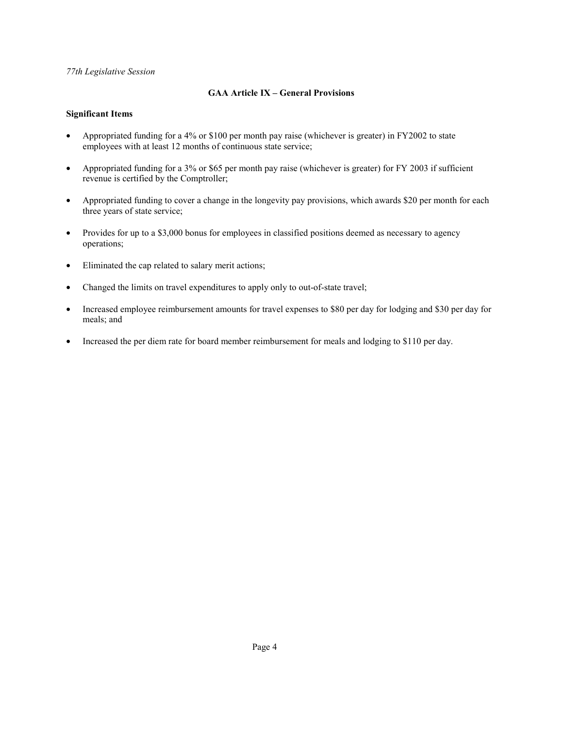*77th Legislative Session*

## GAA Article IX – General Provisions

**Significant Items**

- Appropriated funding for a 4% or $100 per month pay raise (whichever is greater) in FY2002 to state employees with at least 12 months of continuous state service;
- Appropriated funding for a 3% or $65 per month pay raise (whichever is greater) for FY 2003 if sufficient revenue is certified by the Comptroller;
- Appropriated funding to cover a change in the longevity pay provisions, which awards $20 per month for each three years of state service;
- Provides for up to a $3,000 bonus for employees in classified positions deemed as necessary to agency operations;
- Eliminated the cap related to salary merit actions;
- Changed the limits on travel expenditures to apply only to out-of-state travel;
- Increased employee reimbursement amounts for travel expenses to $80 per day for lodging and $30 per day for meals; and
- Increased the per diem rate for board member reimbursement for meals and lodging to $110 per day.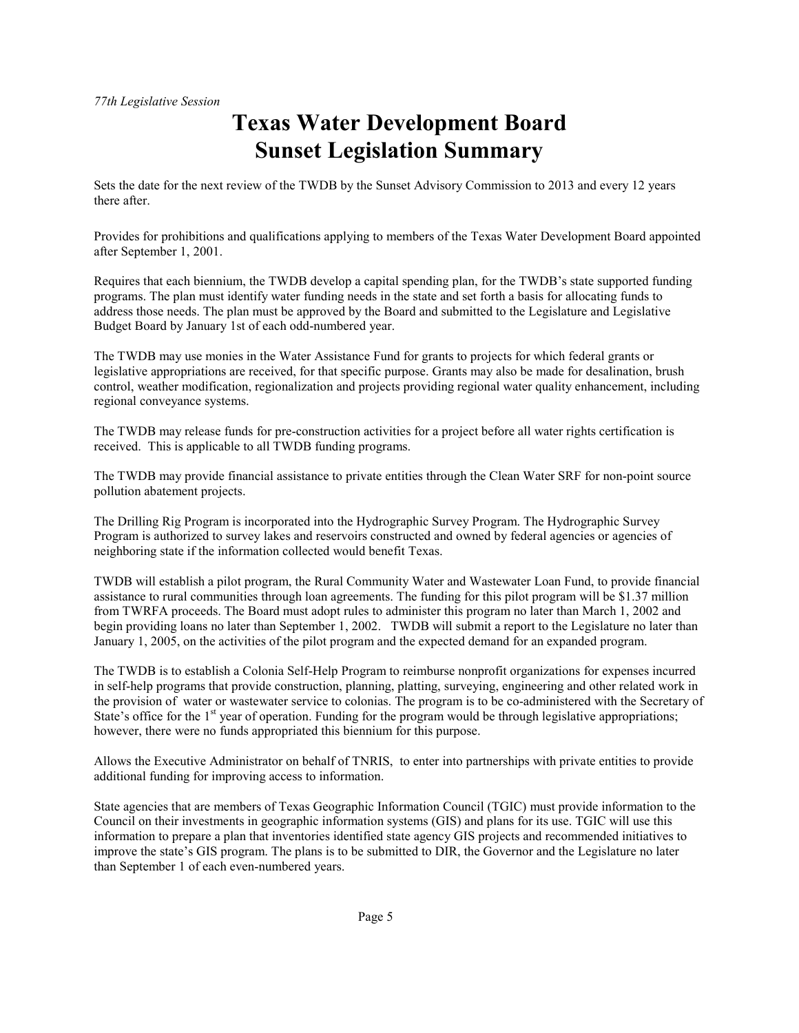*77th Legislative Session*

# Texas Water Development Board Sunset Legislation Summary

Sets the date for the next review of the TWDB by the Sunset Advisory Commission to 2013 and every 12 years there after.

Provides for prohibitions and qualifications applying to members of the Texas Water Development Board appointed after September 1, 2001.

Requires that each biennium, the TWDB develop a capital spending plan, for the TWDB's state supported funding programs. The plan must identify water funding needs in the state and set forth a basis for allocating funds to address those needs. The plan must be approved by the Board and submitted to the Legislature and Legislative Budget Board by January 1st of each odd-numbered year.

The TWDB may use monies in the Water Assistance Fund for grants to projects for which federal grants or legislative appropriations are received, for that specific purpose. Grants may also be made for desalination, brush control, weather modification, regionalization and projects providing regional water quality enhancement, including regional conveyance systems.

The TWDB may release funds for pre-construction activities for a project before all water rights certification is received. This is applicable to all TWDB funding programs.

The TWDB may provide financial assistance to private entities through the Clean Water SRF for non-point source pollution abatement projects.

The Drilling Rig Program is incorporated into the Hydrographic Survey Program. The Hydrographic Survey Program is authorized to survey lakes and reservoirs constructed and owned by federal agencies or agencies of neighboring state if the information collected would benefit Texas.

TWDB will establish a pilot program, the Rural Community Water and Wastewater Loan Fund, to provide financial assistance to rural communities through loan agreements. The funding for this pilot program will be $1.37 million from TWRFA proceeds. The Board must adopt rules to administer this program no later than March 1, 2002 and begin providing loans no later than September 1, 2002. TWDB will submit a report to the Legislature no later than January 1, 2005, on the activities of the pilot program and the expected demand for an expanded program.

The TWDB is to establish a Colonia Self-Help Program to reimburse nonprofit organizations for expenses incurred in self-help programs that provide construction, planning, platting, surveying, engineering and other related work in the provision of water or wastewater service to colonias. The program is to be co-administered with the Secretary of State's office for the 1st year of operation. Funding for the program would be through legislative appropriations; however, there were no funds appropriated this biennium for this purpose.

Allows the Executive Administrator on behalf of TNRIS, to enter into partnerships with private entities to provide additional funding for improving access to information.

State agencies that are members of Texas Geographic Information Council (TGIC) must provide information to the Council on their investments in geographic information systems (GIS) and plans for its use. TGIC will use this information to prepare a plan that inventories identified state agency GIS projects and recommended initiatives to improve the state's GIS program. The plans is to be submitted to DIR, the Governor and the Legislature no later than September 1 of each even-numbered years.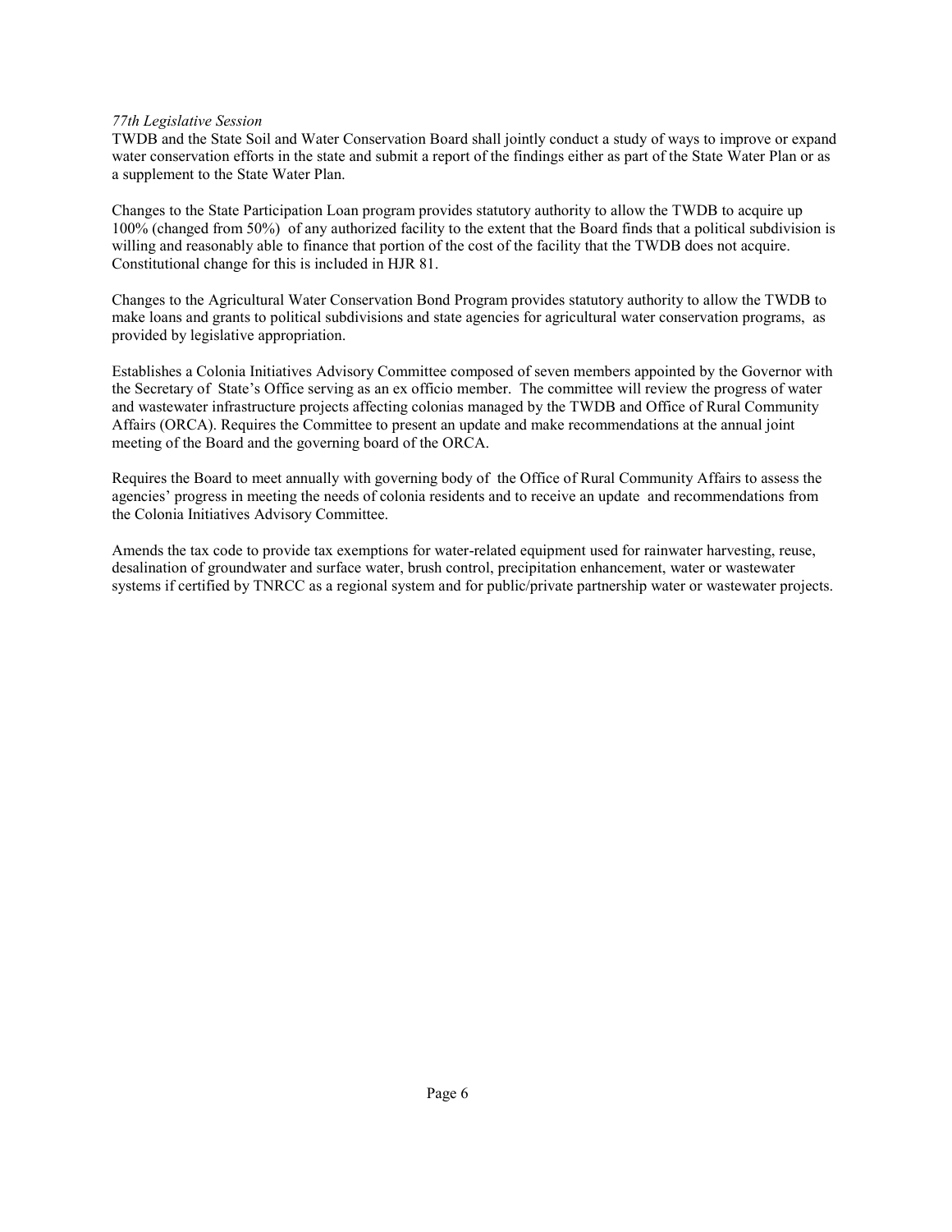*77th Legislative Session*

TWDB and the State Soil and Water Conservation Board shall jointly conduct a study of ways to improve or expand water conservation efforts in the state and submit a report of the findings either as part of the State Water Plan or as a supplement to the State Water Plan.

Changes to the State Participation Loan program provides statutory authority to allow the TWDB to acquire up 100% (changed from 50%) of any authorized facility to the extent that the Board finds that a political subdivision is willing and reasonably able to finance that portion of the cost of the facility that the TWDB does not acquire. Constitutional change for this is included in HJR 81.

Changes to the Agricultural Water Conservation Bond Program provides statutory authority to allow the TWDB to make loans and grants to political subdivisions and state agencies for agricultural water conservation programs, as provided by legislative appropriation.

Establishes a Colonia Initiatives Advisory Committee composed of seven members appointed by the Governor with the Secretary of State's Office serving as an ex officio member. The committee will review the progress of water and wastewater infrastructure projects affecting colonias managed by the TWDB and Office of Rural Community Affairs (ORCA). Requires the Committee to present an update and make recommendations at the annual joint meeting of the Board and the governing board of the ORCA.

Requires the Board to meet annually with governing body of the Office of Rural Community Affairs to assess the agencies' progress in meeting the needs of colonia residents and to receive an update and recommendations from the Colonia Initiatives Advisory Committee.

Amends the tax code to provide tax exemptions for water-related equipment used for rainwater harvesting, reuse, desalination of groundwater and surface water, brush control, precipitation enhancement, water or wastewater systems if certified by TNRCC as a regional system and for public/private partnership water or wastewater projects.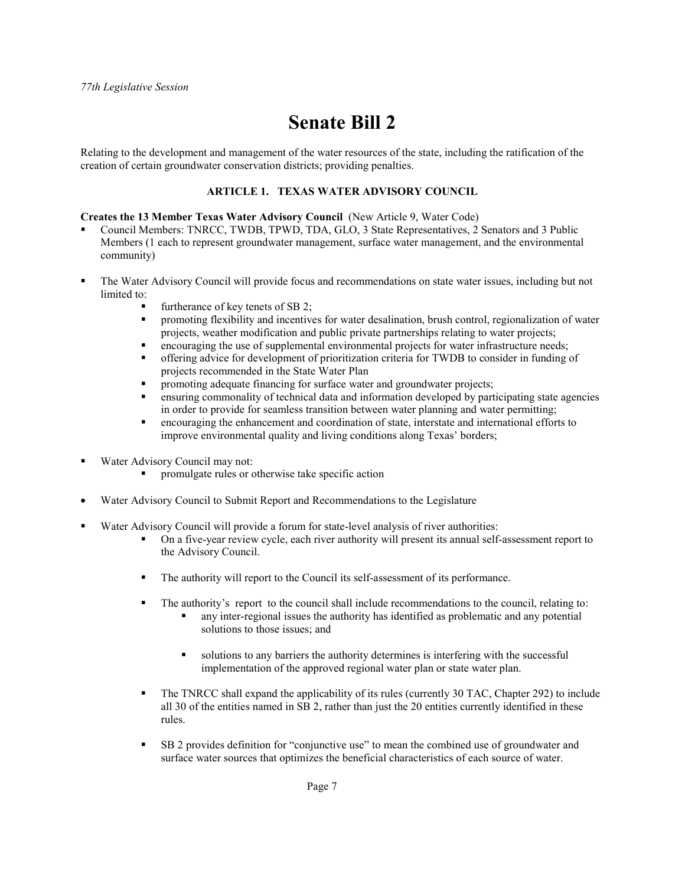*77th Legislative Session*

# Senate Bill 2

Relating to the development and management of the water resources of the state, including the ratification of the creation of certain groundwater conservation districts; providing penalties.

### ARTICLE 1. TEXAS WATER ADVISORY COUNCIL

**Creates the 13 Member Texas Water Advisory Council** (New Article 9, Water Code)

- Council Members: TNRCC, TWDB, TPWD, TDA, GLO, 3 State Representatives, 2 Senators and 3 Public Members (1 each to represent groundwater management, surface water management, and the environmental community)
- The Water Advisory Council will provide focus and recommendations on state water issues, including but not limited to:
  - furtherance of key tenets of SB 2;
  - promoting flexibility and incentives for water desalination, brush control, regionalization of water projects, weather modification and public private partnerships relating to water projects;
  - encouraging the use of supplemental environmental projects for water infrastructure needs;
  - offering advice for development of prioritization criteria for TWDB to consider in funding of projects recommended in the State Water Plan
  - promoting adequate financing for surface water and groundwater projects;
  - ensuring commonality of technical data and information developed by participating state agencies in order to provide for seamless transition between water planning and water permitting;
  - encouraging the enhancement and coordination of state, interstate and international efforts to improve environmental quality and living conditions along Texas' borders;
- Water Advisory Council may not:
  - promulgate rules or otherwise take specific action
- Water Advisory Council to Submit Report and Recommendations to the Legislature
- Water Advisory Council will provide a forum for state-level analysis of river authorities:
  - On a five-year review cycle, each river authority will present its annual self-assessment report to the Advisory Council.
  - The authority will report to the Council its self-assessment of its performance.
  - The authority's report to the council shall include recommendations to the council, relating to:
    - any inter-regional issues the authority has identified as problematic and any potential solutions to those issues; and
    - solutions to any barriers the authority determines is interfering with the successful implementation of the approved regional water plan or state water plan.
  - The TNRCC shall expand the applicability of its rules (currently 30 TAC, Chapter 292) to include all 30 of the entities named in SB 2, rather than just the 20 entities currently identified in these rules.
  - SB 2 provides definition for "conjunctive use" to mean the combined use of groundwater and surface water sources that optimizes the beneficial characteristics of each source of water.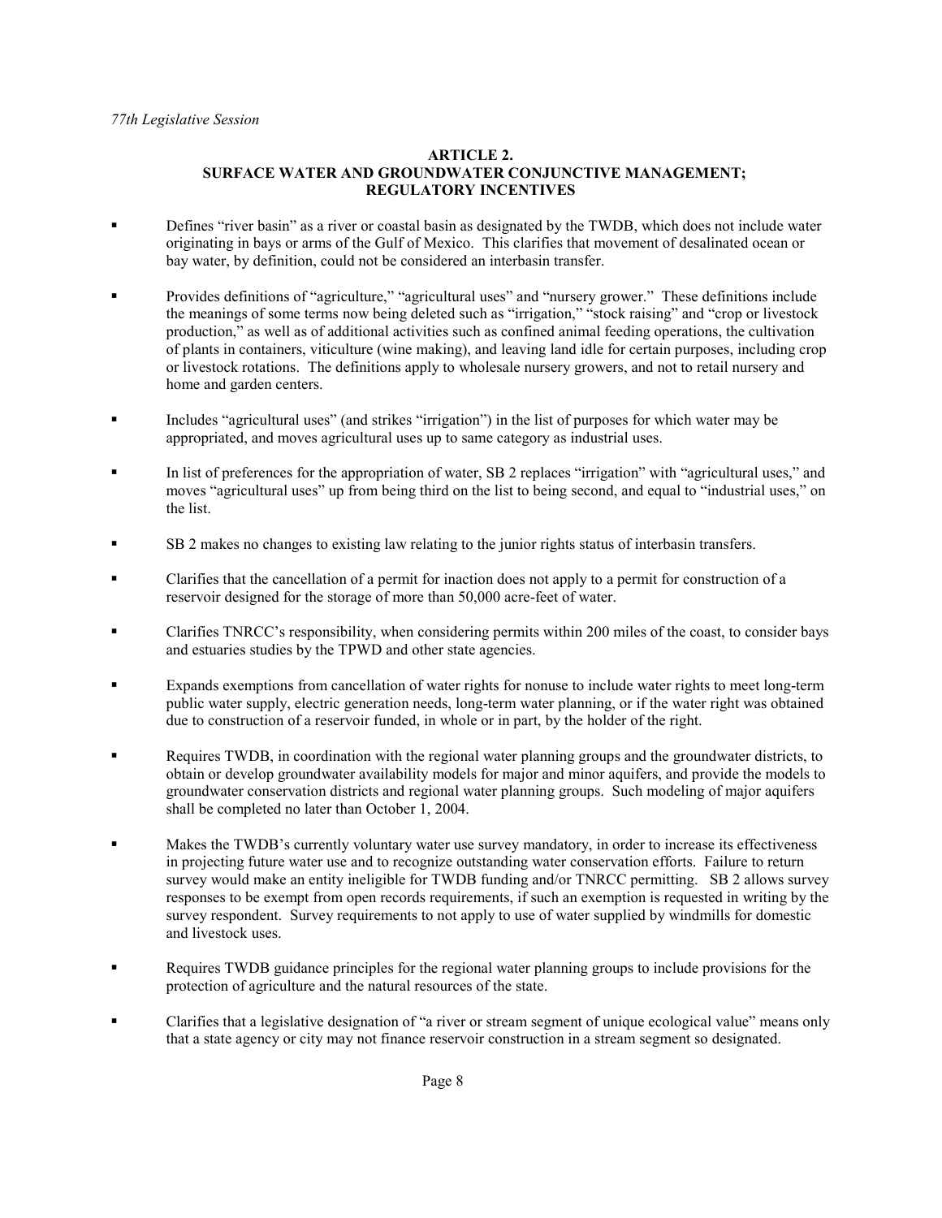## ARTICLE 2.
## SURFACE WATER AND GROUNDWATER CONJUNCTIVE MANAGEMENT; REGULATORY INCENTIVES

- Defines "river basin" as a river or coastal basin as designated by the TWDB, which does not include water originating in bays or arms of the Gulf of Mexico. This clarifies that movement of desalinated ocean or bay water, by definition, could not be considered an interbasin transfer.
- Provides definitions of "agriculture," "agricultural uses" and "nursery grower." These definitions include the meanings of some terms now being deleted such as "irrigation," "stock raising" and "crop or livestock production," as well as of additional activities such as confined animal feeding operations, the cultivation of plants in containers, viticulture (wine making), and leaving land idle for certain purposes, including crop or livestock rotations. The definitions apply to wholesale nursery growers, and not to retail nursery and home and garden centers.
- Includes "agricultural uses" (and strikes "irrigation") in the list of purposes for which water may be appropriated, and moves agricultural uses up to same category as industrial uses.
- In list of preferences for the appropriation of water, SB 2 replaces "irrigation" with "agricultural uses," and moves "agricultural uses" up from being third on the list to being second, and equal to "industrial uses," on the list.
- SB 2 makes no changes to existing law relating to the junior rights status of interbasin transfers.
- Clarifies that the cancellation of a permit for inaction does not apply to a permit for construction of a reservoir designed for the storage of more than 50,000 acre-feet of water.
- Clarifies TNRCC's responsibility, when considering permits within 200 miles of the coast, to consider bays and estuaries studies by the TPWD and other state agencies.
- Expands exemptions from cancellation of water rights for nonuse to include water rights to meet long-term public water supply, electric generation needs, long-term water planning, or if the water right was obtained due to construction of a reservoir funded, in whole or in part, by the holder of the right.
- Requires TWDB, in coordination with the regional water planning groups and the groundwater districts, to obtain or develop groundwater availability models for major and minor aquifers, and provide the models to groundwater conservation districts and regional water planning groups. Such modeling of major aquifers shall be completed no later than October 1, 2004.
- Makes the TWDB's currently voluntary water use survey mandatory, in order to increase its effectiveness in projecting future water use and to recognize outstanding water conservation efforts. Failure to return survey would make an entity ineligible for TWDB funding and/or TNRCC permitting. SB 2 allows survey responses to be exempt from open records requirements, if such an exemption is requested in writing by the survey respondent. Survey requirements to not apply to use of water supplied by windmills for domestic and livestock uses.
- Requires TWDB guidance principles for the regional water planning groups to include provisions for the protection of agriculture and the natural resources of the state.
- Clarifies that a legislative designation of "a river or stream segment of unique ecological value" means only that a state agency or city may not finance reservoir construction in a stream segment so designated.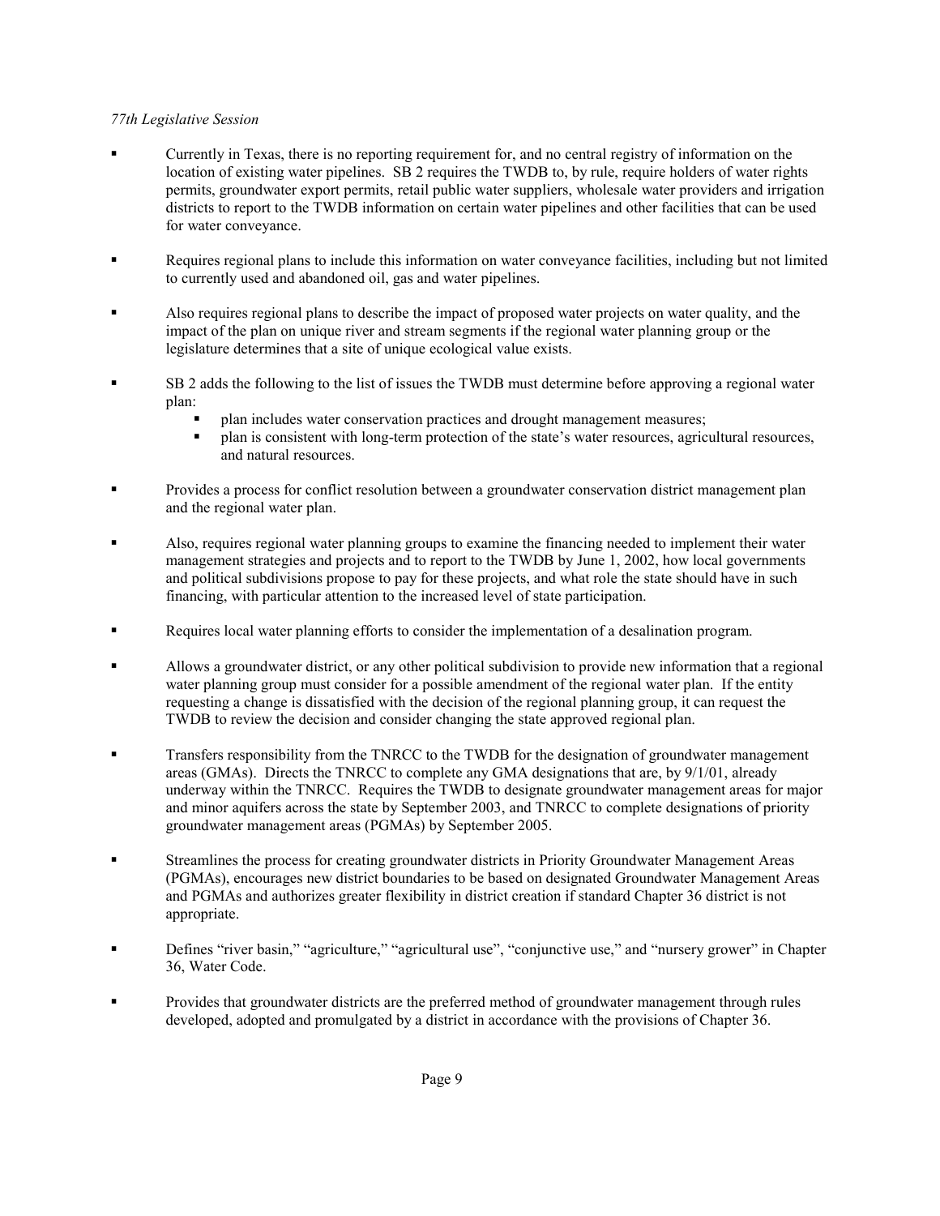*77th Legislative Session*

- Currently in Texas, there is no reporting requirement for, and no central registry of information on the location of existing water pipelines. SB 2 requires the TWDB to, by rule, require holders of water rights permits, groundwater export permits, retail public water suppliers, wholesale water providers and irrigation districts to report to the TWDB information on certain water pipelines and other facilities that can be used for water conveyance.

- Requires regional plans to include this information on water conveyance facilities, including but not limited to currently used and abandoned oil, gas and water pipelines.

- Also requires regional plans to describe the impact of proposed water projects on water quality, and the impact of the plan on unique river and stream segments if the regional water planning group or the legislature determines that a site of unique ecological value exists.

- SB 2 adds the following to the list of issues the TWDB must determine before approving a regional water plan:
  - plan includes water conservation practices and drought management measures;
  - plan is consistent with long-term protection of the state's water resources, agricultural resources, and natural resources.

- Provides a process for conflict resolution between a groundwater conservation district management plan and the regional water plan.

- Also, requires regional water planning groups to examine the financing needed to implement their water management strategies and projects and to report to the TWDB by June 1, 2002, how local governments and political subdivisions propose to pay for these projects, and what role the state should have in such financing, with particular attention to the increased level of state participation.

- Requires local water planning efforts to consider the implementation of a desalination program.

- Allows a groundwater district, or any other political subdivision to provide new information that a regional water planning group must consider for a possible amendment of the regional water plan. If the entity requesting a change is dissatisfied with the decision of the regional planning group, it can request the TWDB to review the decision and consider changing the state approved regional plan.

- Transfers responsibility from the TNRCC to the TWDB for the designation of groundwater management areas (GMAs). Directs the TNRCC to complete any GMA designations that are, by 9/1/01, already underway within the TNRCC. Requires the TWDB to designate groundwater management areas for major and minor aquifers across the state by September 2003, and TNRCC to complete designations of priority groundwater management areas (PGMAs) by September 2005.

- Streamlines the process for creating groundwater districts in Priority Groundwater Management Areas (PGMAs), encourages new district boundaries to be based on designated Groundwater Management Areas and PGMAs and authorizes greater flexibility in district creation if standard Chapter 36 district is not appropriate.

- Defines "river basin," "agriculture," "agricultural use", "conjunctive use," and "nursery grower" in Chapter 36, Water Code.

- Provides that groundwater districts are the preferred method of groundwater management through rules developed, adopted and promulgated by a district in accordance with the provisions of Chapter 36.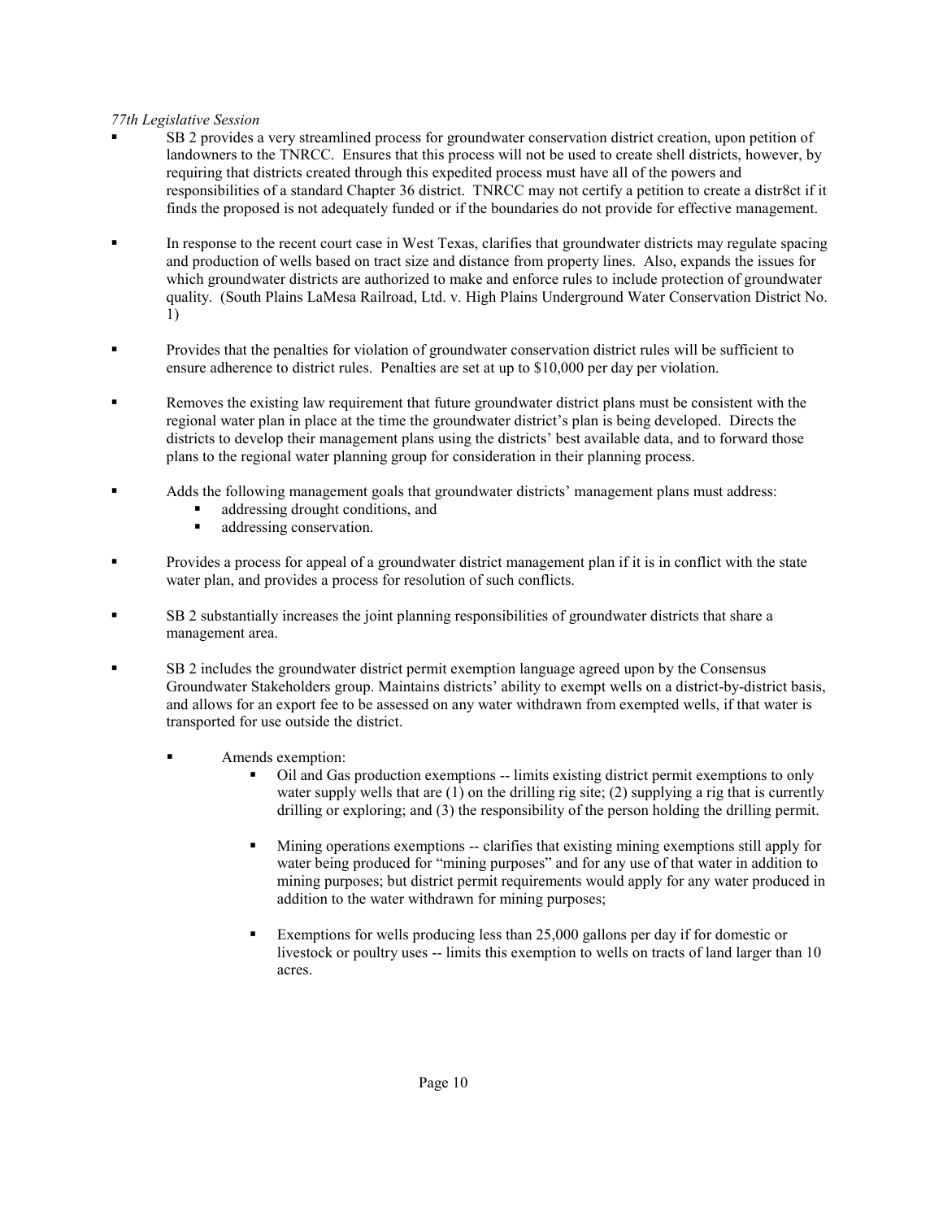*77th Legislative Session*

- SB 2 provides a very streamlined process for groundwater conservation district creation, upon petition of landowners to the TNRCC. Ensures that this process will not be used to create shell districts, however, by requiring that districts created through this expedited process must have all of the powers and responsibilities of a standard Chapter 36 district. TNRCC may not certify a petition to create a distr8ct if it finds the proposed is not adequately funded or if the boundaries do not provide for effective management.

- In response to the recent court case in West Texas, clarifies that groundwater districts may regulate spacing and production of wells based on tract size and distance from property lines. Also, expands the issues for which groundwater districts are authorized to make and enforce rules to include protection of groundwater quality. (South Plains LaMesa Railroad, Ltd. v. High Plains Underground Water Conservation District No. 1)

- Provides that the penalties for violation of groundwater conservation district rules will be sufficient to ensure adherence to district rules. Penalties are set at up to $10,000 per day per violation.

- Removes the existing law requirement that future groundwater district plans must be consistent with the regional water plan in place at the time the groundwater district's plan is being developed. Directs the districts to develop their management plans using the districts' best available data, and to forward those plans to the regional water planning group for consideration in their planning process.

- Adds the following management goals that groundwater districts' management plans must address:
  - addressing drought conditions, and
  - addressing conservation.

- Provides a process for appeal of a groundwater district management plan if it is in conflict with the state water plan, and provides a process for resolution of such conflicts.

- SB 2 substantially increases the joint planning responsibilities of groundwater districts that share a management area.

- SB 2 includes the groundwater district permit exemption language agreed upon by the Consensus Groundwater Stakeholders group. Maintains districts' ability to exempt wells on a district-by-district basis, and allows for an export fee to be assessed on any water withdrawn from exempted wells, if that water is transported for use outside the district.

  - Amends exemption:
    - Oil and Gas production exemptions -- limits existing district permit exemptions to only water supply wells that are (1) on the drilling rig site; (2) supplying a rig that is currently drilling or exploring; and (3) the responsibility of the person holding the drilling permit.

    - Mining operations exemptions -- clarifies that existing mining exemptions still apply for water being produced for "mining purposes" and for any use of that water in addition to mining purposes; but district permit requirements would apply for any water produced in addition to the water withdrawn for mining purposes;

    - Exemptions for wells producing less than 25,000 gallons per day if for domestic or livestock or poultry uses -- limits this exemption to wells on tracts of land larger than 10 acres.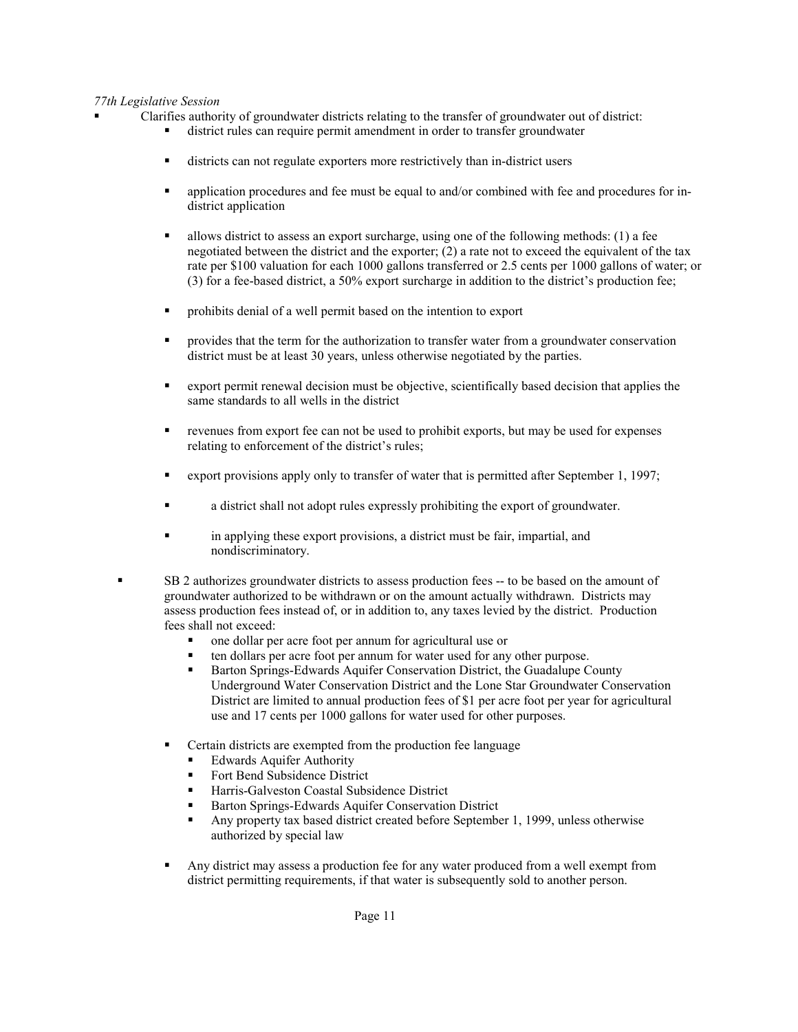*77th Legislative Session*

- Clarifies authority of groundwater districts relating to the transfer of groundwater out of district:
  - district rules can require permit amendment in order to transfer groundwater
  - districts can not regulate exporters more restrictively than in-district users
  - application procedures and fee must be equal to and/or combined with fee and procedures for in-district application
  - allows district to assess an export surcharge, using one of the following methods: (1) a fee negotiated between the district and the exporter; (2) a rate not to exceed the equivalent of the tax rate per $100 valuation for each 1000 gallons transferred or 2.5 cents per 1000 gallons of water; or (3) for a fee-based district, a 50% export surcharge in addition to the district's production fee;
  - prohibits denial of a well permit based on the intention to export
  - provides that the term for the authorization to transfer water from a groundwater conservation district must be at least 30 years, unless otherwise negotiated by the parties.
  - export permit renewal decision must be objective, scientifically based decision that applies the same standards to all wells in the district
  - revenues from export fee can not be used to prohibit exports, but may be used for expenses relating to enforcement of the district's rules;
  - export provisions apply only to transfer of water that is permitted after September 1, 1997;
  - a district shall not adopt rules expressly prohibiting the export of groundwater.
  - in applying these export provisions, a district must be fair, impartial, and nondiscriminatory.
- SB 2 authorizes groundwater districts to assess production fees -- to be based on the amount of groundwater authorized to be withdrawn or on the amount actually withdrawn. Districts may assess production fees instead of, or in addition to, any taxes levied by the district. Production fees shall not exceed:
  - one dollar per acre foot per annum for agricultural use or
  - ten dollars per acre foot per annum for water used for any other purpose.
  - Barton Springs-Edwards Aquifer Conservation District, the Guadalupe County Underground Water Conservation District and the Lone Star Groundwater Conservation District are limited to annual production fees of $1 per acre foot per year for agricultural use and 17 cents per 1000 gallons for water used for other purposes.
  - Certain districts are exempted from the production fee language
    - Edwards Aquifer Authority
    - Fort Bend Subsidence District
    - Harris-Galveston Coastal Subsidence District
    - Barton Springs-Edwards Aquifer Conservation District
    - Any property tax based district created before September 1, 1999, unless otherwise authorized by special law
  - Any district may assess a production fee for any water produced from a well exempt from district permitting requirements, if that water is subsequently sold to another person.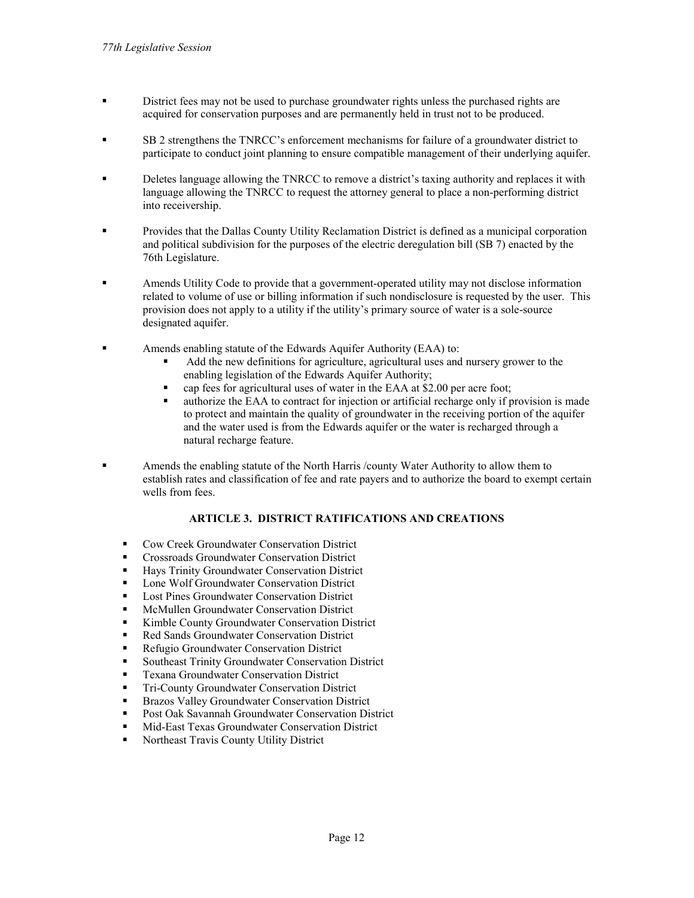- District fees may not be used to purchase groundwater rights unless the purchased rights are acquired for conservation purposes and are permanently held in trust not to be produced.

- SB 2 strengthens the TNRCC's enforcement mechanisms for failure of a groundwater district to participate to conduct joint planning to ensure compatible management of their underlying aquifer.

- Deletes language allowing the TNRCC to remove a district's taxing authority and replaces it with language allowing the TNRCC to request the attorney general to place a non-performing district into receivership.

- Provides that the Dallas County Utility Reclamation District is defined as a municipal corporation and political subdivision for the purposes of the electric deregulation bill (SB 7) enacted by the 76th Legislature.

- Amends Utility Code to provide that a government-operated utility may not disclose information related to volume of use or billing information if such nondisclosure is requested by the user. This provision does not apply to a utility if the utility's primary source of water is a sole-source designated aquifer.

- Amends enabling statute of the Edwards Aquifer Authority (EAA) to:
    - Add the new definitions for agriculture, agricultural uses and nursery grower to the enabling legislation of the Edwards Aquifer Authority;
    - cap fees for agricultural uses of water in the EAA at $2.00 per acre foot;
    - authorize the EAA to contract for injection or artificial recharge only if provision is made to protect and maintain the quality of groundwater in the receiving portion of the aquifer and the water used is from the Edwards aquifer or the water is recharged through a natural recharge feature.

- Amends the enabling statute of the North Harris /county Water Authority to allow them to establish rates and classification of fee and rate payers and to authorize the board to exempt certain wells from fees.

## ARTICLE 3. DISTRICT RATIFICATIONS AND CREATIONS

- Cow Creek Groundwater Conservation District
- Crossroads Groundwater Conservation District
- Hays Trinity Groundwater Conservation District
- Lone Wolf Groundwater Conservation District
- Lost Pines Groundwater Conservation District
- McMullen Groundwater Conservation District
- Kimble County Groundwater Conservation District
- Red Sands Groundwater Conservation District
- Refugio Groundwater Conservation District
- Southeast Trinity Groundwater Conservation District
- Texana Groundwater Conservation District
- Tri-County Groundwater Conservation District
- Brazos Valley Groundwater Conservation District
- Post Oak Savannah Groundwater Conservation District
- Mid-East Texas Groundwater Conservation District
- Northeast Travis County Utility District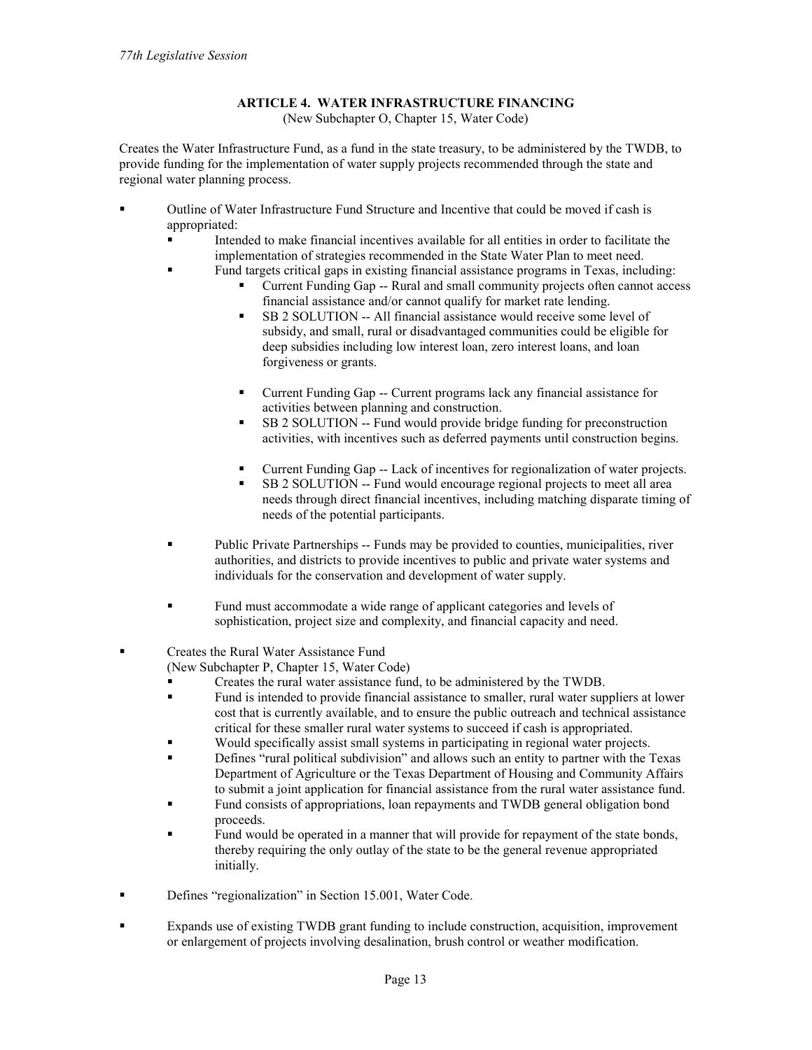### ARTICLE 4. WATER INFRASTRUCTURE FINANCING

(New Subchapter O, Chapter 15, Water Code)

Creates the Water Infrastructure Fund, as a fund in the state treasury, to be administered by the TWDB, to provide funding for the implementation of water supply projects recommended through the state and regional water planning process.

- Outline of Water Infrastructure Fund Structure and Incentive that could be moved if cash is appropriated:
  - Intended to make financial incentives available for all entities in order to facilitate the implementation of strategies recommended in the State Water Plan to meet need.
  - Fund targets critical gaps in existing financial assistance programs in Texas, including:
    - Current Funding Gap -- Rural and small community projects often cannot access financial assistance and/or cannot qualify for market rate lending.
    - SB 2 SOLUTION -- All financial assistance would receive some level of subsidy, and small, rural or disadvantaged communities could be eligible for deep subsidies including low interest loan, zero interest loans, and loan forgiveness or grants.

    - Current Funding Gap -- Current programs lack any financial assistance for activities between planning and construction.
    - SB 2 SOLUTION -- Fund would provide bridge funding for preconstruction activities, with incentives such as deferred payments until construction begins.

    - Current Funding Gap -- Lack of incentives for regionalization of water projects.
    - SB 2 SOLUTION -- Fund would encourage regional projects to meet all area needs through direct financial incentives, including matching disparate timing of needs of the potential participants.

  - Public Private Partnerships -- Funds may be provided to counties, municipalities, river authorities, and districts to provide incentives to public and private water systems and individuals for the conservation and development of water supply.

  - Fund must accommodate a wide range of applicant categories and levels of sophistication, project size and complexity, and financial capacity and need.

- Creates the Rural Water Assistance Fund
  (New Subchapter P, Chapter 15, Water Code)
  - Creates the rural water assistance fund, to be administered by the TWDB.
  - Fund is intended to provide financial assistance to smaller, rural water suppliers at lower cost that is currently available, and to ensure the public outreach and technical assistance critical for these smaller rural water systems to succeed if cash is appropriated.
  - Would specifically assist small systems in participating in regional water projects.
  - Defines "rural political subdivision" and allows such an entity to partner with the Texas Department of Agriculture or the Texas Department of Housing and Community Affairs to submit a joint application for financial assistance from the rural water assistance fund.
  - Fund consists of appropriations, loan repayments and TWDB general obligation bond proceeds.
  - Fund would be operated in a manner that will provide for repayment of the state bonds, thereby requiring the only outlay of the state to be the general revenue appropriated initially.

- Defines "regionalization" in Section 15.001, Water Code.

- Expands use of existing TWDB grant funding to include construction, acquisition, improvement or enlargement of projects involving desalination, brush control or weather modification.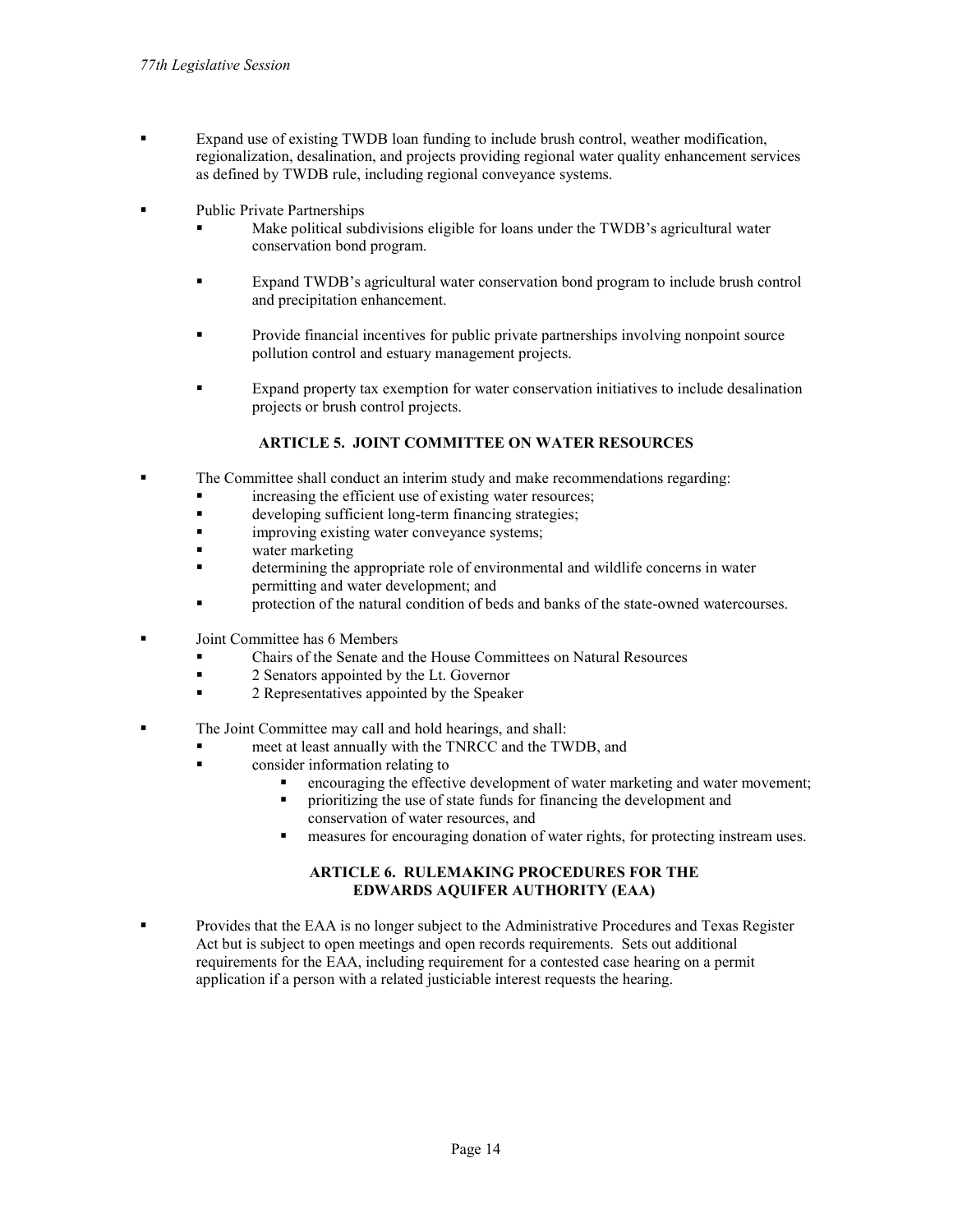- Expand use of existing TWDB loan funding to include brush control, weather modification, regionalization, desalination, and projects providing regional water quality enhancement services as defined by TWDB rule, including regional conveyance systems.

- Public Private Partnerships
  - Make political subdivisions eligible for loans under the TWDB's agricultural water conservation bond program.
  - Expand TWDB's agricultural water conservation bond program to include brush control and precipitation enhancement.
  - Provide financial incentives for public private partnerships involving nonpoint source pollution control and estuary management projects.
  - Expand property tax exemption for water conservation initiatives to include desalination projects or brush control projects.

### ARTICLE 5. JOINT COMMITTEE ON WATER RESOURCES

- The Committee shall conduct an interim study and make recommendations regarding:
  - increasing the efficient use of existing water resources;
  - developing sufficient long-term financing strategies;
  - improving existing water conveyance systems;
  - water marketing
  - determining the appropriate role of environmental and wildlife concerns in water permitting and water development; and
  - protection of the natural condition of beds and banks of the state-owned watercourses.

- Joint Committee has 6 Members
  - Chairs of the Senate and the House Committees on Natural Resources
  - 2 Senators appointed by the Lt. Governor
  - 2 Representatives appointed by the Speaker

- The Joint Committee may call and hold hearings, and shall:
  - meet at least annually with the TNRCC and the TWDB, and
  - consider information relating to
    - encouraging the effective development of water marketing and water movement;
    - prioritizing the use of state funds for financing the development and conservation of water resources, and
    - measures for encouraging donation of water rights, for protecting instream uses.

### ARTICLE 6. RULEMAKING PROCEDURES FOR THE EDWARDS AQUIFER AUTHORITY (EAA)

- Provides that the EAA is no longer subject to the Administrative Procedures and Texas Register Act but is subject to open meetings and open records requirements. Sets out additional requirements for the EAA, including requirement for a contested case hearing on a permit application if a person with a related justiciable interest requests the hearing.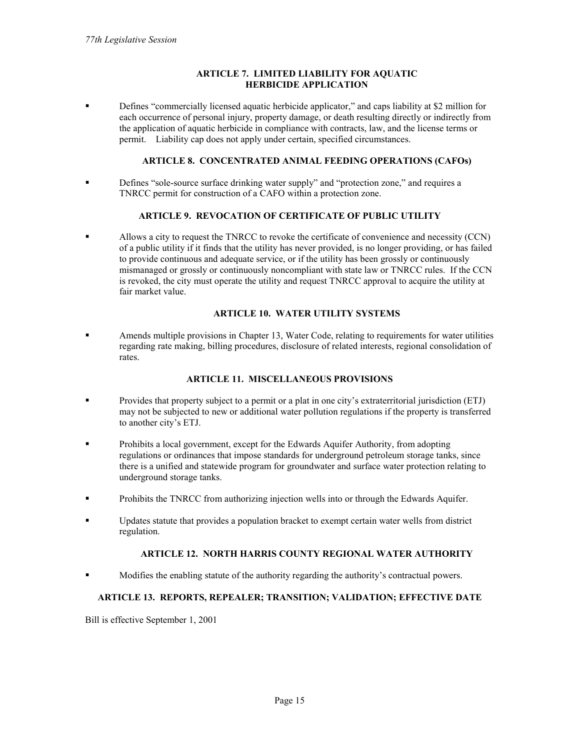### ARTICLE 7. LIMITED LIABILITY FOR AQUATIC HERBICIDE APPLICATION

- Defines "commercially licensed aquatic herbicide applicator," and caps liability at $2 million for each occurrence of personal injury, property damage, or death resulting directly or indirectly from the application of aquatic herbicide in compliance with contracts, law, and the license terms or permit. Liability cap does not apply under certain, specified circumstances.

### ARTICLE 8. CONCENTRATED ANIMAL FEEDING OPERATIONS (CAFOs)

- Defines "sole-source surface drinking water supply" and "protection zone," and requires a TNRCC permit for construction of a CAFO within a protection zone.

### ARTICLE 9. REVOCATION OF CERTIFICATE OF PUBLIC UTILITY

- Allows a city to request the TNRCC to revoke the certificate of convenience and necessity (CCN) of a public utility if it finds that the utility has never provided, is no longer providing, or has failed to provide continuous and adequate service, or if the utility has been grossly or continuously mismanaged or grossly or continuously noncompliant with state law or TNRCC rules. If the CCN is revoked, the city must operate the utility and request TNRCC approval to acquire the utility at fair market value.

### ARTICLE 10. WATER UTILITY SYSTEMS

- Amends multiple provisions in Chapter 13, Water Code, relating to requirements for water utilities regarding rate making, billing procedures, disclosure of related interests, regional consolidation of rates.

### ARTICLE 11. MISCELLANEOUS PROVISIONS

- Provides that property subject to a permit or a plat in one city's extraterritorial jurisdiction (ETJ) may not be subjected to new or additional water pollution regulations if the property is transferred to another city's ETJ.
- Prohibits a local government, except for the Edwards Aquifer Authority, from adopting regulations or ordinances that impose standards for underground petroleum storage tanks, since there is a unified and statewide program for groundwater and surface water protection relating to underground storage tanks.
- Prohibits the TNRCC from authorizing injection wells into or through the Edwards Aquifer.
- Updates statute that provides a population bracket to exempt certain water wells from district regulation.

### ARTICLE 12. NORTH HARRIS COUNTY REGIONAL WATER AUTHORITY

- Modifies the enabling statute of the authority regarding the authority's contractual powers.

### ARTICLE 13. REPORTS, REPEALER; TRANSITION; VALIDATION; EFFECTIVE DATE

Bill is effective September 1, 2001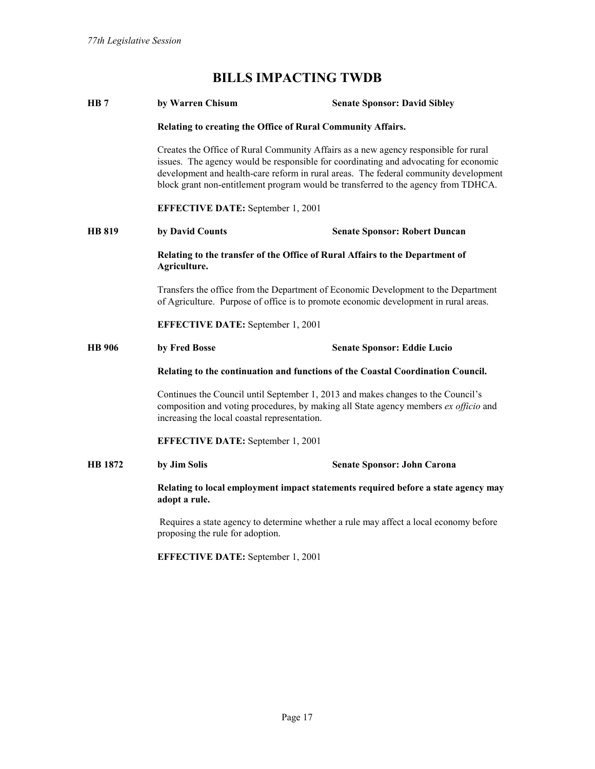# BILLS IMPACTING TWDB

**HB 7** **by Warren Chisum** **Senate Sponsor: David Sibley**

**Relating to creating the Office of Rural Community Affairs.**

Creates the Office of Rural Community Affairs as a new agency responsible for rural issues. The agency would be responsible for coordinating and advocating for economic development and health-care reform in rural areas. The federal community development block grant non-entitlement program would be transferred to the agency from TDHCA.

**EFFECTIVE DATE:** September 1, 2001

**HB 819** **by David Counts** **Senate Sponsor: Robert Duncan**

**Relating to the transfer of the Office of Rural Affairs to the Department of Agriculture.**

Transfers the office from the Department of Economic Development to the Department of Agriculture. Purpose of office is to promote economic development in rural areas.

**EFFECTIVE DATE:** September 1, 2001

**HB 906** **by Fred Bosse** **Senate Sponsor: Eddie Lucio**

**Relating to the continuation and functions of the Coastal Coordination Council.**

Continues the Council until September 1, 2013 and makes changes to the Council's composition and voting procedures, by making all State agency members *ex officio* and increasing the local coastal representation.

**EFFECTIVE DATE:** September 1, 2001

**HB 1872** **by Jim Solis** **Senate Sponsor: John Carona**

**Relating to local employment impact statements required before a state agency may adopt a rule.**

Requires a state agency to determine whether a rule may affect a local economy before proposing the rule for adoption.

**EFFECTIVE DATE:** September 1, 2001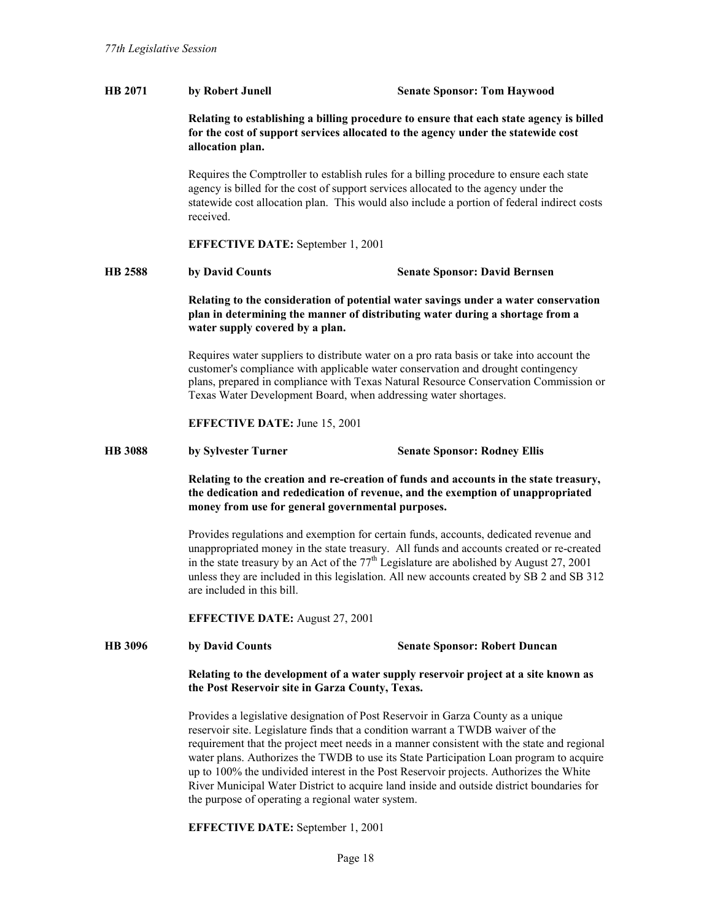**HB 2071** by Robert Junell **Senate Sponsor: Tom Haywood**

**Relating to establishing a billing procedure to ensure that each state agency is billed for the cost of support services allocated to the agency under the statewide cost allocation plan.**

Requires the Comptroller to establish rules for a billing procedure to ensure each state agency is billed for the cost of support services allocated to the agency under the statewide cost allocation plan. This would also include a portion of federal indirect costs received.

**EFFECTIVE DATE:** September 1, 2001

**HB 2588** by David Counts **Senate Sponsor: David Bernsen**

**Relating to the consideration of potential water savings under a water conservation plan in determining the manner of distributing water during a shortage from a water supply covered by a plan.**

Requires water suppliers to distribute water on a pro rata basis or take into account the customer's compliance with applicable water conservation and drought contingency plans, prepared in compliance with Texas Natural Resource Conservation Commission or Texas Water Development Board, when addressing water shortages.

**EFFECTIVE DATE:** June 15, 2001

**HB 3088** by Sylvester Turner **Senate Sponsor: Rodney Ellis**

**Relating to the creation and re-creation of funds and accounts in the state treasury, the dedication and rededication of revenue, and the exemption of unappropriated money from use for general governmental purposes.**

Provides regulations and exemption for certain funds, accounts, dedicated revenue and unappropriated money in the state treasury. All funds and accounts created or re-created in the state treasury by an Act of the 77th Legislature are abolished by August 27, 2001 unless they are included in this legislation. All new accounts created by SB 2 and SB 312 are included in this bill.

**EFFECTIVE DATE:** August 27, 2001

**HB 3096** by David Counts **Senate Sponsor: Robert Duncan**

**Relating to the development of a water supply reservoir project at a site known as the Post Reservoir site in Garza County, Texas.**

Provides a legislative designation of Post Reservoir in Garza County as a unique reservoir site. Legislature finds that a condition warrant a TWDB waiver of the requirement that the project meet needs in a manner consistent with the state and regional water plans. Authorizes the TWDB to use its State Participation Loan program to acquire up to 100% the undivided interest in the Post Reservoir projects. Authorizes the White River Municipal Water District to acquire land inside and outside district boundaries for the purpose of operating a regional water system.

**EFFECTIVE DATE:** September 1, 2001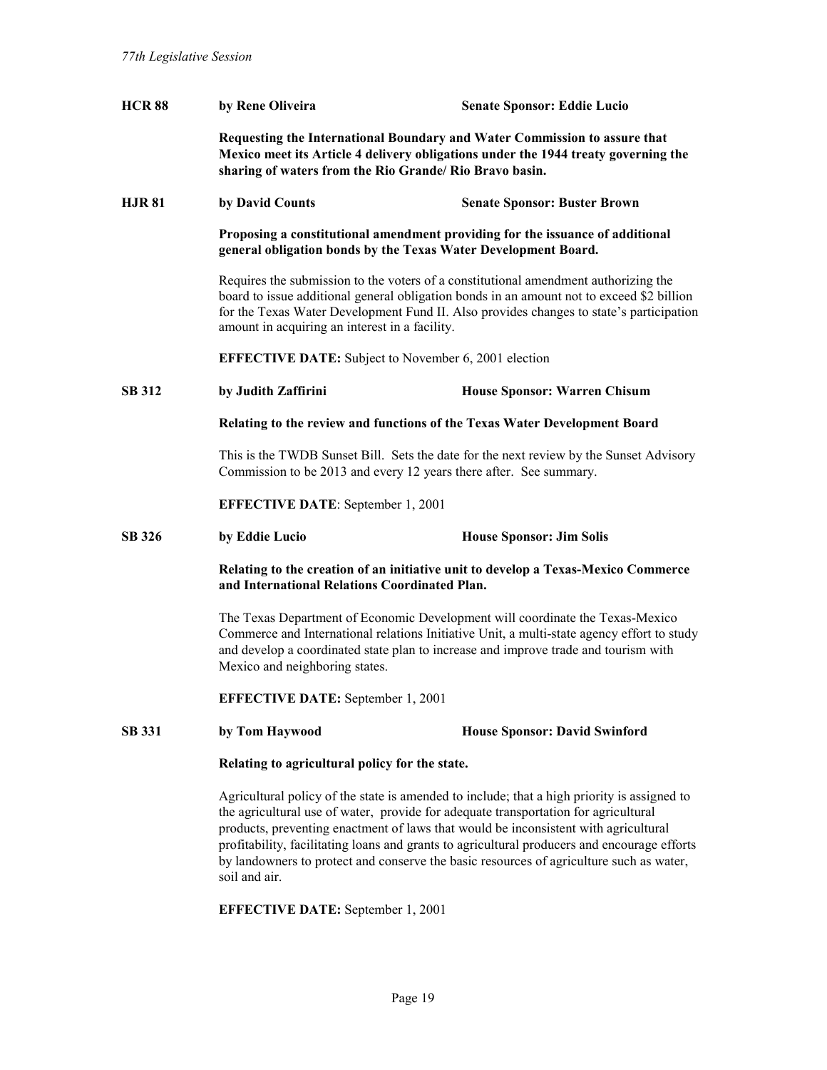**HCR 88** **by Rene Oliveira** **Senate Sponsor: Eddie Lucio**

**Requesting the International Boundary and Water Commission to assure that Mexico meet its Article 4 delivery obligations under the 1944 treaty governing the sharing of waters from the Rio Grande/ Rio Bravo basin.**

**HJR 81** **by David Counts** **Senate Sponsor: Buster Brown**

**Proposing a constitutional amendment providing for the issuance of additional general obligation bonds by the Texas Water Development Board.**

Requires the submission to the voters of a constitutional amendment authorizing the board to issue additional general obligation bonds in an amount not to exceed $2 billion for the Texas Water Development Fund II. Also provides changes to state's participation amount in acquiring an interest in a facility.

**EFFECTIVE DATE:** Subject to November 6, 2001 election

**SB 312** **by Judith Zaffirini** **House Sponsor: Warren Chisum**

**Relating to the review and functions of the Texas Water Development Board**

This is the TWDB Sunset Bill. Sets the date for the next review by the Sunset Advisory Commission to be 2013 and every 12 years there after. See summary.

**EFFECTIVE DATE**: September 1, 2001

**SB 326** **by Eddie Lucio** **House Sponsor: Jim Solis**

**Relating to the creation of an initiative unit to develop a Texas-Mexico Commerce and International Relations Coordinated Plan.**

The Texas Department of Economic Development will coordinate the Texas-Mexico Commerce and International relations Initiative Unit, a multi-state agency effort to study and develop a coordinated state plan to increase and improve trade and tourism with Mexico and neighboring states.

**EFFECTIVE DATE:** September 1, 2001

**SB 331** **by Tom Haywood** **House Sponsor: David Swinford**

**Relating to agricultural policy for the state.**

Agricultural policy of the state is amended to include; that a high priority is assigned to the agricultural use of water, provide for adequate transportation for agricultural products, preventing enactment of laws that would be inconsistent with agricultural profitability, facilitating loans and grants to agricultural producers and encourage efforts by landowners to protect and conserve the basic resources of agriculture such as water, soil and air.

**EFFECTIVE DATE:** September 1, 2001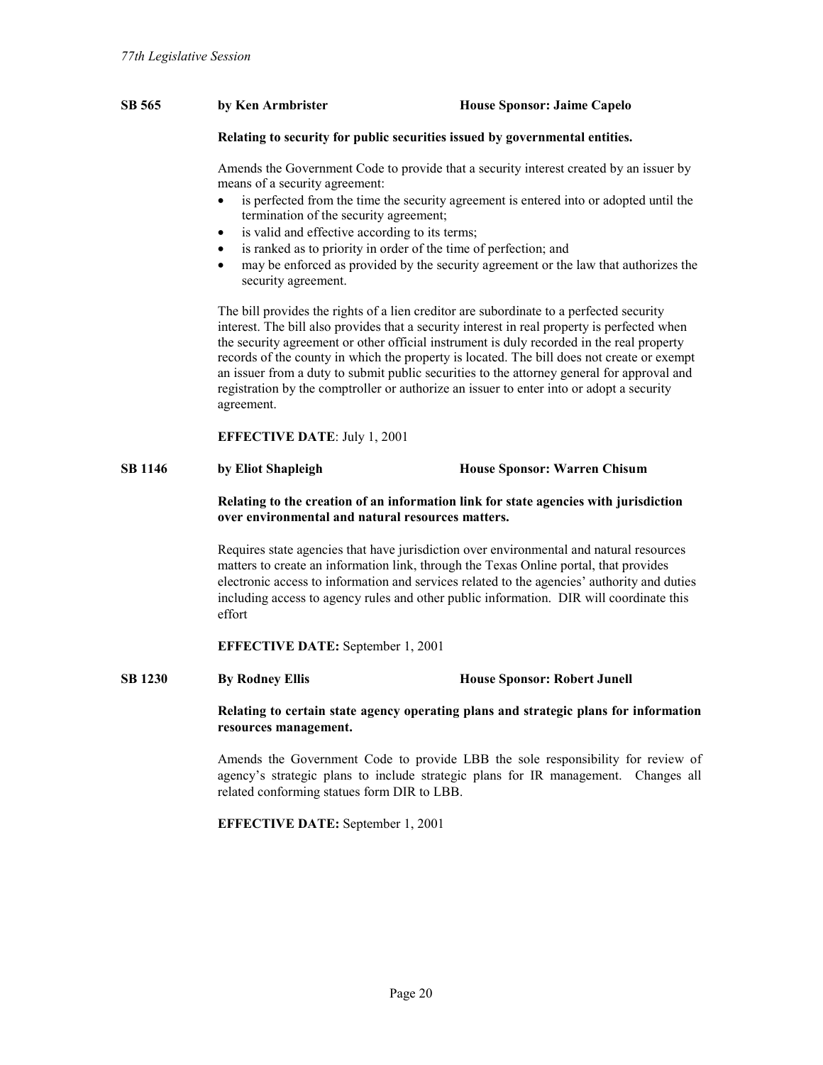**SB 565** **by Ken Armbrister** **House Sponsor: Jaime Capelo**

**Relating to security for public securities issued by governmental entities.**

Amends the Government Code to provide that a security interest created by an issuer by means of a security agreement:

- is perfected from the time the security agreement is entered into or adopted until the termination of the security agreement;
- is valid and effective according to its terms;
- is ranked as to priority in order of the time of perfection; and
- may be enforced as provided by the security agreement or the law that authorizes the security agreement.

The bill provides the rights of a lien creditor are subordinate to a perfected security interest. The bill also provides that a security interest in real property is perfected when the security agreement or other official instrument is duly recorded in the real property records of the county in which the property is located. The bill does not create or exempt an issuer from a duty to submit public securities to the attorney general for approval and registration by the comptroller or authorize an issuer to enter into or adopt a security agreement.

**EFFECTIVE DATE**: July 1, 2001

**SB 1146** **by Eliot Shapleigh** **House Sponsor: Warren Chisum**

**Relating to the creation of an information link for state agencies with jurisdiction over environmental and natural resources matters.**

Requires state agencies that have jurisdiction over environmental and natural resources matters to create an information link, through the Texas Online portal, that provides electronic access to information and services related to the agencies' authority and duties including access to agency rules and other public information. DIR will coordinate this effort

**EFFECTIVE DATE:** September 1, 2001

**SB 1230** **By Rodney Ellis** **House Sponsor: Robert Junell**

**Relating to certain state agency operating plans and strategic plans for information resources management.**

Amends the Government Code to provide LBB the sole responsibility for review of agency's strategic plans to include strategic plans for IR management. Changes all related conforming statues form DIR to LBB.

**EFFECTIVE DATE:** September 1, 2001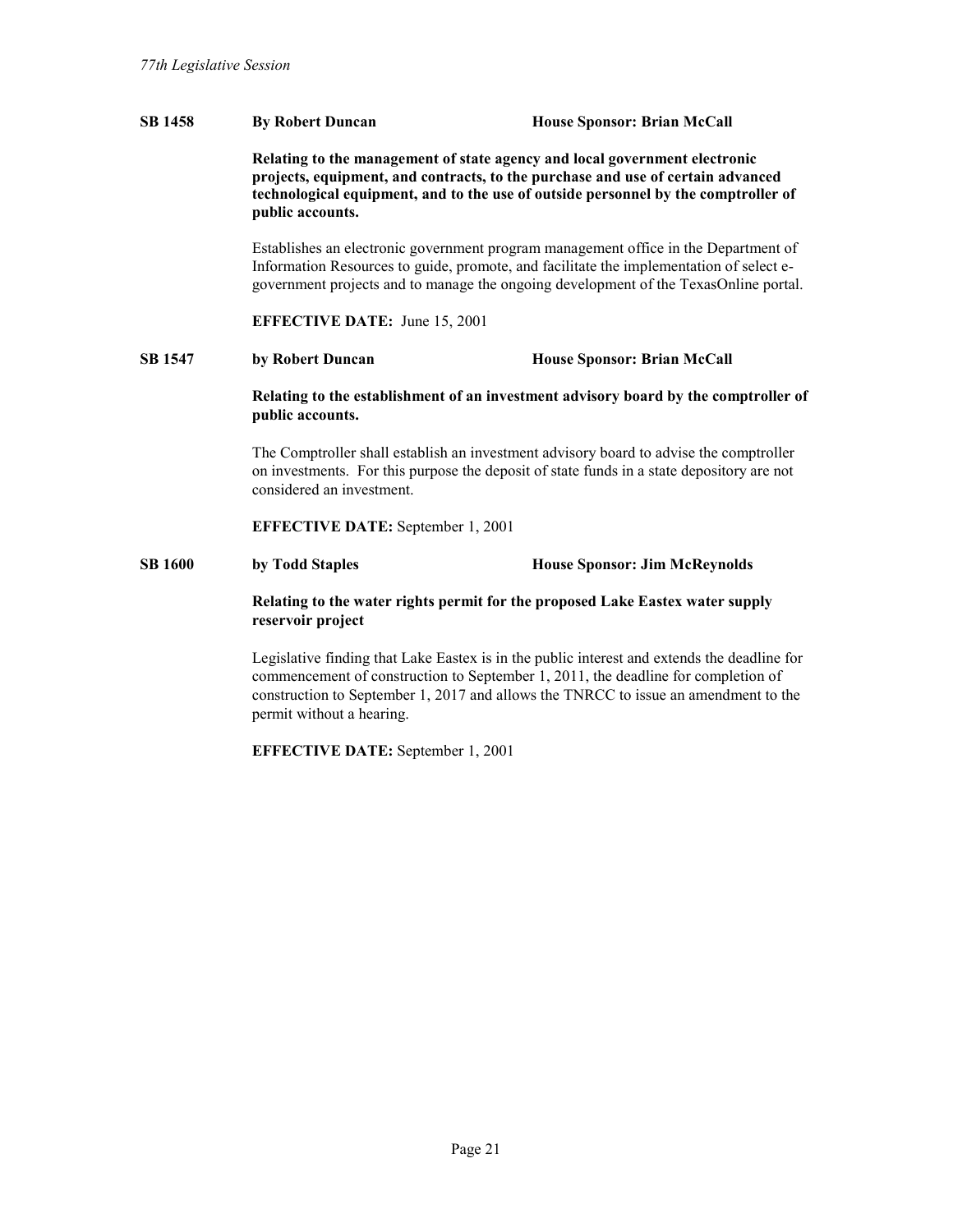**SB 1458** **By Robert Duncan** **House Sponsor: Brian McCall**

**Relating to the management of state agency and local government electronic projects, equipment, and contracts, to the purchase and use of certain advanced technological equipment, and to the use of outside personnel by the comptroller of public accounts.**

Establishes an electronic government program management office in the Department of Information Resources to guide, promote, and facilitate the implementation of select e-government projects and to manage the ongoing development of the TexasOnline portal.

**EFFECTIVE DATE:** June 15, 2001

**SB 1547** **by Robert Duncan** **House Sponsor: Brian McCall**

**Relating to the establishment of an investment advisory board by the comptroller of public accounts.**

The Comptroller shall establish an investment advisory board to advise the comptroller on investments. For this purpose the deposit of state funds in a state depository are not considered an investment.

**EFFECTIVE DATE:** September 1, 2001

**SB 1600** **by Todd Staples** **House Sponsor: Jim McReynolds**

**Relating to the water rights permit for the proposed Lake Eastex water supply reservoir project**

Legislative finding that Lake Eastex is in the public interest and extends the deadline for commencement of construction to September 1, 2011, the deadline for completion of construction to September 1, 2017 and allows the TNRCC to issue an amendment to the permit without a hearing.

**EFFECTIVE DATE:** September 1, 2001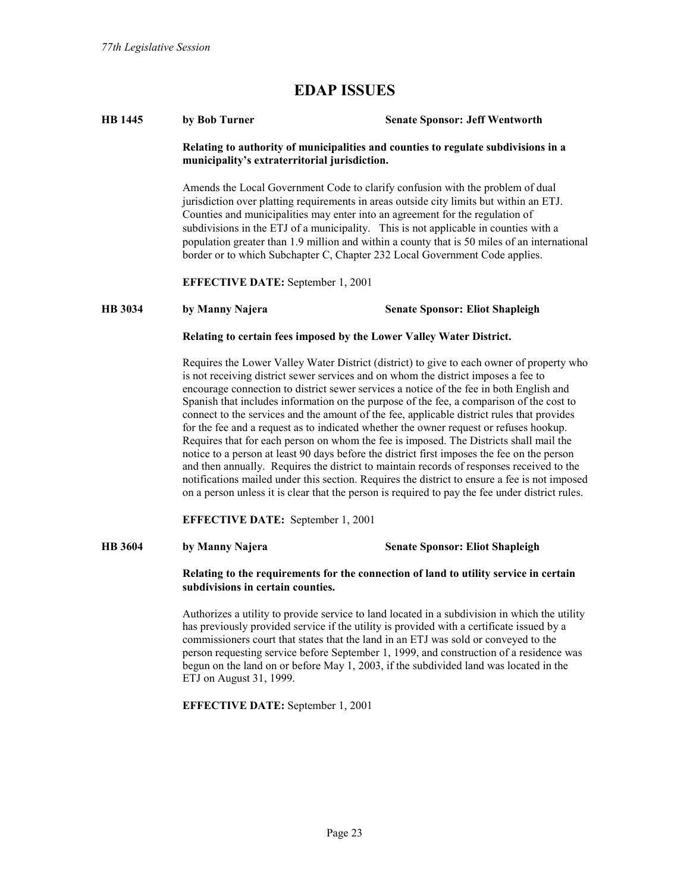# EDAP ISSUES

**HB 1445 by Bob Turner — Senate Sponsor: Jeff Wentworth**

**Relating to authority of municipalities and counties to regulate subdivisions in a municipality's extraterritorial jurisdiction.**

Amends the Local Government Code to clarify confusion with the problem of dual jurisdiction over platting requirements in areas outside city limits but within an ETJ. Counties and municipalities may enter into an agreement for the regulation of subdivisions in the ETJ of a municipality. This is not applicable in counties with a population greater than 1.9 million and within a county that is 50 miles of an international border or to which Subchapter C, Chapter 232 Local Government Code applies.

**EFFECTIVE DATE:** September 1, 2001

**HB 3034 by Manny Najera — Senate Sponsor: Eliot Shapleigh**

**Relating to certain fees imposed by the Lower Valley Water District.**

Requires the Lower Valley Water District (district) to give to each owner of property who is not receiving district sewer services and on whom the district imposes a fee to encourage connection to district sewer services a notice of the fee in both English and Spanish that includes information on the purpose of the fee, a comparison of the cost to connect to the services and the amount of the fee, applicable district rules that provides for the fee and a request as to indicated whether the owner request or refuses hookup. Requires that for each person on whom the fee is imposed. The Districts shall mail the notice to a person at least 90 days before the district first imposes the fee on the person and then annually. Requires the district to maintain records of responses received to the notifications mailed under this section. Requires the district to ensure a fee is not imposed on a person unless it is clear that the person is required to pay the fee under district rules.

**EFFECTIVE DATE:** September 1, 2001

**HB 3604 by Manny Najera — Senate Sponsor: Eliot Shapleigh**

**Relating to the requirements for the connection of land to utility service in certain subdivisions in certain counties.**

Authorizes a utility to provide service to land located in a subdivision in which the utility has previously provided service if the utility is provided with a certificate issued by a commissioners court that states that the land in an ETJ was sold or conveyed to the person requesting service before September 1, 1999, and construction of a residence was begun on the land on or before May 1, 2003, if the subdivided land was located in the ETJ on August 31, 1999.

**EFFECTIVE DATE:** September 1, 2001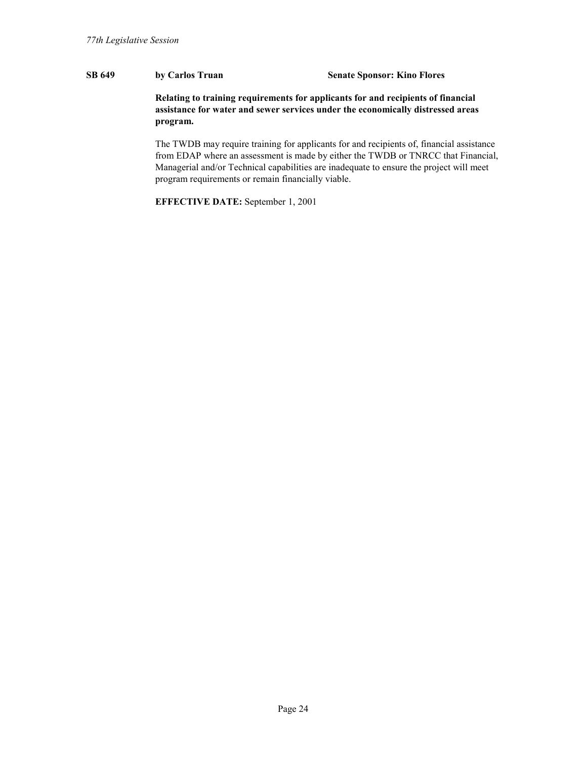**SB 649** **by Carlos Truan** **Senate Sponsor: Kino Flores**

**Relating to training requirements for applicants for and recipients of financial assistance for water and sewer services under the economically distressed areas program.**

The TWDB may require training for applicants for and recipients of, financial assistance from EDAP where an assessment is made by either the TWDB or TNRCC that Financial, Managerial and/or Technical capabilities are inadequate to ensure the project will meet program requirements or remain financially viable.

**EFFECTIVE DATE:** September 1, 2001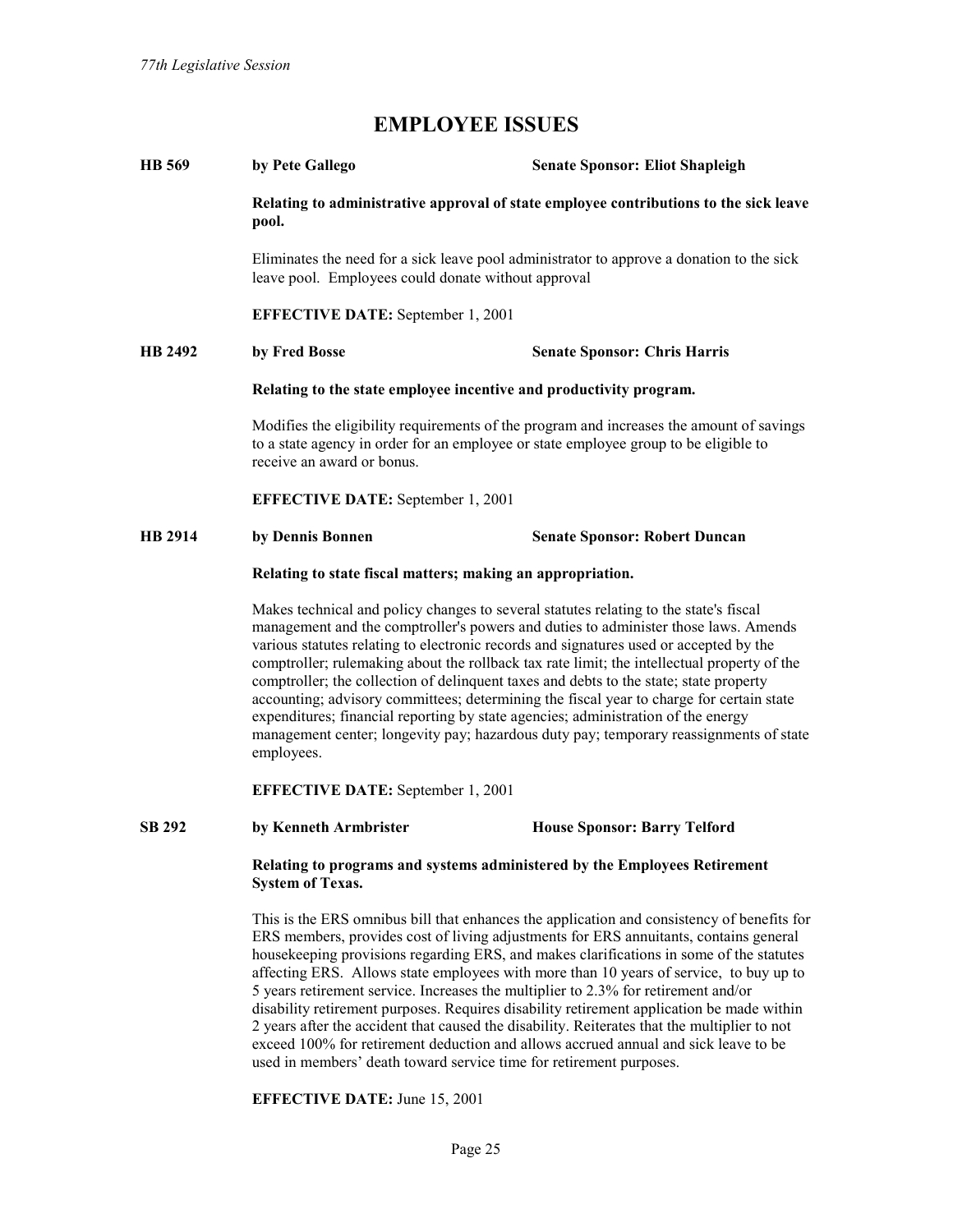# EMPLOYEE ISSUES

**HB 569** **by Pete Gallego** **Senate Sponsor: Eliot Shapleigh**

**Relating to administrative approval of state employee contributions to the sick leave pool.**

Eliminates the need for a sick leave pool administrator to approve a donation to the sick leave pool. Employees could donate without approval

**EFFECTIVE DATE:** September 1, 2001

**HB 2492** **by Fred Bosse** **Senate Sponsor: Chris Harris**

**Relating to the state employee incentive and productivity program.**

Modifies the eligibility requirements of the program and increases the amount of savings to a state agency in order for an employee or state employee group to be eligible to receive an award or bonus.

**EFFECTIVE DATE:** September 1, 2001

**HB 2914** **by Dennis Bonnen** **Senate Sponsor: Robert Duncan**

**Relating to state fiscal matters; making an appropriation.**

Makes technical and policy changes to several statutes relating to the state's fiscal management and the comptroller's powers and duties to administer those laws. Amends various statutes relating to electronic records and signatures used or accepted by the comptroller; rulemaking about the rollback tax rate limit; the intellectual property of the comptroller; the collection of delinquent taxes and debts to the state; state property accounting; advisory committees; determining the fiscal year to charge for certain state expenditures; financial reporting by state agencies; administration of the energy management center; longevity pay; hazardous duty pay; temporary reassignments of state employees.

**EFFECTIVE DATE:** September 1, 2001

**SB 292** **by Kenneth Armbrister** **House Sponsor: Barry Telford**

**Relating to programs and systems administered by the Employees Retirement System of Texas.**

This is the ERS omnibus bill that enhances the application and consistency of benefits for ERS members, provides cost of living adjustments for ERS annuitants, contains general housekeeping provisions regarding ERS, and makes clarifications in some of the statutes affecting ERS. Allows state employees with more than 10 years of service, to buy up to 5 years retirement service. Increases the multiplier to 2.3% for retirement and/or disability retirement purposes. Requires disability retirement application be made within 2 years after the accident that caused the disability. Reiterates that the multiplier to not exceed 100% for retirement deduction and allows accrued annual and sick leave to be used in members' death toward service time for retirement purposes.

**EFFECTIVE DATE:** June 15, 2001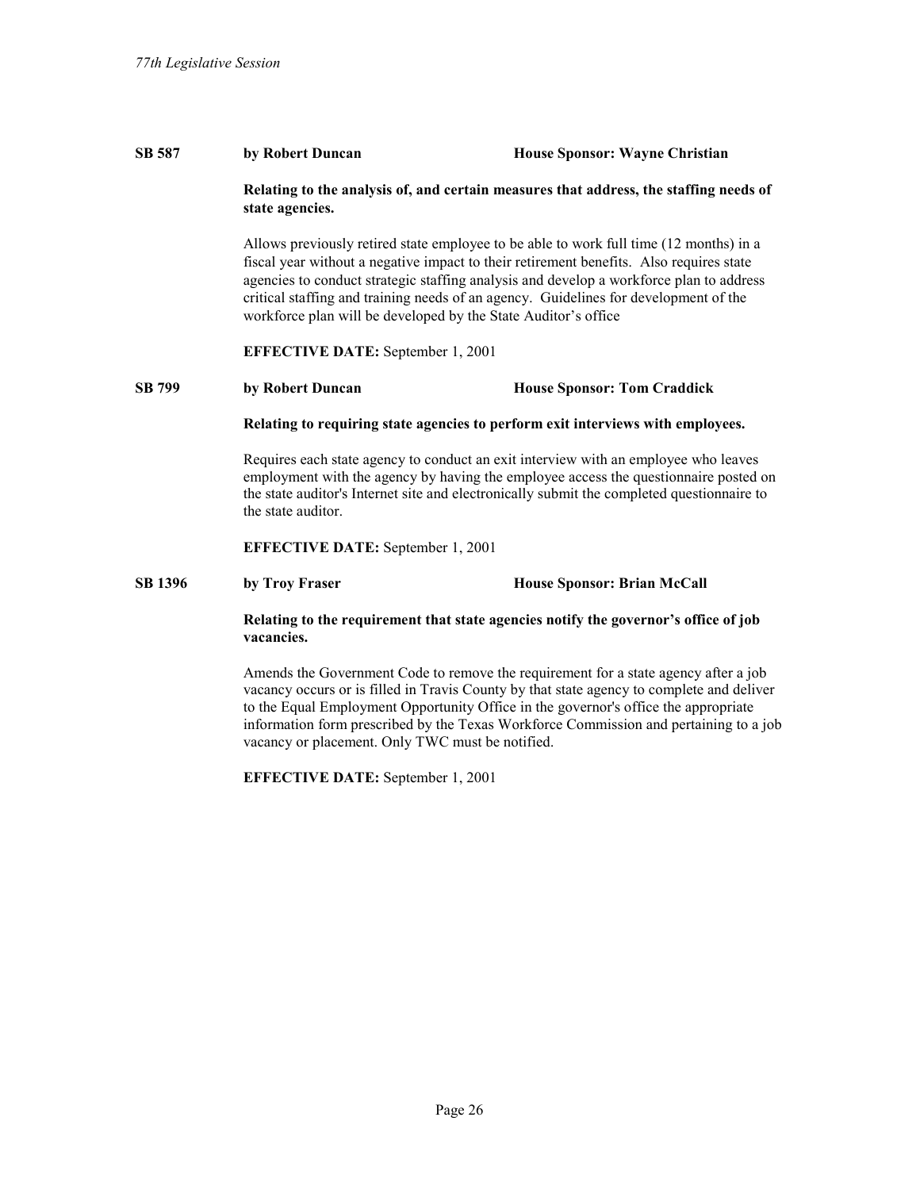**SB 587** **by Robert Duncan** **House Sponsor: Wayne Christian**

**Relating to the analysis of, and certain measures that address, the staffing needs of state agencies.**

Allows previously retired state employee to be able to work full time (12 months) in a fiscal year without a negative impact to their retirement benefits. Also requires state agencies to conduct strategic staffing analysis and develop a workforce plan to address critical staffing and training needs of an agency. Guidelines for development of the workforce plan will be developed by the State Auditor's office

**EFFECTIVE DATE:** September 1, 2001

**SB 799** **by Robert Duncan** **House Sponsor: Tom Craddick**

**Relating to requiring state agencies to perform exit interviews with employees.**

Requires each state agency to conduct an exit interview with an employee who leaves employment with the agency by having the employee access the questionnaire posted on the state auditor's Internet site and electronically submit the completed questionnaire to the state auditor.

**EFFECTIVE DATE:** September 1, 2001

**SB 1396** **by Troy Fraser** **House Sponsor: Brian McCall**

**Relating to the requirement that state agencies notify the governor's office of job vacancies.**

Amends the Government Code to remove the requirement for a state agency after a job vacancy occurs or is filled in Travis County by that state agency to complete and deliver to the Equal Employment Opportunity Office in the governor's office the appropriate information form prescribed by the Texas Workforce Commission and pertaining to a job vacancy or placement. Only TWC must be notified.

**EFFECTIVE DATE:** September 1, 2001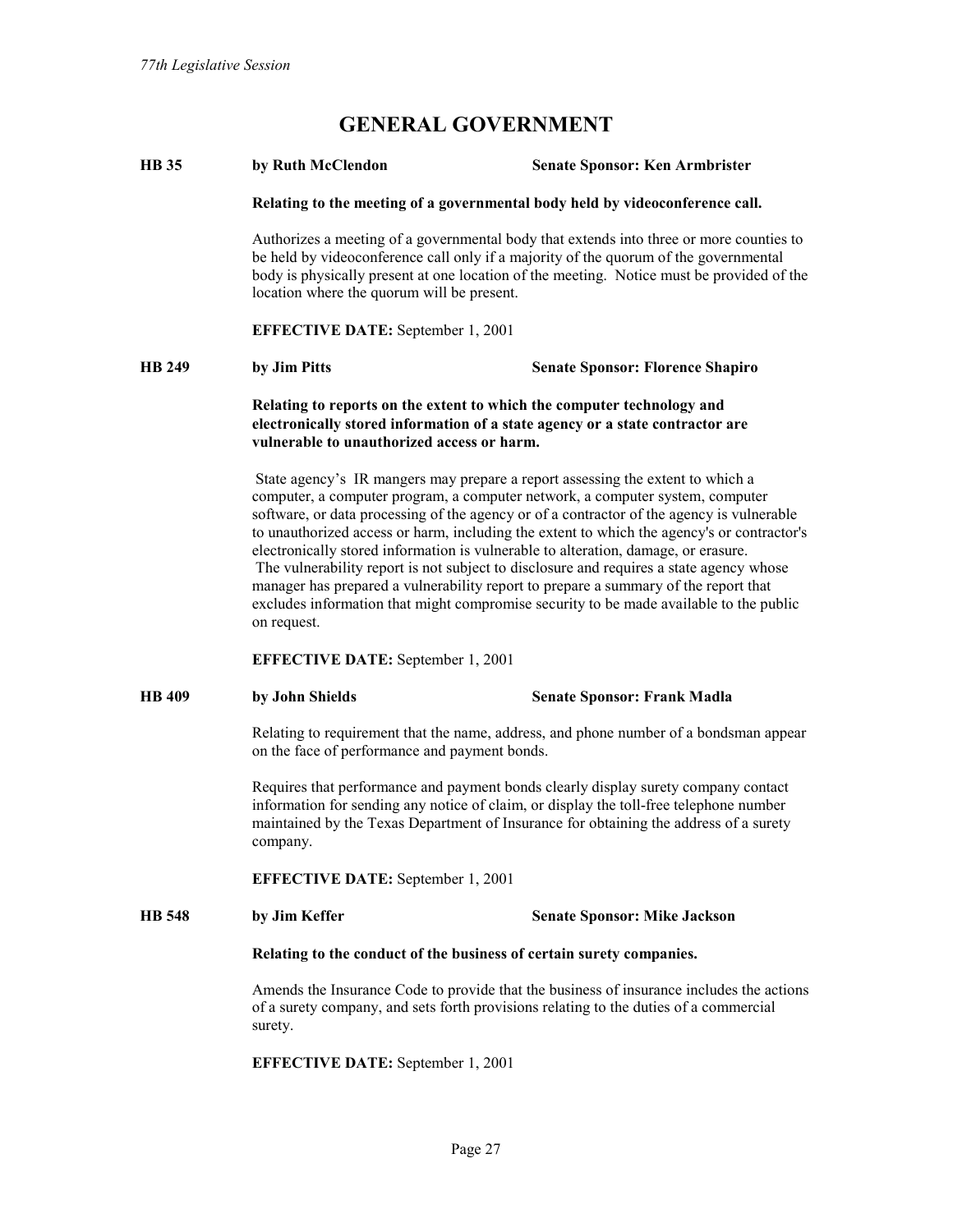# GENERAL GOVERNMENT

**HB 35** **by Ruth McClendon** **Senate Sponsor: Ken Armbrister**

**Relating to the meeting of a governmental body held by videoconference call.**

Authorizes a meeting of a governmental body that extends into three or more counties to be held by videoconference call only if a majority of the quorum of the governmental body is physically present at one location of the meeting. Notice must be provided of the location where the quorum will be present.

**EFFECTIVE DATE:** September 1, 2001

**HB 249** **by Jim Pitts** **Senate Sponsor: Florence Shapiro**

**Relating to reports on the extent to which the computer technology and electronically stored information of a state agency or a state contractor are vulnerable to unauthorized access or harm.**

State agency's IR mangers may prepare a report assessing the extent to which a computer, a computer program, a computer network, a computer system, computer software, or data processing of the agency or of a contractor of the agency is vulnerable to unauthorized access or harm, including the extent to which the agency's or contractor's electronically stored information is vulnerable to alteration, damage, or erasure. The vulnerability report is not subject to disclosure and requires a state agency whose manager has prepared a vulnerability report to prepare a summary of the report that excludes information that might compromise security to be made available to the public on request.

**EFFECTIVE DATE:** September 1, 2001

**HB 409** **by John Shields** **Senate Sponsor: Frank Madla**

Relating to requirement that the name, address, and phone number of a bondsman appear on the face of performance and payment bonds.

Requires that performance and payment bonds clearly display surety company contact information for sending any notice of claim, or display the toll-free telephone number maintained by the Texas Department of Insurance for obtaining the address of a surety company.

**EFFECTIVE DATE:** September 1, 2001

**HB 548** **by Jim Keffer** **Senate Sponsor: Mike Jackson**

**Relating to the conduct of the business of certain surety companies.**

Amends the Insurance Code to provide that the business of insurance includes the actions of a surety company, and sets forth provisions relating to the duties of a commercial surety.

**EFFECTIVE DATE:** September 1, 2001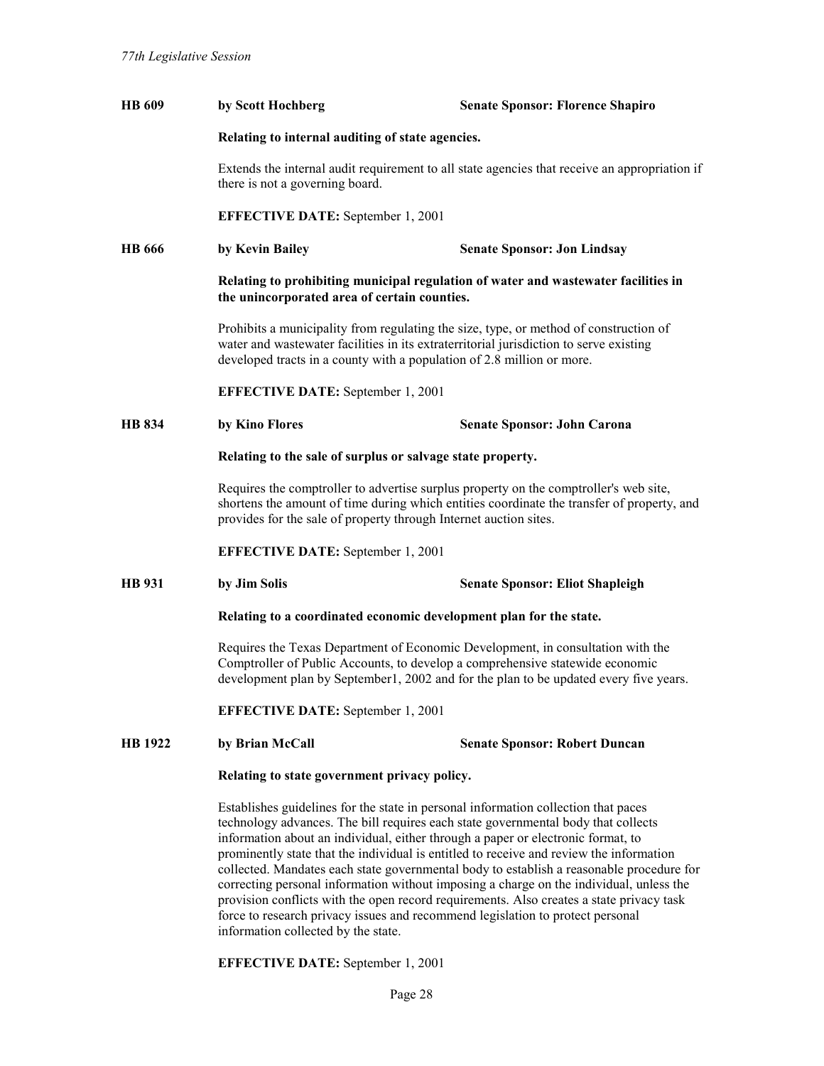**HB 609** **by Scott Hochberg** **Senate Sponsor: Florence Shapiro**

**Relating to internal auditing of state agencies.**

Extends the internal audit requirement to all state agencies that receive an appropriation if there is not a governing board.

**EFFECTIVE DATE:** September 1, 2001

**HB 666** **by Kevin Bailey** **Senate Sponsor: Jon Lindsay**

**Relating to prohibiting municipal regulation of water and wastewater facilities in the unincorporated area of certain counties.**

Prohibits a municipality from regulating the size, type, or method of construction of water and wastewater facilities in its extraterritorial jurisdiction to serve existing developed tracts in a county with a population of 2.8 million or more.

**EFFECTIVE DATE:** September 1, 2001

**HB 834** **by Kino Flores** **Senate Sponsor: John Carona**

**Relating to the sale of surplus or salvage state property.**

Requires the comptroller to advertise surplus property on the comptroller's web site, shortens the amount of time during which entities coordinate the transfer of property, and provides for the sale of property through Internet auction sites.

**EFFECTIVE DATE:** September 1, 2001

**HB 931** **by Jim Solis** **Senate Sponsor: Eliot Shapleigh**

**Relating to a coordinated economic development plan for the state.**

Requires the Texas Department of Economic Development, in consultation with the Comptroller of Public Accounts, to develop a comprehensive statewide economic development plan by September1, 2002 and for the plan to be updated every five years.

**EFFECTIVE DATE:** September 1, 2001

**HB 1922** **by Brian McCall** **Senate Sponsor: Robert Duncan**

**Relating to state government privacy policy.**

Establishes guidelines for the state in personal information collection that paces technology advances. The bill requires each state governmental body that collects information about an individual, either through a paper or electronic format, to prominently state that the individual is entitled to receive and review the information collected. Mandates each state governmental body to establish a reasonable procedure for correcting personal information without imposing a charge on the individual, unless the provision conflicts with the open record requirements. Also creates a state privacy task force to research privacy issues and recommend legislation to protect personal information collected by the state.

**EFFECTIVE DATE:** September 1, 2001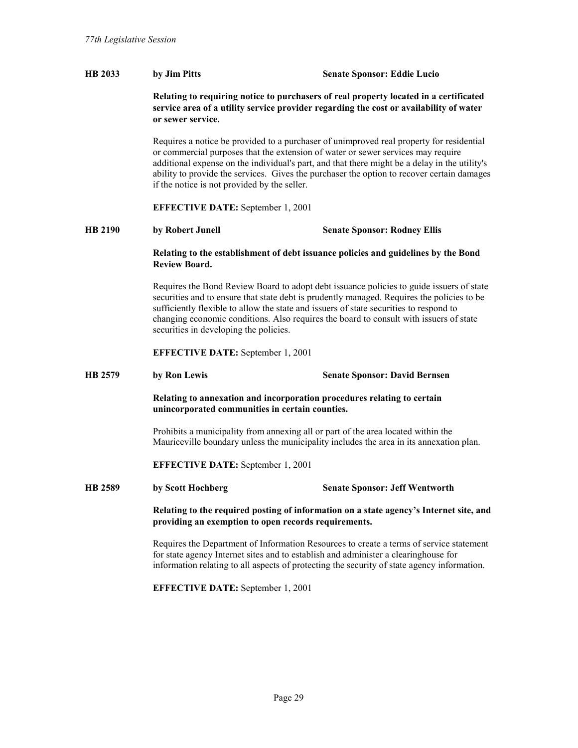**HB 2033** **by Jim Pitts** **Senate Sponsor: Eddie Lucio**

**Relating to requiring notice to purchasers of real property located in a certificated service area of a utility service provider regarding the cost or availability of water or sewer service.**

Requires a notice be provided to a purchaser of unimproved real property for residential or commercial purposes that the extension of water or sewer services may require additional expense on the individual's part, and that there might be a delay in the utility's ability to provide the services. Gives the purchaser the option to recover certain damages if the notice is not provided by the seller.

**EFFECTIVE DATE:** September 1, 2001

**HB 2190** **by Robert Junell** **Senate Sponsor: Rodney Ellis**

**Relating to the establishment of debt issuance policies and guidelines by the Bond Review Board.**

Requires the Bond Review Board to adopt debt issuance policies to guide issuers of state securities and to ensure that state debt is prudently managed. Requires the policies to be sufficiently flexible to allow the state and issuers of state securities to respond to changing economic conditions. Also requires the board to consult with issuers of state securities in developing the policies.

**EFFECTIVE DATE:** September 1, 2001

**HB 2579** **by Ron Lewis** **Senate Sponsor: David Bernsen**

**Relating to annexation and incorporation procedures relating to certain unincorporated communities in certain counties.**

Prohibits a municipality from annexing all or part of the area located within the Mauriceville boundary unless the municipality includes the area in its annexation plan.

**EFFECTIVE DATE:** September 1, 2001

**HB 2589** **by Scott Hochberg** **Senate Sponsor: Jeff Wentworth**

**Relating to the required posting of information on a state agency's Internet site, and providing an exemption to open records requirements.**

Requires the Department of Information Resources to create a terms of service statement for state agency Internet sites and to establish and administer a clearinghouse for information relating to all aspects of protecting the security of state agency information.

**EFFECTIVE DATE:** September 1, 2001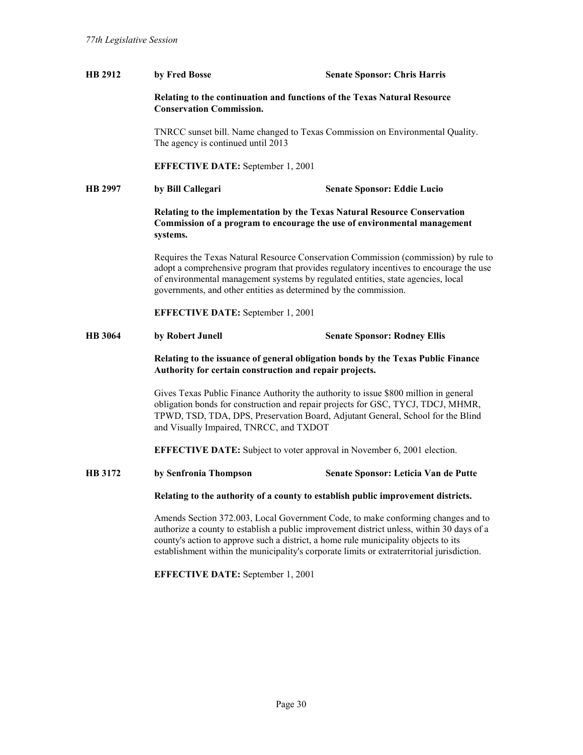**HB 2912** **by Fred Bosse** **Senate Sponsor: Chris Harris**

**Relating to the continuation and functions of the Texas Natural Resource Conservation Commission.**

TNRCC sunset bill. Name changed to Texas Commission on Environmental Quality. The agency is continued until 2013

**EFFECTIVE DATE:** September 1, 2001

**HB 2997** **by Bill Callegari** **Senate Sponsor: Eddie Lucio**

**Relating to the implementation by the Texas Natural Resource Conservation Commission of a program to encourage the use of environmental management systems.**

Requires the Texas Natural Resource Conservation Commission (commission) by rule to adopt a comprehensive program that provides regulatory incentives to encourage the use of environmental management systems by regulated entities, state agencies, local governments, and other entities as determined by the commission.

**EFFECTIVE DATE:** September 1, 2001

**HB 3064** **by Robert Junell** **Senate Sponsor: Rodney Ellis**

**Relating to the issuance of general obligation bonds by the Texas Public Finance Authority for certain construction and repair projects.**

Gives Texas Public Finance Authority the authority to issue $800 million in general obligation bonds for construction and repair projects for GSC, TYCJ, TDCJ, MHMR, TPWD, TSD, TDA, DPS, Preservation Board, Adjutant General, School for the Blind and Visually Impaired, TNRCC, and TXDOT

**EFFECTIVE DATE:** Subject to voter approval in November 6, 2001 election.

**HB 3172** **by Senfronia Thompson** **Senate Sponsor: Leticia Van de Putte**

**Relating to the authority of a county to establish public improvement districts.**

Amends Section 372.003, Local Government Code, to make conforming changes and to authorize a county to establish a public improvement district unless, within 30 days of a county's action to approve such a district, a home rule municipality objects to its establishment within the municipality's corporate limits or extraterritorial jurisdiction.

**EFFECTIVE DATE:** September 1, 2001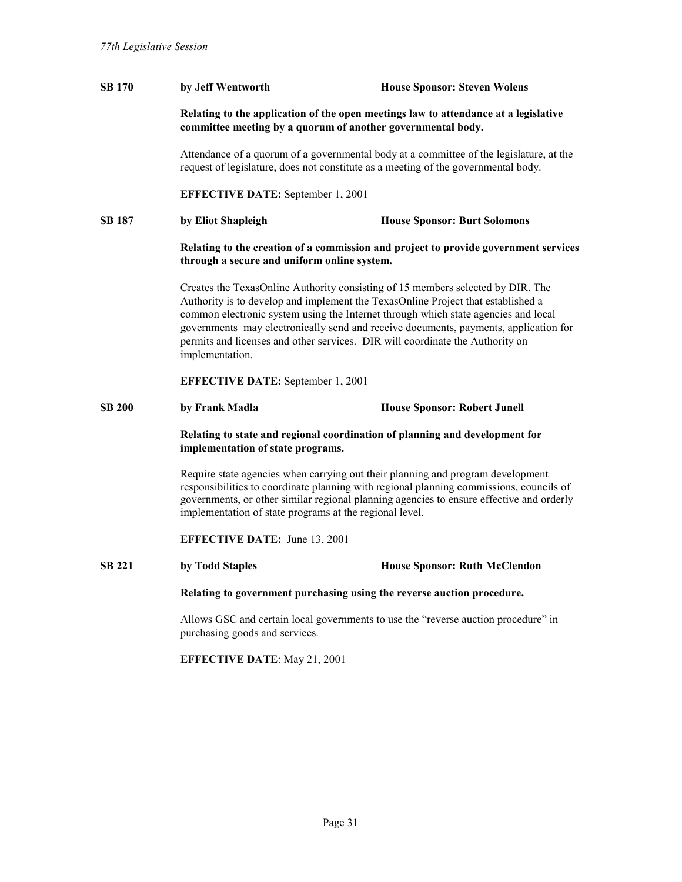**SB 170** **by Jeff Wentworth** **House Sponsor: Steven Wolens**

**Relating to the application of the open meetings law to attendance at a legislative committee meeting by a quorum of another governmental body.**

Attendance of a quorum of a governmental body at a committee of the legislature, at the request of legislature, does not constitute as a meeting of the governmental body.

**EFFECTIVE DATE:** September 1, 2001

**SB 187** **by Eliot Shapleigh** **House Sponsor: Burt Solomons**

**Relating to the creation of a commission and project to provide government services through a secure and uniform online system.**

Creates the TexasOnline Authority consisting of 15 members selected by DIR. The Authority is to develop and implement the TexasOnline Project that established a common electronic system using the Internet through which state agencies and local governments may electronically send and receive documents, payments, application for permits and licenses and other services. DIR will coordinate the Authority on implementation.

**EFFECTIVE DATE:** September 1, 2001

**SB 200** **by Frank Madla** **House Sponsor: Robert Junell**

**Relating to state and regional coordination of planning and development for implementation of state programs.**

Require state agencies when carrying out their planning and program development responsibilities to coordinate planning with regional planning commissions, councils of governments, or other similar regional planning agencies to ensure effective and orderly implementation of state programs at the regional level.

**EFFECTIVE DATE:** June 13, 2001

**SB 221** **by Todd Staples** **House Sponsor: Ruth McClendon**

**Relating to government purchasing using the reverse auction procedure.**

Allows GSC and certain local governments to use the "reverse auction procedure" in purchasing goods and services.

**EFFECTIVE DATE**: May 21, 2001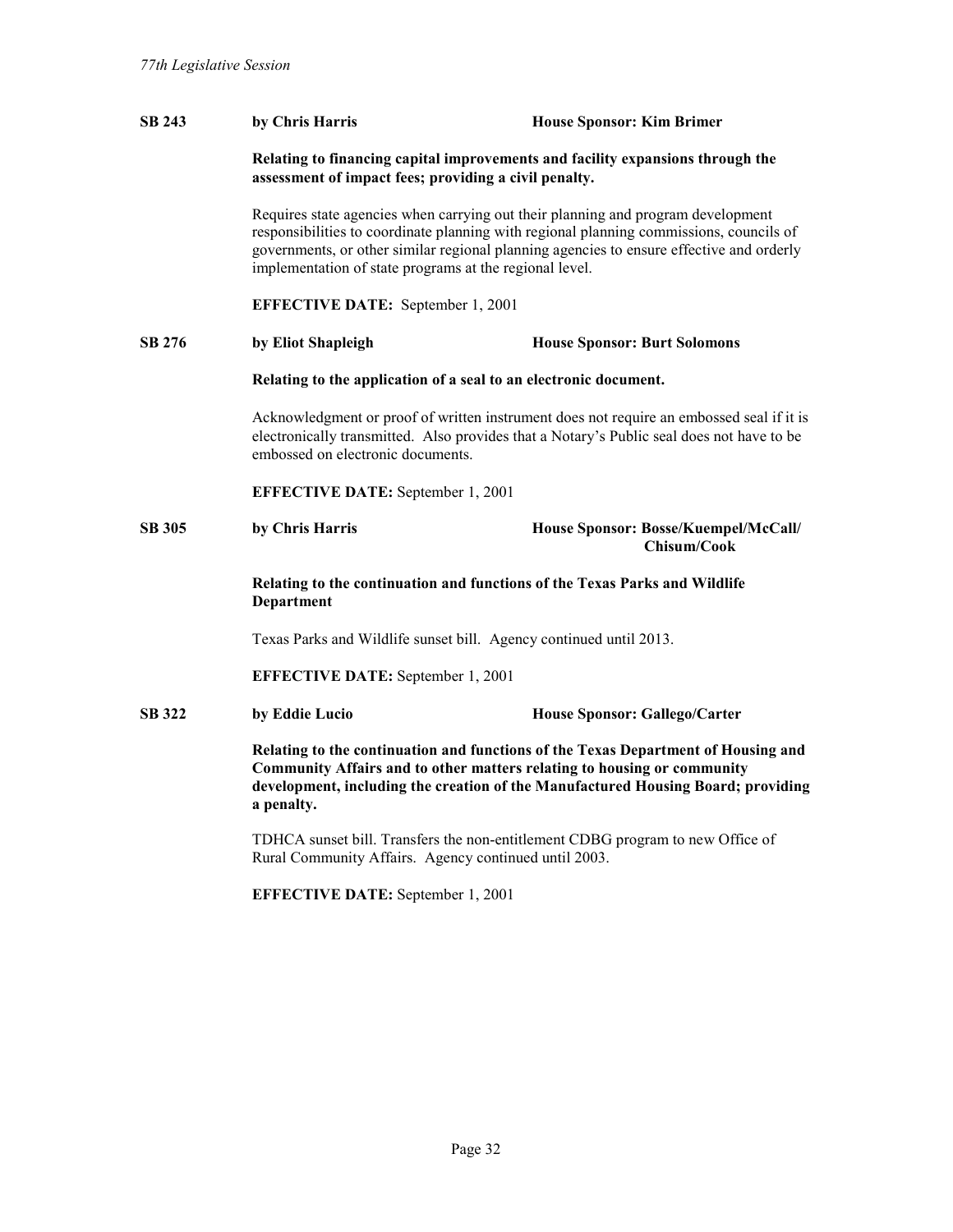**SB 243** **by Chris Harris** **House Sponsor: Kim Brimer**

**Relating to financing capital improvements and facility expansions through the assessment of impact fees; providing a civil penalty.**

Requires state agencies when carrying out their planning and program development responsibilities to coordinate planning with regional planning commissions, councils of governments, or other similar regional planning agencies to ensure effective and orderly implementation of state programs at the regional level.

**EFFECTIVE DATE:** September 1, 2001

**SB 276** **by Eliot Shapleigh** **House Sponsor: Burt Solomons**

**Relating to the application of a seal to an electronic document.**

Acknowledgment or proof of written instrument does not require an embossed seal if it is electronically transmitted. Also provides that a Notary's Public seal does not have to be embossed on electronic documents.

**EFFECTIVE DATE:** September 1, 2001

**SB 305** **by Chris Harris** **House Sponsor: Bosse/Kuempel/McCall/Chisum/Cook**

**Relating to the continuation and functions of the Texas Parks and Wildlife Department**

Texas Parks and Wildlife sunset bill. Agency continued until 2013.

**EFFECTIVE DATE:** September 1, 2001

**SB 322** **by Eddie Lucio** **House Sponsor: Gallego/Carter**

**Relating to the continuation and functions of the Texas Department of Housing and Community Affairs and to other matters relating to housing or community development, including the creation of the Manufactured Housing Board; providing a penalty.**

TDHCA sunset bill. Transfers the non-entitlement CDBG program to new Office of Rural Community Affairs. Agency continued until 2003.

**EFFECTIVE DATE:** September 1, 2001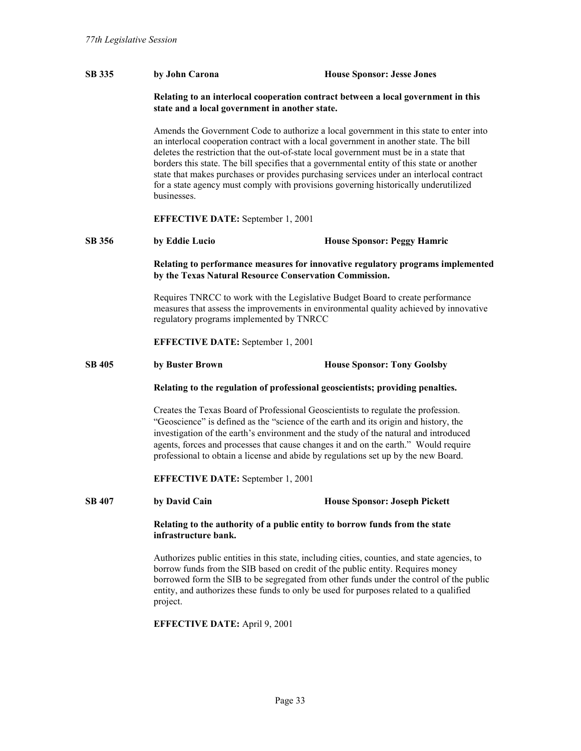**SB 335** **by John Carona** **House Sponsor: Jesse Jones**

**Relating to an interlocal cooperation contract between a local government in this state and a local government in another state.**

Amends the Government Code to authorize a local government in this state to enter into an interlocal cooperation contract with a local government in another state. The bill deletes the restriction that the out-of-state local government must be in a state that borders this state. The bill specifies that a governmental entity of this state or another state that makes purchases or provides purchasing services under an interlocal contract for a state agency must comply with provisions governing historically underutilized businesses.

**EFFECTIVE DATE:** September 1, 2001

**SB 356** **by Eddie Lucio** **House Sponsor: Peggy Hamric**

**Relating to performance measures for innovative regulatory programs implemented by the Texas Natural Resource Conservation Commission.**

Requires TNRCC to work with the Legislative Budget Board to create performance measures that assess the improvements in environmental quality achieved by innovative regulatory programs implemented by TNRCC

**EFFECTIVE DATE:** September 1, 2001

**SB 405** **by Buster Brown** **House Sponsor: Tony Goolsby**

**Relating to the regulation of professional geoscientists; providing penalties.**

Creates the Texas Board of Professional Geoscientists to regulate the profession. "Geoscience" is defined as the "science of the earth and its origin and history, the investigation of the earth's environment and the study of the natural and introduced agents, forces and processes that cause changes it and on the earth." Would require professional to obtain a license and abide by regulations set up by the new Board.

**EFFECTIVE DATE:** September 1, 2001

**SB 407** **by David Cain** **House Sponsor: Joseph Pickett**

**Relating to the authority of a public entity to borrow funds from the state infrastructure bank.**

Authorizes public entities in this state, including cities, counties, and state agencies, to borrow funds from the SIB based on credit of the public entity. Requires money borrowed form the SIB to be segregated from other funds under the control of the public entity, and authorizes these funds to only be used for purposes related to a qualified project.

**EFFECTIVE DATE:** April 9, 2001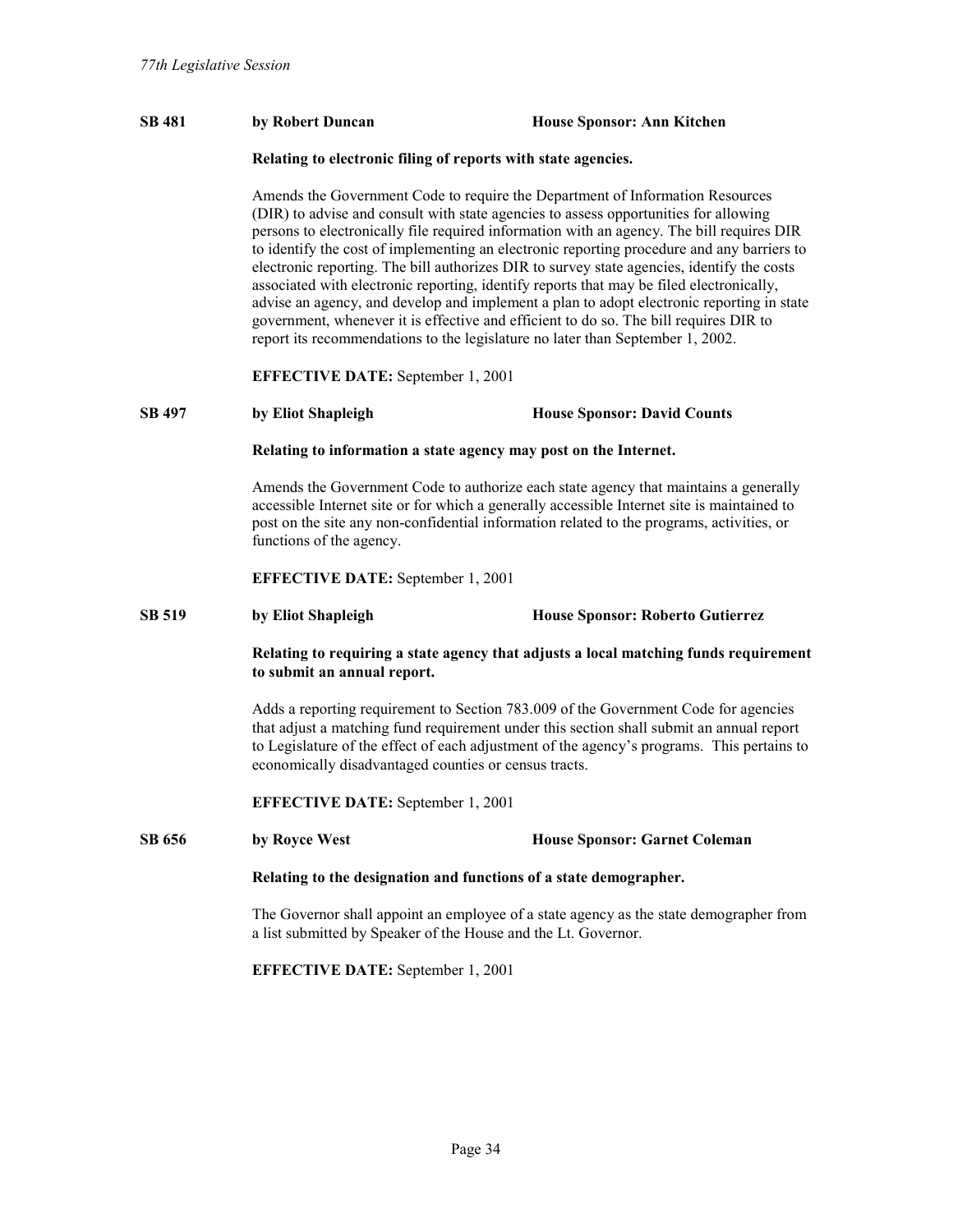**SB 481** **by Robert Duncan** **House Sponsor: Ann Kitchen**

**Relating to electronic filing of reports with state agencies.**

Amends the Government Code to require the Department of Information Resources (DIR) to advise and consult with state agencies to assess opportunities for allowing persons to electronically file required information with an agency. The bill requires DIR to identify the cost of implementing an electronic reporting procedure and any barriers to electronic reporting. The bill authorizes DIR to survey state agencies, identify the costs associated with electronic reporting, identify reports that may be filed electronically, advise an agency, and develop and implement a plan to adopt electronic reporting in state government, whenever it is effective and efficient to do so. The bill requires DIR to report its recommendations to the legislature no later than September 1, 2002.

**EFFECTIVE DATE:** September 1, 2001

**SB 497** **by Eliot Shapleigh** **House Sponsor: David Counts**

**Relating to information a state agency may post on the Internet.**

Amends the Government Code to authorize each state agency that maintains a generally accessible Internet site or for which a generally accessible Internet site is maintained to post on the site any non-confidential information related to the programs, activities, or functions of the agency.

**EFFECTIVE DATE:** September 1, 2001

**SB 519** **by Eliot Shapleigh** **House Sponsor: Roberto Gutierrez**

**Relating to requiring a state agency that adjusts a local matching funds requirement to submit an annual report.**

Adds a reporting requirement to Section 783.009 of the Government Code for agencies that adjust a matching fund requirement under this section shall submit an annual report to Legislature of the effect of each adjustment of the agency's programs. This pertains to economically disadvantaged counties or census tracts.

**EFFECTIVE DATE:** September 1, 2001

**SB 656** **by Royce West** **House Sponsor: Garnet Coleman**

**Relating to the designation and functions of a state demographer.**

The Governor shall appoint an employee of a state agency as the state demographer from a list submitted by Speaker of the House and the Lt. Governor.

**EFFECTIVE DATE:** September 1, 2001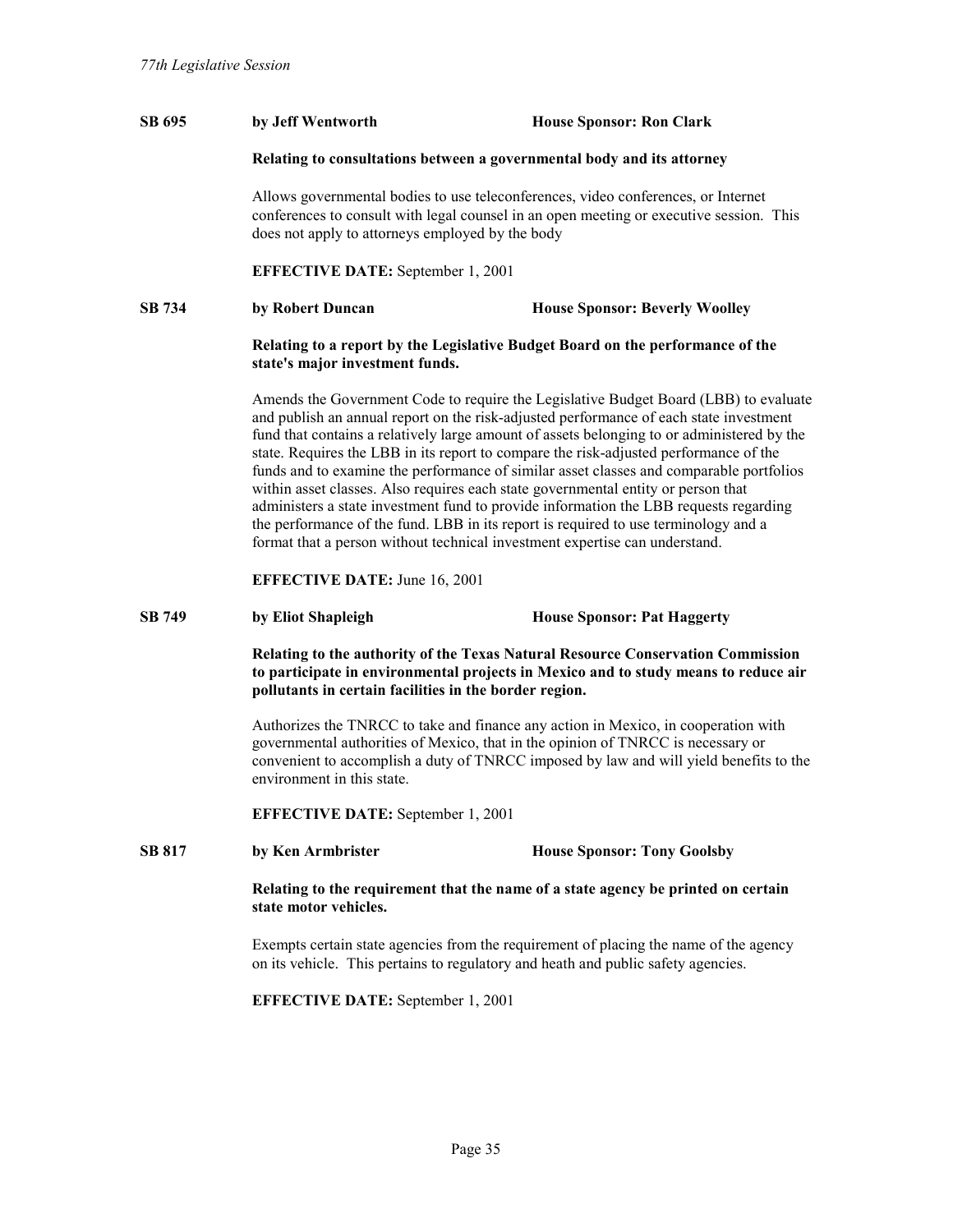**SB 695** **by Jeff Wentworth** **House Sponsor: Ron Clark**

**Relating to consultations between a governmental body and its attorney**

Allows governmental bodies to use teleconferences, video conferences, or Internet conferences to consult with legal counsel in an open meeting or executive session. This does not apply to attorneys employed by the body

**EFFECTIVE DATE:** September 1, 2001

**SB 734** **by Robert Duncan** **House Sponsor: Beverly Woolley**

**Relating to a report by the Legislative Budget Board on the performance of the state's major investment funds.**

Amends the Government Code to require the Legislative Budget Board (LBB) to evaluate and publish an annual report on the risk-adjusted performance of each state investment fund that contains a relatively large amount of assets belonging to or administered by the state. Requires the LBB in its report to compare the risk-adjusted performance of the funds and to examine the performance of similar asset classes and comparable portfolios within asset classes. Also requires each state governmental entity or person that administers a state investment fund to provide information the LBB requests regarding the performance of the fund. LBB in its report is required to use terminology and a format that a person without technical investment expertise can understand.

**EFFECTIVE DATE:** June 16, 2001

**SB 749** **by Eliot Shapleigh** **House Sponsor: Pat Haggerty**

**Relating to the authority of the Texas Natural Resource Conservation Commission to participate in environmental projects in Mexico and to study means to reduce air pollutants in certain facilities in the border region.**

Authorizes the TNRCC to take and finance any action in Mexico, in cooperation with governmental authorities of Mexico, that in the opinion of TNRCC is necessary or convenient to accomplish a duty of TNRCC imposed by law and will yield benefits to the environment in this state.

**EFFECTIVE DATE:** September 1, 2001

**SB 817** **by Ken Armbrister** **House Sponsor: Tony Goolsby**

**Relating to the requirement that the name of a state agency be printed on certain state motor vehicles.**

Exempts certain state agencies from the requirement of placing the name of the agency on its vehicle. This pertains to regulatory and heath and public safety agencies.

**EFFECTIVE DATE:** September 1, 2001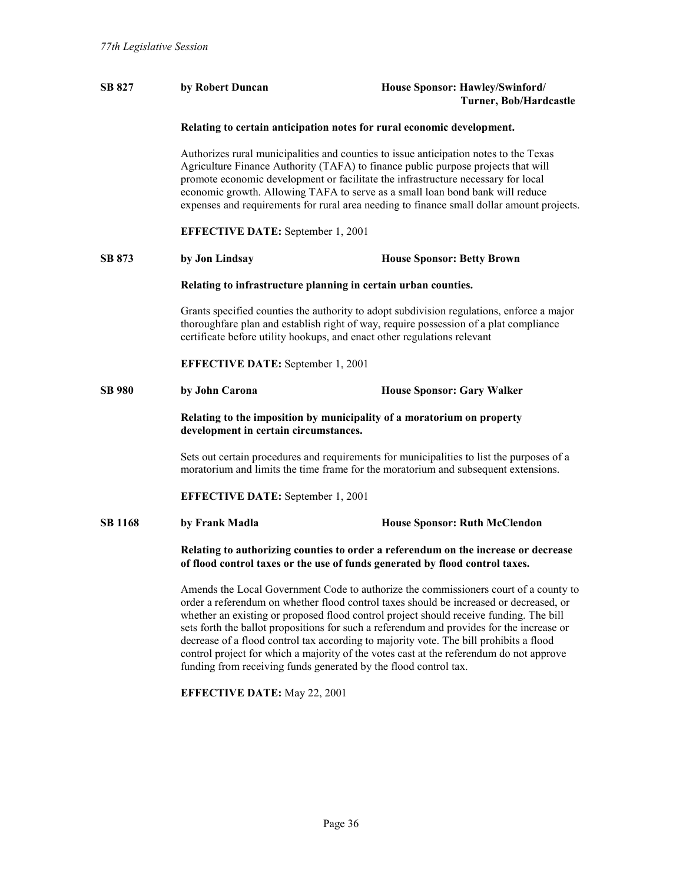**SB 827** **by Robert Duncan** **House Sponsor: Hawley/Swinford/ Turner, Bob/Hardcastle**

**Relating to certain anticipation notes for rural economic development.**

Authorizes rural municipalities and counties to issue anticipation notes to the Texas Agriculture Finance Authority (TAFA) to finance public purpose projects that will promote economic development or facilitate the infrastructure necessary for local economic growth. Allowing TAFA to serve as a small loan bond bank will reduce expenses and requirements for rural area needing to finance small dollar amount projects.

**EFFECTIVE DATE:** September 1, 2001

**SB 873** **by Jon Lindsay** **House Sponsor: Betty Brown**

**Relating to infrastructure planning in certain urban counties.**

Grants specified counties the authority to adopt subdivision regulations, enforce a major thoroughfare plan and establish right of way, require possession of a plat compliance certificate before utility hookups, and enact other regulations relevant

**EFFECTIVE DATE:** September 1, 2001

**SB 980** **by John Carona** **House Sponsor: Gary Walker**

**Relating to the imposition by municipality of a moratorium on property development in certain circumstances.**

Sets out certain procedures and requirements for municipalities to list the purposes of a moratorium and limits the time frame for the moratorium and subsequent extensions.

**EFFECTIVE DATE:** September 1, 2001

**SB 1168** **by Frank Madla** **House Sponsor: Ruth McClendon**

**Relating to authorizing counties to order a referendum on the increase or decrease of flood control taxes or the use of funds generated by flood control taxes.**

Amends the Local Government Code to authorize the commissioners court of a county to order a referendum on whether flood control taxes should be increased or decreased, or whether an existing or proposed flood control project should receive funding. The bill sets forth the ballot propositions for such a referendum and provides for the increase or decrease of a flood control tax according to majority vote. The bill prohibits a flood control project for which a majority of the votes cast at the referendum do not approve funding from receiving funds generated by the flood control tax.

**EFFECTIVE DATE:** May 22, 2001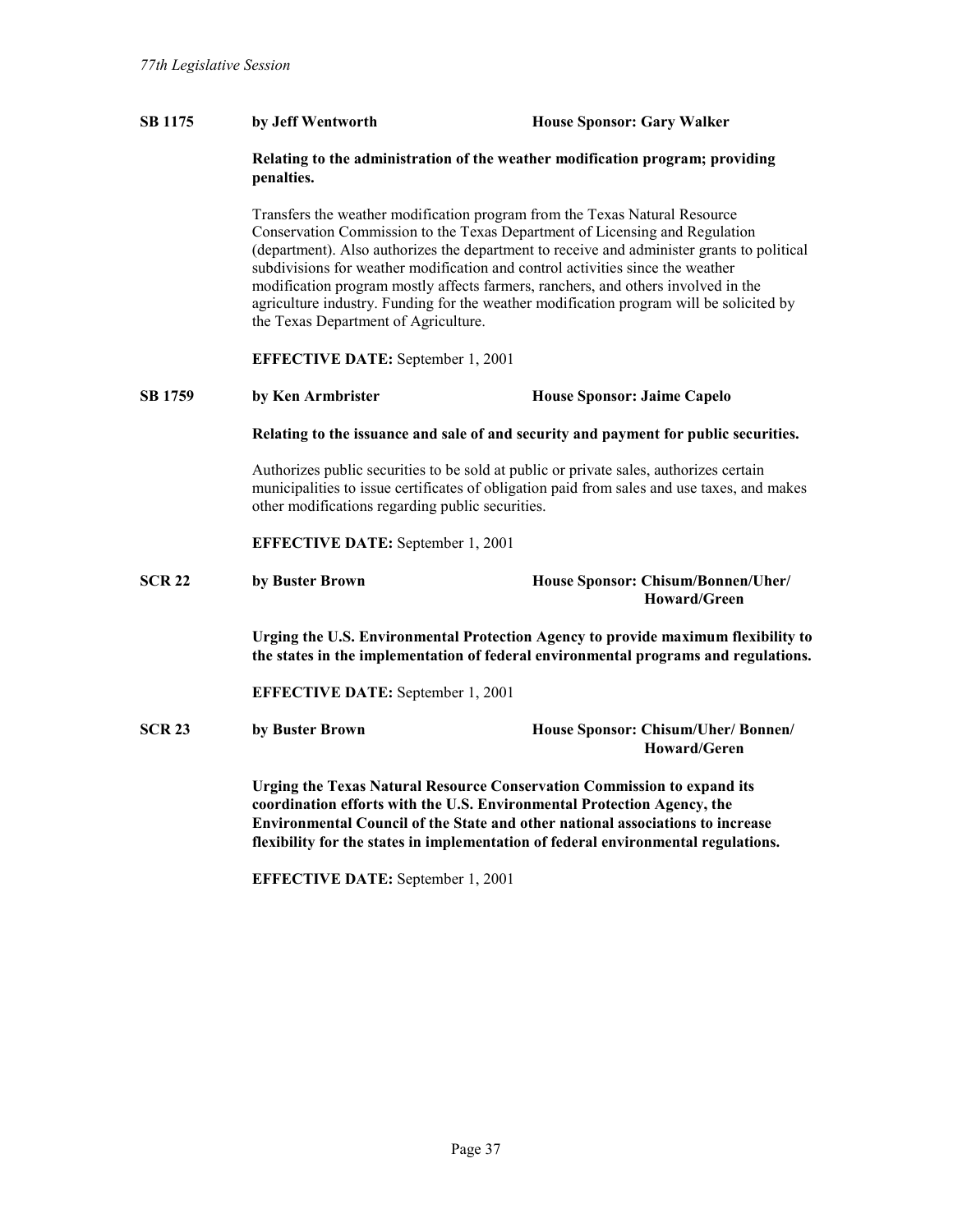**SB 1175** **by Jeff Wentworth** **House Sponsor: Gary Walker**

**Relating to the administration of the weather modification program; providing penalties.**

Transfers the weather modification program from the Texas Natural Resource Conservation Commission to the Texas Department of Licensing and Regulation (department). Also authorizes the department to receive and administer grants to political subdivisions for weather modification and control activities since the weather modification program mostly affects farmers, ranchers, and others involved in the agriculture industry. Funding for the weather modification program will be solicited by the Texas Department of Agriculture.

**EFFECTIVE DATE:** September 1, 2001

**SB 1759** **by Ken Armbrister** **House Sponsor: Jaime Capelo**

**Relating to the issuance and sale of and security and payment for public securities.**

Authorizes public securities to be sold at public or private sales, authorizes certain municipalities to issue certificates of obligation paid from sales and use taxes, and makes other modifications regarding public securities.

**EFFECTIVE DATE:** September 1, 2001

**SCR 22** **by Buster Brown** **House Sponsor: Chisum/Bonnen/Uher/ Howard/Green**

**Urging the U.S. Environmental Protection Agency to provide maximum flexibility to the states in the implementation of federal environmental programs and regulations.**

**EFFECTIVE DATE:** September 1, 2001

**SCR 23** **by Buster Brown** **House Sponsor: Chisum/Uher/ Bonnen/ Howard/Geren**

**Urging the Texas Natural Resource Conservation Commission to expand its coordination efforts with the U.S. Environmental Protection Agency, the Environmental Council of the State and other national associations to increase flexibility for the states in implementation of federal environmental regulations.**

**EFFECTIVE DATE:** September 1, 2001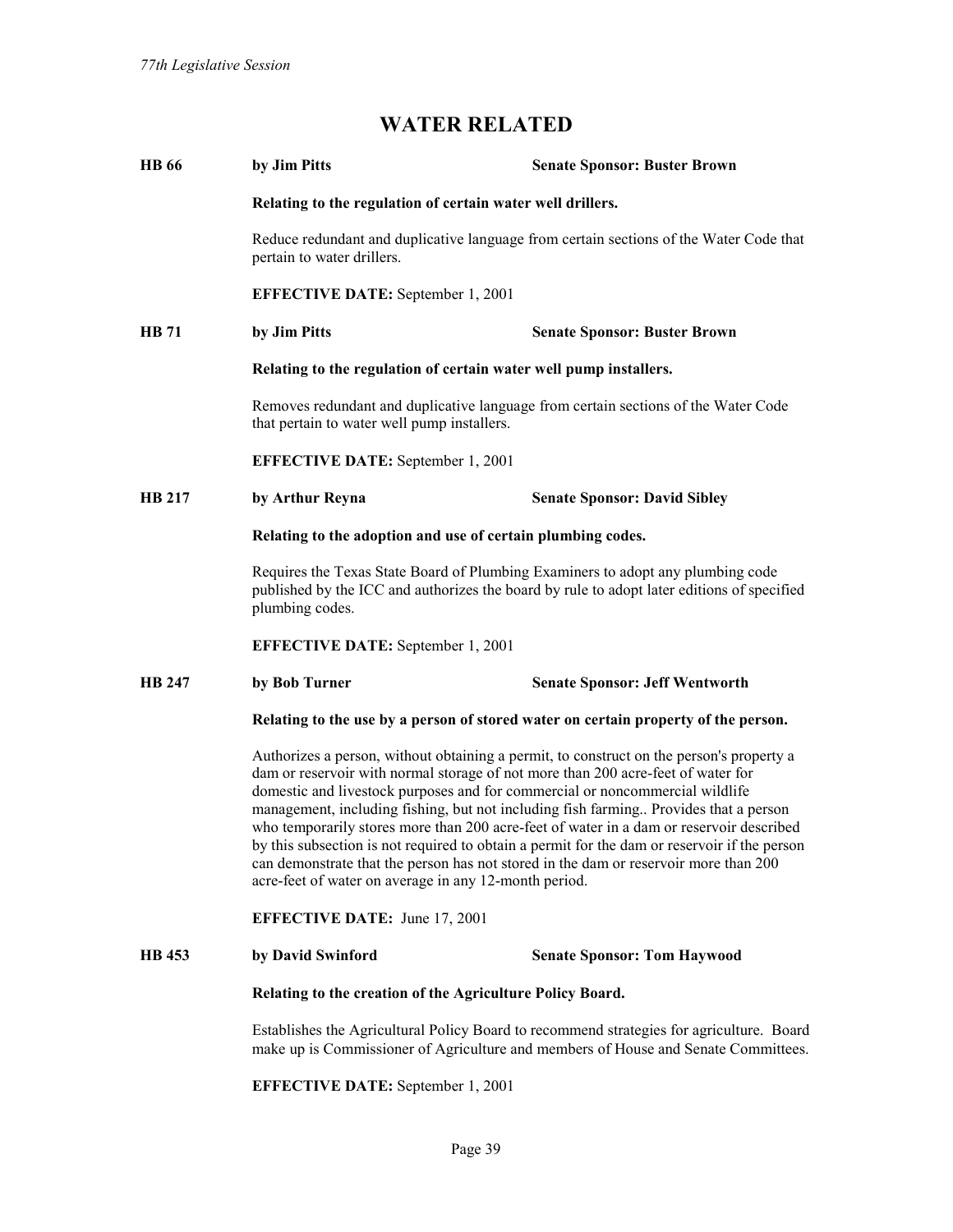# WATER RELATED

**HB 66** **by Jim Pitts** **Senate Sponsor: Buster Brown**

**Relating to the regulation of certain water well drillers.**

Reduce redundant and duplicative language from certain sections of the Water Code that pertain to water drillers.

**EFFECTIVE DATE:** September 1, 2001

**HB 71** **by Jim Pitts** **Senate Sponsor: Buster Brown**

**Relating to the regulation of certain water well pump installers.**

Removes redundant and duplicative language from certain sections of the Water Code that pertain to water well pump installers.

**EFFECTIVE DATE:** September 1, 2001

**HB 217** **by Arthur Reyna** **Senate Sponsor: David Sibley**

**Relating to the adoption and use of certain plumbing codes.**

Requires the Texas State Board of Plumbing Examiners to adopt any plumbing code published by the ICC and authorizes the board by rule to adopt later editions of specified plumbing codes.

**EFFECTIVE DATE:** September 1, 2001

**HB 247** **by Bob Turner** **Senate Sponsor: Jeff Wentworth**

**Relating to the use by a person of stored water on certain property of the person.**

Authorizes a person, without obtaining a permit, to construct on the person's property a dam or reservoir with normal storage of not more than 200 acre-feet of water for domestic and livestock purposes and for commercial or noncommercial wildlife management, including fishing, but not including fish farming.. Provides that a person who temporarily stores more than 200 acre-feet of water in a dam or reservoir described by this subsection is not required to obtain a permit for the dam or reservoir if the person can demonstrate that the person has not stored in the dam or reservoir more than 200 acre-feet of water on average in any 12-month period.

**EFFECTIVE DATE:** June 17, 2001

**HB 453** **by David Swinford** **Senate Sponsor: Tom Haywood**

**Relating to the creation of the Agriculture Policy Board.**

Establishes the Agricultural Policy Board to recommend strategies for agriculture. Board make up is Commissioner of Agriculture and members of House and Senate Committees.

**EFFECTIVE DATE:** September 1, 2001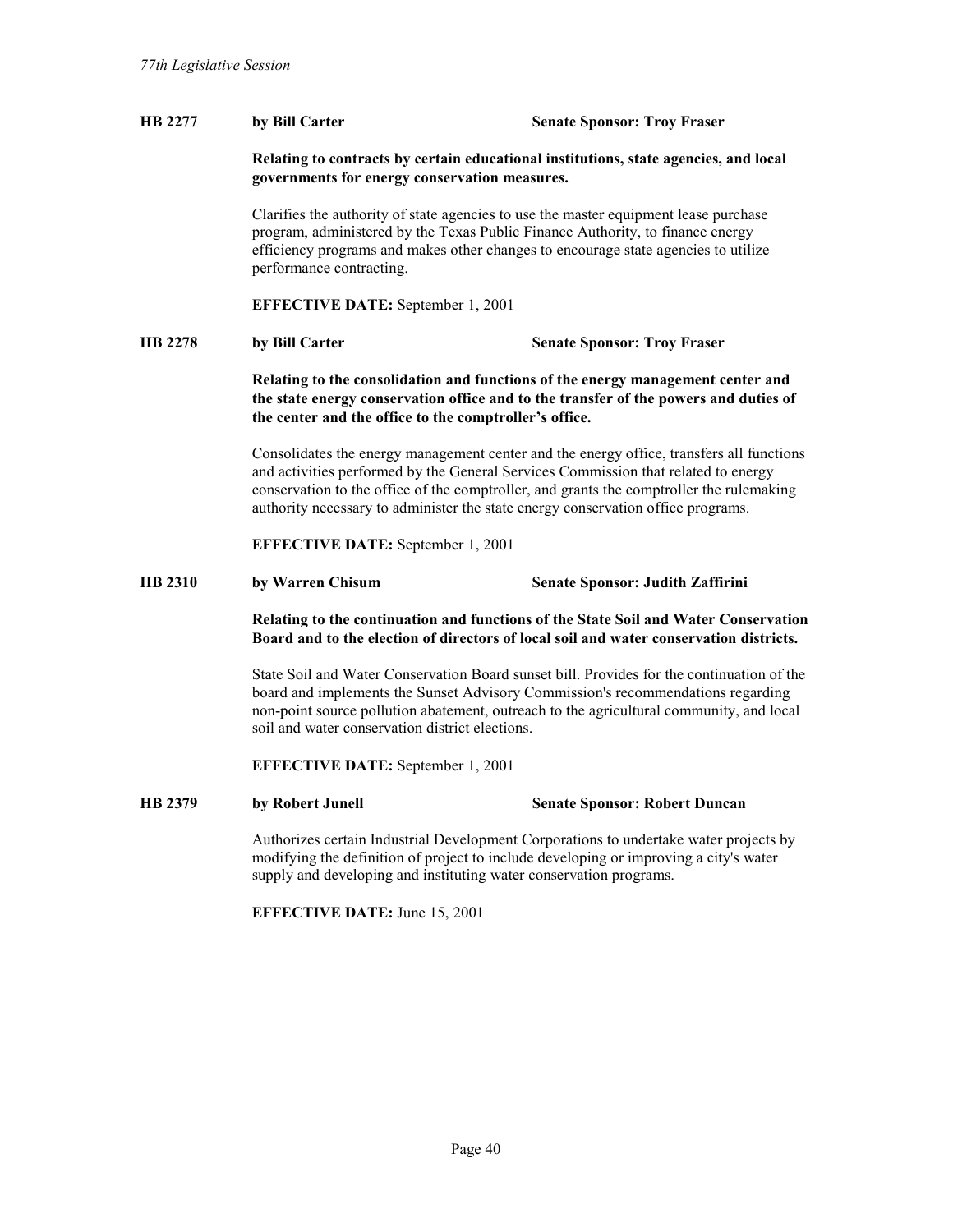**HB 2277** **by Bill Carter** **Senate Sponsor: Troy Fraser**

**Relating to contracts by certain educational institutions, state agencies, and local governments for energy conservation measures.**

Clarifies the authority of state agencies to use the master equipment lease purchase program, administered by the Texas Public Finance Authority, to finance energy efficiency programs and makes other changes to encourage state agencies to utilize performance contracting.

**EFFECTIVE DATE:** September 1, 2001

**HB 2278** **by Bill Carter** **Senate Sponsor: Troy Fraser**

**Relating to the consolidation and functions of the energy management center and the state energy conservation office and to the transfer of the powers and duties of the center and the office to the comptroller's office.**

Consolidates the energy management center and the energy office, transfers all functions and activities performed by the General Services Commission that related to energy conservation to the office of the comptroller, and grants the comptroller the rulemaking authority necessary to administer the state energy conservation office programs.

**EFFECTIVE DATE:** September 1, 2001

**HB 2310** **by Warren Chisum** **Senate Sponsor: Judith Zaffirini**

**Relating to the continuation and functions of the State Soil and Water Conservation Board and to the election of directors of local soil and water conservation districts.**

State Soil and Water Conservation Board sunset bill. Provides for the continuation of the board and implements the Sunset Advisory Commission's recommendations regarding non-point source pollution abatement, outreach to the agricultural community, and local soil and water conservation district elections.

**EFFECTIVE DATE:** September 1, 2001

**HB 2379** **by Robert Junell** **Senate Sponsor: Robert Duncan**

Authorizes certain Industrial Development Corporations to undertake water projects by modifying the definition of project to include developing or improving a city's water supply and developing and instituting water conservation programs.

**EFFECTIVE DATE:** June 15, 2001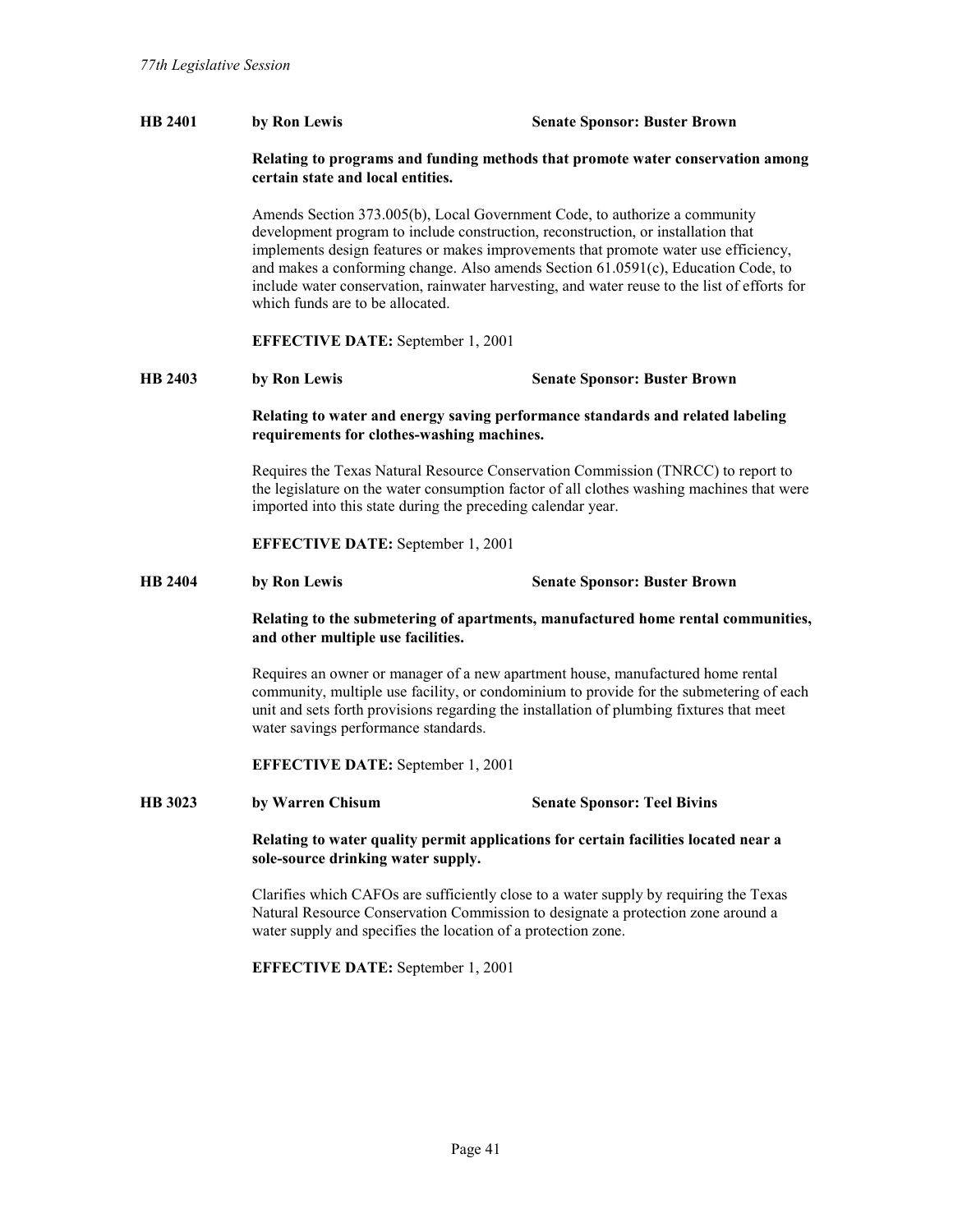**HB 2401** **by Ron Lewis** **Senate Sponsor: Buster Brown**

**Relating to programs and funding methods that promote water conservation among certain state and local entities.**

Amends Section 373.005(b), Local Government Code, to authorize a community development program to include construction, reconstruction, or installation that implements design features or makes improvements that promote water use efficiency, and makes a conforming change. Also amends Section 61.0591(c), Education Code, to include water conservation, rainwater harvesting, and water reuse to the list of efforts for which funds are to be allocated.

**EFFECTIVE DATE:** September 1, 2001

**HB 2403** **by Ron Lewis** **Senate Sponsor: Buster Brown**

**Relating to water and energy saving performance standards and related labeling requirements for clothes-washing machines.**

Requires the Texas Natural Resource Conservation Commission (TNRCC) to report to the legislature on the water consumption factor of all clothes washing machines that were imported into this state during the preceding calendar year.

**EFFECTIVE DATE:** September 1, 2001

**HB 2404** **by Ron Lewis** **Senate Sponsor: Buster Brown**

**Relating to the submetering of apartments, manufactured home rental communities, and other multiple use facilities.**

Requires an owner or manager of a new apartment house, manufactured home rental community, multiple use facility, or condominium to provide for the submetering of each unit and sets forth provisions regarding the installation of plumbing fixtures that meet water savings performance standards.

**EFFECTIVE DATE:** September 1, 2001

**HB 3023** **by Warren Chisum** **Senate Sponsor: Teel Bivins**

**Relating to water quality permit applications for certain facilities located near a sole-source drinking water supply.**

Clarifies which CAFOs are sufficiently close to a water supply by requiring the Texas Natural Resource Conservation Commission to designate a protection zone around a water supply and specifies the location of a protection zone.

**EFFECTIVE DATE:** September 1, 2001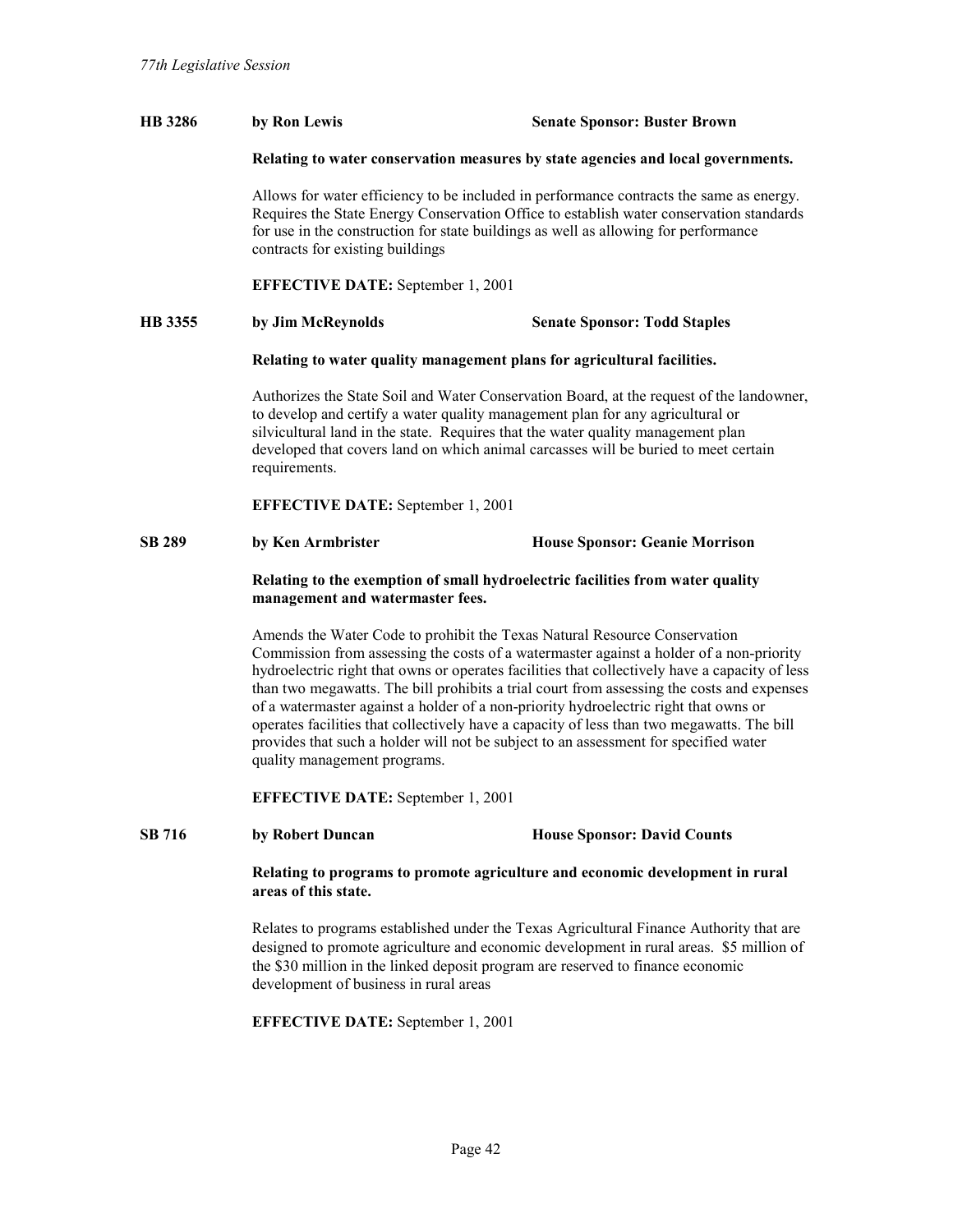**HB 3286** **by Ron Lewis** **Senate Sponsor: Buster Brown**

**Relating to water conservation measures by state agencies and local governments.**

Allows for water efficiency to be included in performance contracts the same as energy. Requires the State Energy Conservation Office to establish water conservation standards for use in the construction for state buildings as well as allowing for performance contracts for existing buildings

**EFFECTIVE DATE:** September 1, 2001

**HB 3355** **by Jim McReynolds** **Senate Sponsor: Todd Staples**

**Relating to water quality management plans for agricultural facilities.**

Authorizes the State Soil and Water Conservation Board, at the request of the landowner, to develop and certify a water quality management plan for any agricultural or silvicultural land in the state. Requires that the water quality management plan developed that covers land on which animal carcasses will be buried to meet certain requirements.

**EFFECTIVE DATE:** September 1, 2001

**SB 289** **by Ken Armbrister** **House Sponsor: Geanie Morrison**

**Relating to the exemption of small hydroelectric facilities from water quality management and watermaster fees.**

Amends the Water Code to prohibit the Texas Natural Resource Conservation Commission from assessing the costs of a watermaster against a holder of a non-priority hydroelectric right that owns or operates facilities that collectively have a capacity of less than two megawatts. The bill prohibits a trial court from assessing the costs and expenses of a watermaster against a holder of a non-priority hydroelectric right that owns or operates facilities that collectively have a capacity of less than two megawatts. The bill provides that such a holder will not be subject to an assessment for specified water quality management programs.

**EFFECTIVE DATE:** September 1, 2001

**SB 716** **by Robert Duncan** **House Sponsor: David Counts**

**Relating to programs to promote agriculture and economic development in rural areas of this state.**

Relates to programs established under the Texas Agricultural Finance Authority that are designed to promote agriculture and economic development in rural areas. $5 million of the $30 million in the linked deposit program are reserved to finance economic development of business in rural areas

**EFFECTIVE DATE:** September 1, 2001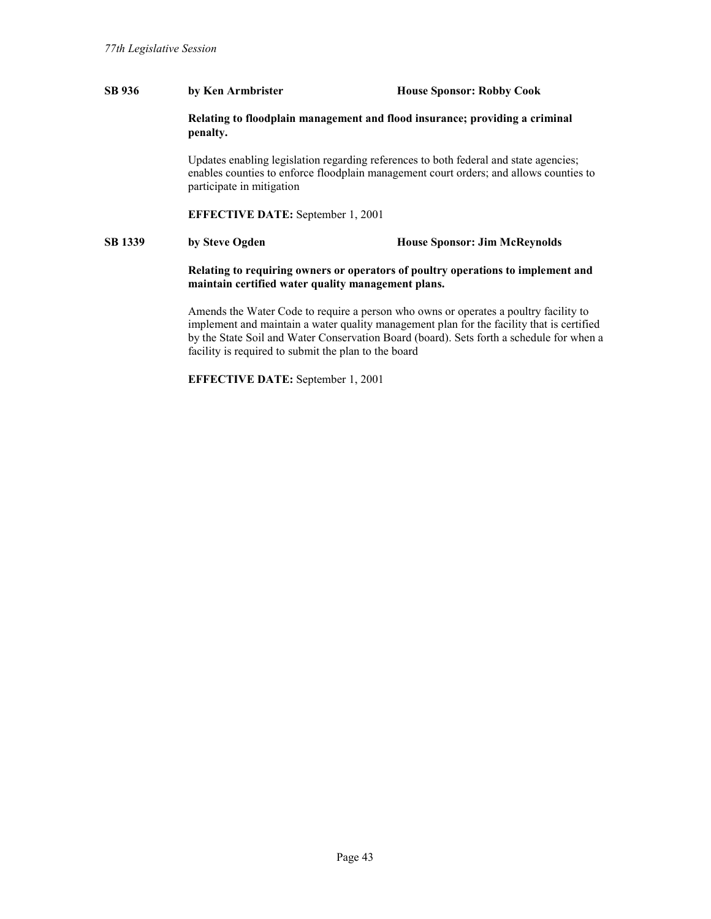**SB 936** **by Ken Armbrister** **House Sponsor: Robby Cook**

**Relating to floodplain management and flood insurance; providing a criminal penalty.**

Updates enabling legislation regarding references to both federal and state agencies; enables counties to enforce floodplain management court orders; and allows counties to participate in mitigation

**EFFECTIVE DATE:** September 1, 2001

**SB 1339** **by Steve Ogden** **House Sponsor: Jim McReynolds**

**Relating to requiring owners or operators of poultry operations to implement and maintain certified water quality management plans.**

Amends the Water Code to require a person who owns or operates a poultry facility to implement and maintain a water quality management plan for the facility that is certified by the State Soil and Water Conservation Board (board). Sets forth a schedule for when a facility is required to submit the plan to the board

**EFFECTIVE DATE:** September 1, 2001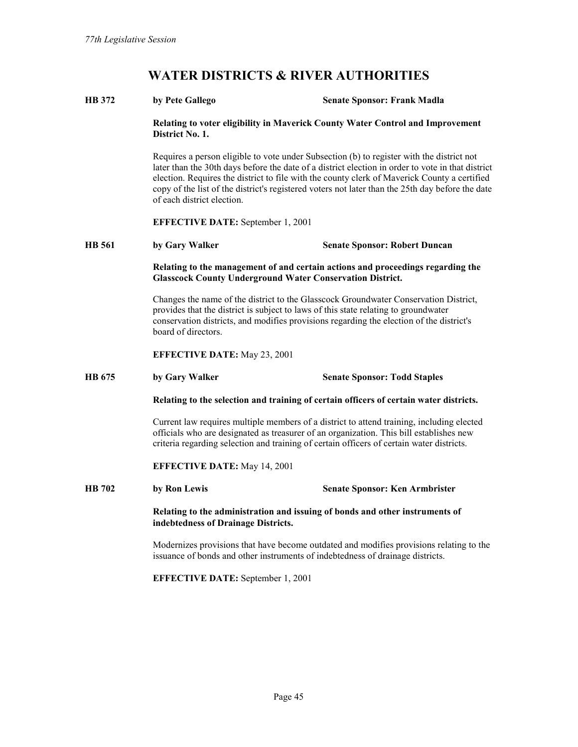# WATER DISTRICTS & RIVER AUTHORITIES

**HB 372** **by Pete Gallego** **Senate Sponsor: Frank Madla**

**Relating to voter eligibility in Maverick County Water Control and Improvement District No. 1.**

Requires a person eligible to vote under Subsection (b) to register with the district not later than the 30th days before the date of a district election in order to vote in that district election. Requires the district to file with the county clerk of Maverick County a certified copy of the list of the district's registered voters not later than the 25th day before the date of each district election.

**EFFECTIVE DATE:** September 1, 2001

**HB 561** **by Gary Walker** **Senate Sponsor: Robert Duncan**

**Relating to the management of and certain actions and proceedings regarding the Glasscock County Underground Water Conservation District.**

Changes the name of the district to the Glasscock Groundwater Conservation District, provides that the district is subject to laws of this state relating to groundwater conservation districts, and modifies provisions regarding the election of the district's board of directors.

**EFFECTIVE DATE:** May 23, 2001

**HB 675** **by Gary Walker** **Senate Sponsor: Todd Staples**

**Relating to the selection and training of certain officers of certain water districts.**

Current law requires multiple members of a district to attend training, including elected officials who are designated as treasurer of an organization. This bill establishes new criteria regarding selection and training of certain officers of certain water districts.

**EFFECTIVE DATE:** May 14, 2001

**HB 702** **by Ron Lewis** **Senate Sponsor: Ken Armbrister**

**Relating to the administration and issuing of bonds and other instruments of indebtedness of Drainage Districts.**

Modernizes provisions that have become outdated and modifies provisions relating to the issuance of bonds and other instruments of indebtedness of drainage districts.

**EFFECTIVE DATE:** September 1, 2001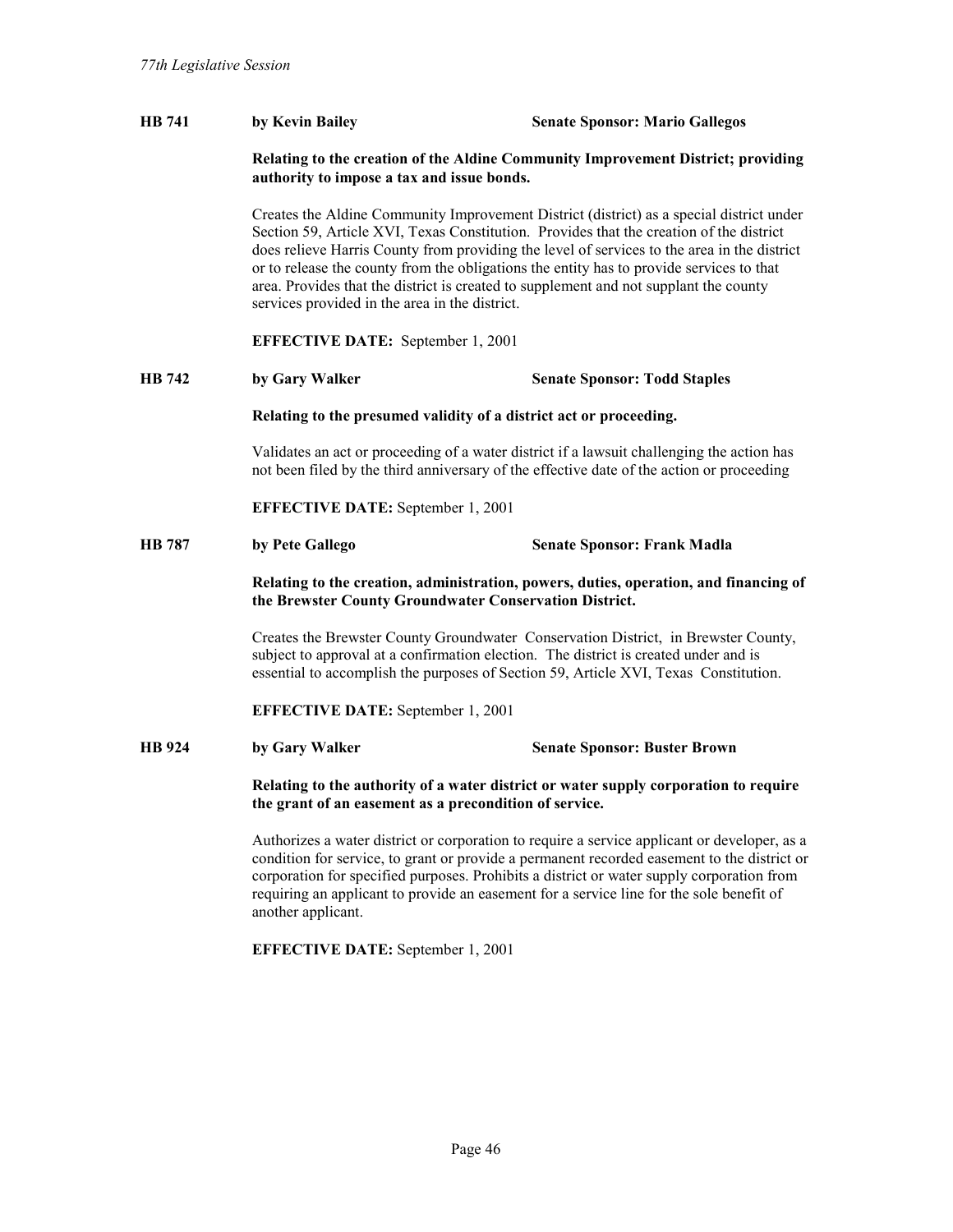**HB 741** **by Kevin Bailey** **Senate Sponsor: Mario Gallegos**

**Relating to the creation of the Aldine Community Improvement District; providing authority to impose a tax and issue bonds.**

Creates the Aldine Community Improvement District (district) as a special district under Section 59, Article XVI, Texas Constitution. Provides that the creation of the district does relieve Harris County from providing the level of services to the area in the district or to release the county from the obligations the entity has to provide services to that area. Provides that the district is created to supplement and not supplant the county services provided in the area in the district.

**EFFECTIVE DATE:** September 1, 2001

**HB 742** **by Gary Walker** **Senate Sponsor: Todd Staples**

**Relating to the presumed validity of a district act or proceeding.**

Validates an act or proceeding of a water district if a lawsuit challenging the action has not been filed by the third anniversary of the effective date of the action or proceeding

**EFFECTIVE DATE:** September 1, 2001

**HB 787** **by Pete Gallego** **Senate Sponsor: Frank Madla**

**Relating to the creation, administration, powers, duties, operation, and financing of the Brewster County Groundwater Conservation District.**

Creates the Brewster County Groundwater Conservation District, in Brewster County, subject to approval at a confirmation election. The district is created under and is essential to accomplish the purposes of Section 59, Article XVI, Texas Constitution.

**EFFECTIVE DATE:** September 1, 2001

**HB 924** **by Gary Walker** **Senate Sponsor: Buster Brown**

**Relating to the authority of a water district or water supply corporation to require the grant of an easement as a precondition of service.**

Authorizes a water district or corporation to require a service applicant or developer, as a condition for service, to grant or provide a permanent recorded easement to the district or corporation for specified purposes. Prohibits a district or water supply corporation from requiring an applicant to provide an easement for a service line for the sole benefit of another applicant.

**EFFECTIVE DATE:** September 1, 2001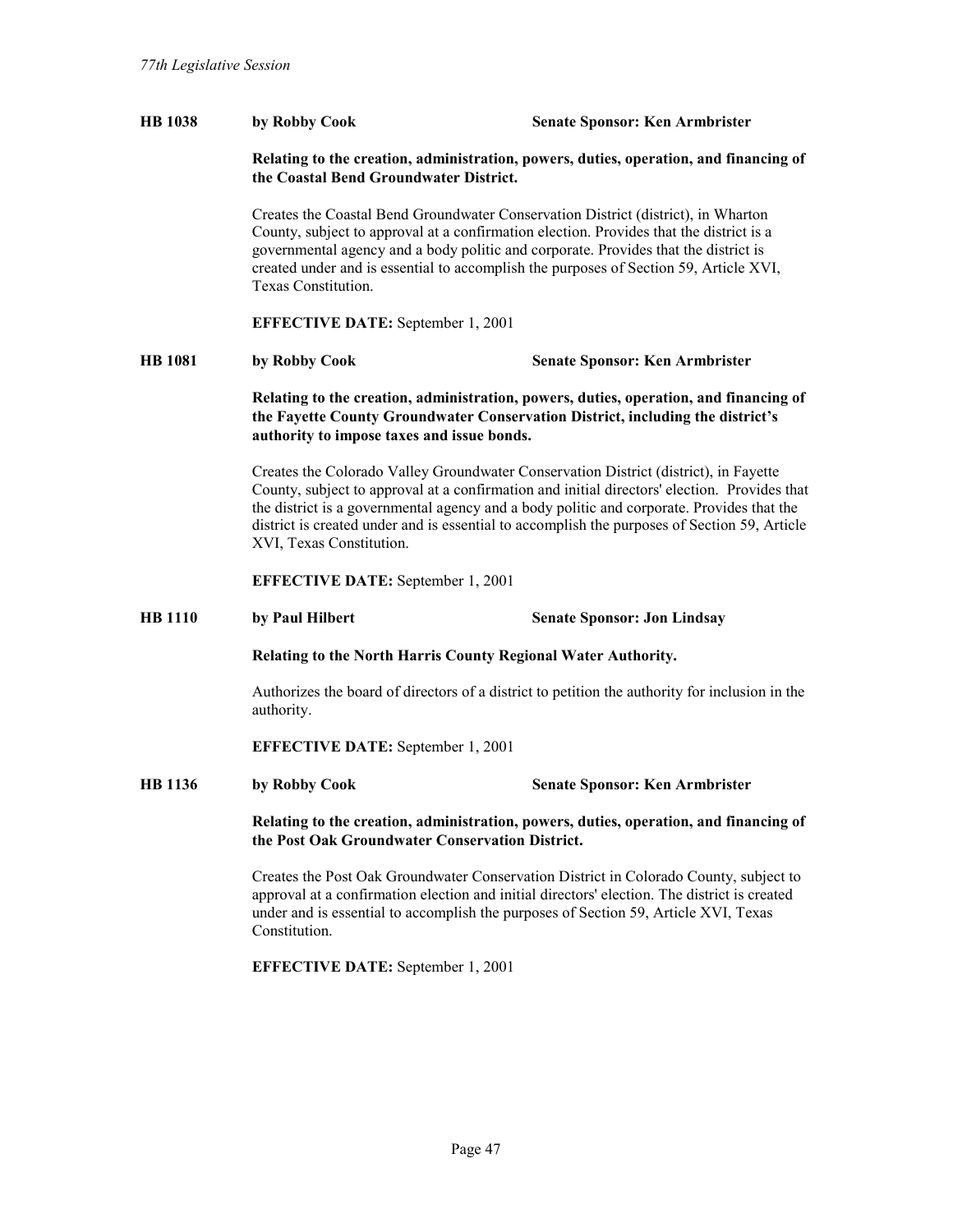**HB 1038** **by Robby Cook** **Senate Sponsor: Ken Armbrister**

**Relating to the creation, administration, powers, duties, operation, and financing of the Coastal Bend Groundwater District.**

Creates the Coastal Bend Groundwater Conservation District (district), in Wharton County, subject to approval at a confirmation election. Provides that the district is a governmental agency and a body politic and corporate. Provides that the district is created under and is essential to accomplish the purposes of Section 59, Article XVI, Texas Constitution.

**EFFECTIVE DATE:** September 1, 2001

**HB 1081** **by Robby Cook** **Senate Sponsor: Ken Armbrister**

**Relating to the creation, administration, powers, duties, operation, and financing of the Fayette County Groundwater Conservation District, including the district's authority to impose taxes and issue bonds.**

Creates the Colorado Valley Groundwater Conservation District (district), in Fayette County, subject to approval at a confirmation and initial directors' election. Provides that the district is a governmental agency and a body politic and corporate. Provides that the district is created under and is essential to accomplish the purposes of Section 59, Article XVI, Texas Constitution.

**EFFECTIVE DATE:** September 1, 2001

**HB 1110** **by Paul Hilbert** **Senate Sponsor: Jon Lindsay**

**Relating to the North Harris County Regional Water Authority.**

Authorizes the board of directors of a district to petition the authority for inclusion in the authority.

**EFFECTIVE DATE:** September 1, 2001

**HB 1136** **by Robby Cook** **Senate Sponsor: Ken Armbrister**

**Relating to the creation, administration, powers, duties, operation, and financing of the Post Oak Groundwater Conservation District.**

Creates the Post Oak Groundwater Conservation District in Colorado County, subject to approval at a confirmation election and initial directors' election. The district is created under and is essential to accomplish the purposes of Section 59, Article XVI, Texas Constitution.

**EFFECTIVE DATE:** September 1, 2001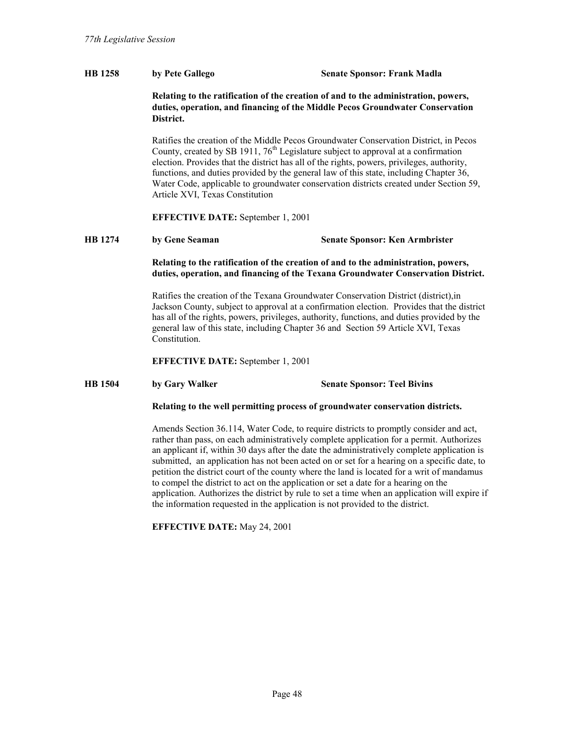**HB 1258** **by Pete Gallego** **Senate Sponsor: Frank Madla**

**Relating to the ratification of the creation of and to the administration, powers, duties, operation, and financing of the Middle Pecos Groundwater Conservation District.**

Ratifies the creation of the Middle Pecos Groundwater Conservation District, in Pecos County, created by SB 1911, 76th Legislature subject to approval at a confirmation election. Provides that the district has all of the rights, powers, privileges, authority, functions, and duties provided by the general law of this state, including Chapter 36, Water Code, applicable to groundwater conservation districts created under Section 59, Article XVI, Texas Constitution

**EFFECTIVE DATE:** September 1, 2001

**HB 1274** **by Gene Seaman** **Senate Sponsor: Ken Armbrister**

**Relating to the ratification of the creation of and to the administration, powers, duties, operation, and financing of the Texana Groundwater Conservation District.**

Ratifies the creation of the Texana Groundwater Conservation District (district),in Jackson County, subject to approval at a confirmation election. Provides that the district has all of the rights, powers, privileges, authority, functions, and duties provided by the general law of this state, including Chapter 36 and Section 59 Article XVI, Texas Constitution.

**EFFECTIVE DATE:** September 1, 2001

**HB 1504** **by Gary Walker** **Senate Sponsor: Teel Bivins**

**Relating to the well permitting process of groundwater conservation districts.**

Amends Section 36.114, Water Code, to require districts to promptly consider and act, rather than pass, on each administratively complete application for a permit. Authorizes an applicant if, within 30 days after the date the administratively complete application is submitted, an application has not been acted on or set for a hearing on a specific date, to petition the district court of the county where the land is located for a writ of mandamus to compel the district to act on the application or set a date for a hearing on the application. Authorizes the district by rule to set a time when an application will expire if the information requested in the application is not provided to the district.

**EFFECTIVE DATE:** May 24, 2001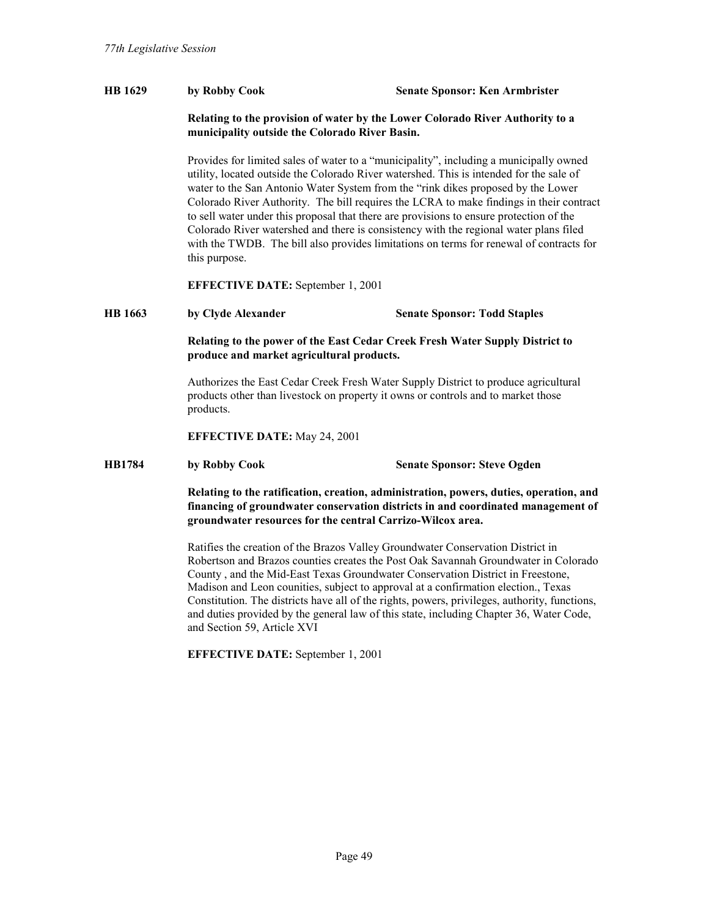**HB 1629** **by Robby Cook** **Senate Sponsor: Ken Armbrister**

**Relating to the provision of water by the Lower Colorado River Authority to a municipality outside the Colorado River Basin.**

Provides for limited sales of water to a "municipality", including a municipally owned utility, located outside the Colorado River watershed. This is intended for the sale of water to the San Antonio Water System from the "rink dikes proposed by the Lower Colorado River Authority. The bill requires the LCRA to make findings in their contract to sell water under this proposal that there are provisions to ensure protection of the Colorado River watershed and there is consistency with the regional water plans filed with the TWDB. The bill also provides limitations on terms for renewal of contracts for this purpose.

**EFFECTIVE DATE:** September 1, 2001

**HB 1663** **by Clyde Alexander** **Senate Sponsor: Todd Staples**

**Relating to the power of the East Cedar Creek Fresh Water Supply District to produce and market agricultural products.**

Authorizes the East Cedar Creek Fresh Water Supply District to produce agricultural products other than livestock on property it owns or controls and to market those products.

**EFFECTIVE DATE:** May 24, 2001

**HB1784** **by Robby Cook** **Senate Sponsor: Steve Ogden**

**Relating to the ratification, creation, administration, powers, duties, operation, and financing of groundwater conservation districts in and coordinated management of groundwater resources for the central Carrizo-Wilcox area.**

Ratifies the creation of the Brazos Valley Groundwater Conservation District in Robertson and Brazos counties creates the Post Oak Savannah Groundwater in Colorado County , and the Mid-East Texas Groundwater Conservation District in Freestone, Madison and Leon counities, subject to approval at a confirmation election., Texas Constitution. The districts have all of the rights, powers, privileges, authority, functions, and duties provided by the general law of this state, including Chapter 36, Water Code, and Section 59, Article XVI

**EFFECTIVE DATE:** September 1, 2001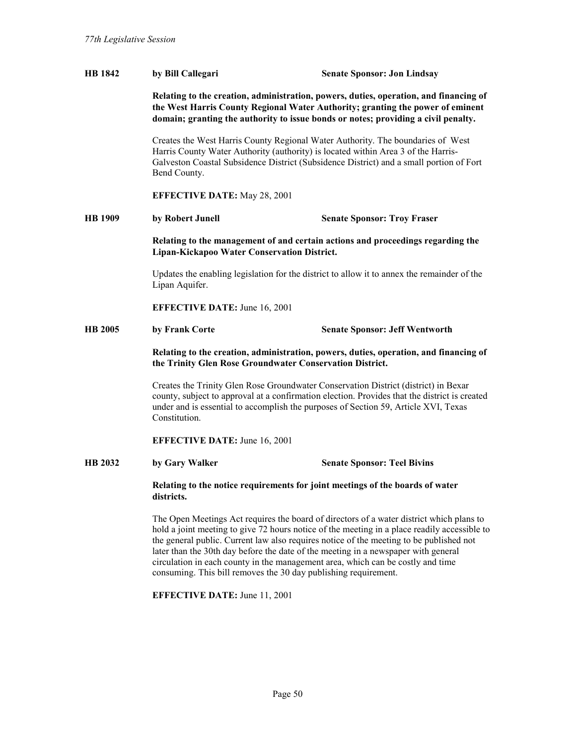**HB 1842** by Bill Callegari **Senate Sponsor: Jon Lindsay**

**Relating to the creation, administration, powers, duties, operation, and financing of the West Harris County Regional Water Authority; granting the power of eminent domain; granting the authority to issue bonds or notes; providing a civil penalty.**

Creates the West Harris County Regional Water Authority. The boundaries of West Harris County Water Authority (authority) is located within Area 3 of the Harris-Galveston Coastal Subsidence District (Subsidence District) and a small portion of Fort Bend County.

**EFFECTIVE DATE:** May 28, 2001

**HB 1909** by Robert Junell **Senate Sponsor: Troy Fraser**

**Relating to the management of and certain actions and proceedings regarding the Lipan-Kickapoo Water Conservation District.**

Updates the enabling legislation for the district to allow it to annex the remainder of the Lipan Aquifer.

**EFFECTIVE DATE:** June 16, 2001

**HB 2005** by Frank Corte **Senate Sponsor: Jeff Wentworth**

**Relating to the creation, administration, powers, duties, operation, and financing of the Trinity Glen Rose Groundwater Conservation District.**

Creates the Trinity Glen Rose Groundwater Conservation District (district) in Bexar county, subject to approval at a confirmation election. Provides that the district is created under and is essential to accomplish the purposes of Section 59, Article XVI, Texas Constitution.

**EFFECTIVE DATE:** June 16, 2001

**HB 2032** by Gary Walker **Senate Sponsor: Teel Bivins**

**Relating to the notice requirements for joint meetings of the boards of water districts.**

The Open Meetings Act requires the board of directors of a water district which plans to hold a joint meeting to give 72 hours notice of the meeting in a place readily accessible to the general public. Current law also requires notice of the meeting to be published not later than the 30th day before the date of the meeting in a newspaper with general circulation in each county in the management area, which can be costly and time consuming. This bill removes the 30 day publishing requirement.

**EFFECTIVE DATE:** June 11, 2001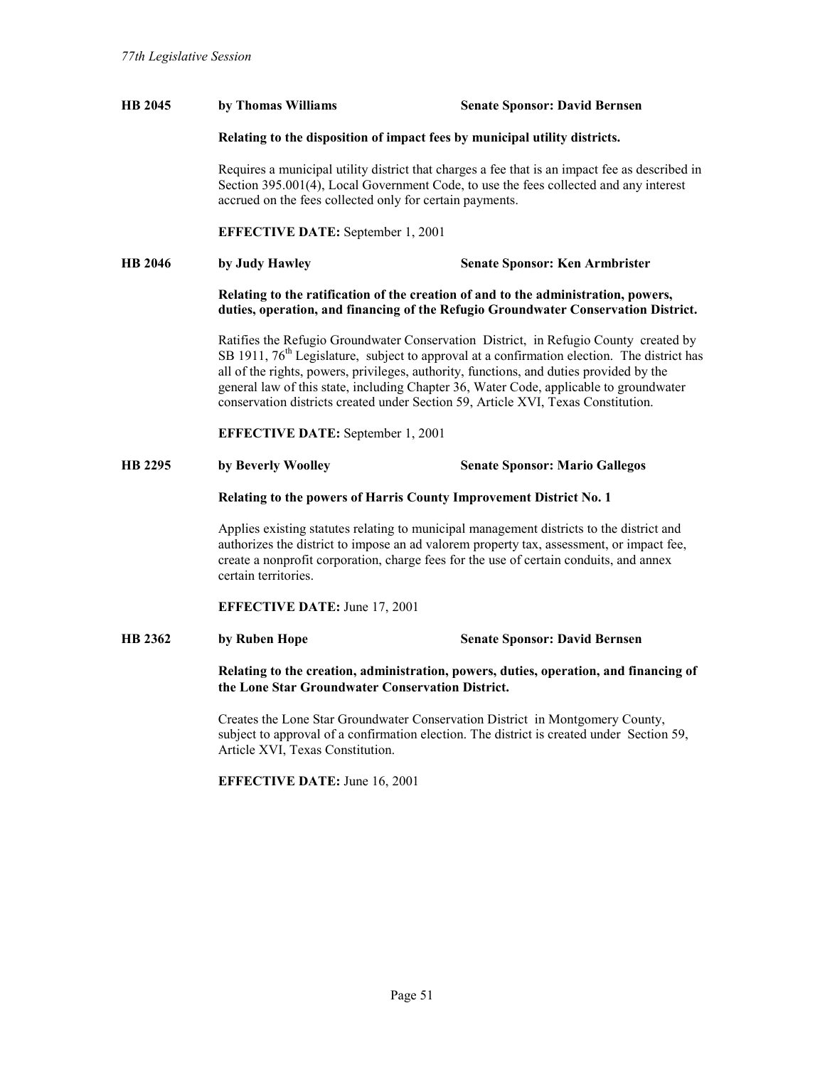**HB 2045** **by Thomas Williams** **Senate Sponsor: David Bernsen**

**Relating to the disposition of impact fees by municipal utility districts.**

Requires a municipal utility district that charges a fee that is an impact fee as described in Section 395.001(4), Local Government Code, to use the fees collected and any interest accrued on the fees collected only for certain payments.

**EFFECTIVE DATE:** September 1, 2001

**HB 2046** **by Judy Hawley** **Senate Sponsor: Ken Armbrister**

**Relating to the ratification of the creation of and to the administration, powers, duties, operation, and financing of the Refugio Groundwater Conservation District.**

Ratifies the Refugio Groundwater Conservation District, in Refugio County created by SB 1911, 76th Legislature, subject to approval at a confirmation election. The district has all of the rights, powers, privileges, authority, functions, and duties provided by the general law of this state, including Chapter 36, Water Code, applicable to groundwater conservation districts created under Section 59, Article XVI, Texas Constitution.

**EFFECTIVE DATE:** September 1, 2001

**HB 2295** **by Beverly Woolley** **Senate Sponsor: Mario Gallegos**

**Relating to the powers of Harris County Improvement District No. 1**

Applies existing statutes relating to municipal management districts to the district and authorizes the district to impose an ad valorem property tax, assessment, or impact fee, create a nonprofit corporation, charge fees for the use of certain conduits, and annex certain territories.

**EFFECTIVE DATE:** June 17, 2001

**HB 2362** **by Ruben Hope** **Senate Sponsor: David Bernsen**

**Relating to the creation, administration, powers, duties, operation, and financing of the Lone Star Groundwater Conservation District.**

Creates the Lone Star Groundwater Conservation District in Montgomery County, subject to approval of a confirmation election. The district is created under Section 59, Article XVI, Texas Constitution.

**EFFECTIVE DATE:** June 16, 2001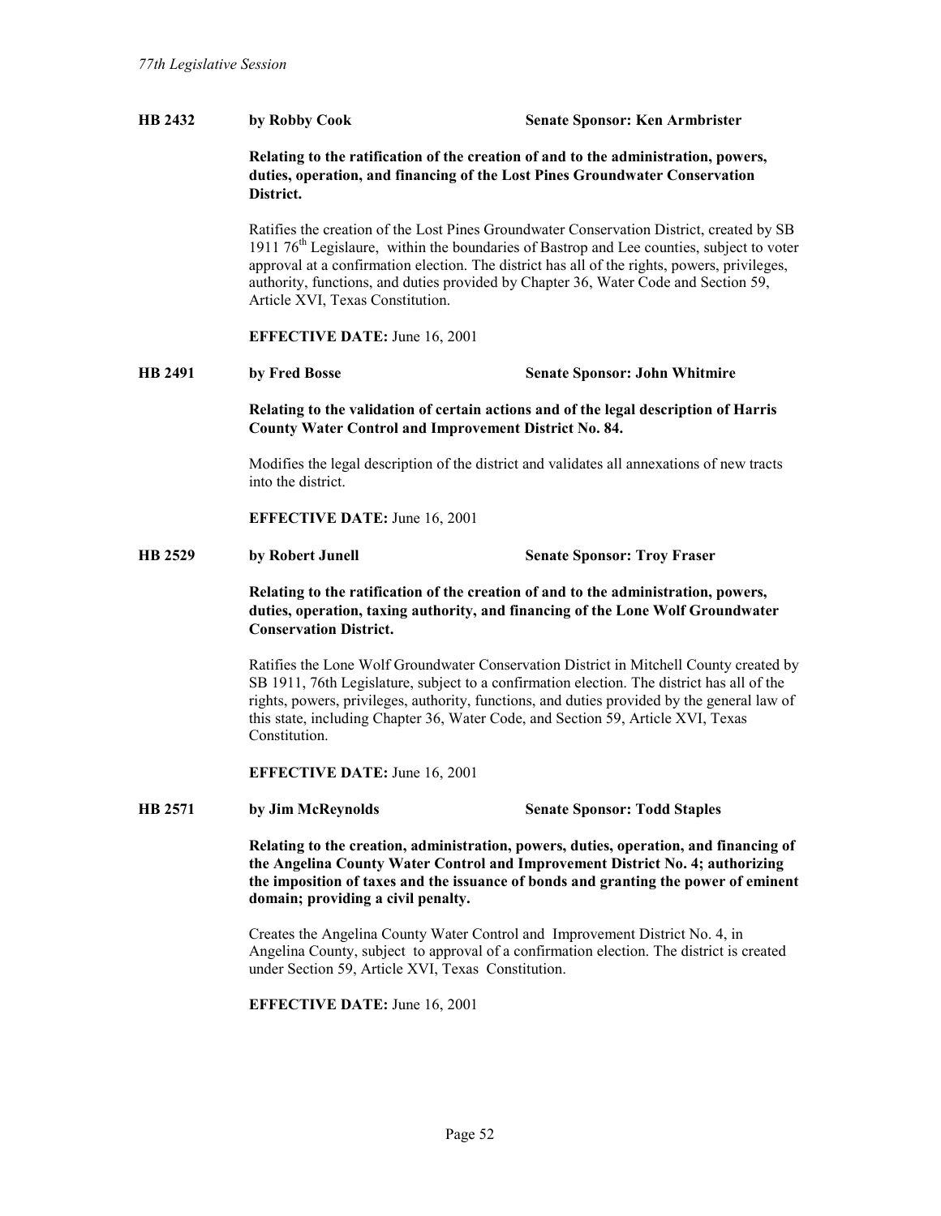**HB 2432** **by Robby Cook** **Senate Sponsor: Ken Armbrister**

**Relating to the ratification of the creation of and to the administration, powers, duties, operation, and financing of the Lost Pines Groundwater Conservation District.**

Ratifies the creation of the Lost Pines Groundwater Conservation District, created by SB 1911 76th Legislaure, within the boundaries of Bastrop and Lee counties, subject to voter approval at a confirmation election. The district has all of the rights, powers, privileges, authority, functions, and duties provided by Chapter 36, Water Code and Section 59, Article XVI, Texas Constitution.

**EFFECTIVE DATE:** June 16, 2001

**HB 2491** **by Fred Bosse** **Senate Sponsor: John Whitmire**

**Relating to the validation of certain actions and of the legal description of Harris County Water Control and Improvement District No. 84.**

Modifies the legal description of the district and validates all annexations of new tracts into the district.

**EFFECTIVE DATE:** June 16, 2001

**HB 2529** **by Robert Junell** **Senate Sponsor: Troy Fraser**

**Relating to the ratification of the creation of and to the administration, powers, duties, operation, taxing authority, and financing of the Lone Wolf Groundwater Conservation District.**

Ratifies the Lone Wolf Groundwater Conservation District in Mitchell County created by SB 1911, 76th Legislature, subject to a confirmation election. The district has all of the rights, powers, privileges, authority, functions, and duties provided by the general law of this state, including Chapter 36, Water Code, and Section 59, Article XVI, Texas Constitution.

**EFFECTIVE DATE:** June 16, 2001

**HB 2571** **by Jim McReynolds** **Senate Sponsor: Todd Staples**

**Relating to the creation, administration, powers, duties, operation, and financing of the Angelina County Water Control and Improvement District No. 4; authorizing the imposition of taxes and the issuance of bonds and granting the power of eminent domain; providing a civil penalty.**

Creates the Angelina County Water Control and Improvement District No. 4, in Angelina County, subject to approval of a confirmation election. The district is created under Section 59, Article XVI, Texas Constitution.

**EFFECTIVE DATE:** June 16, 2001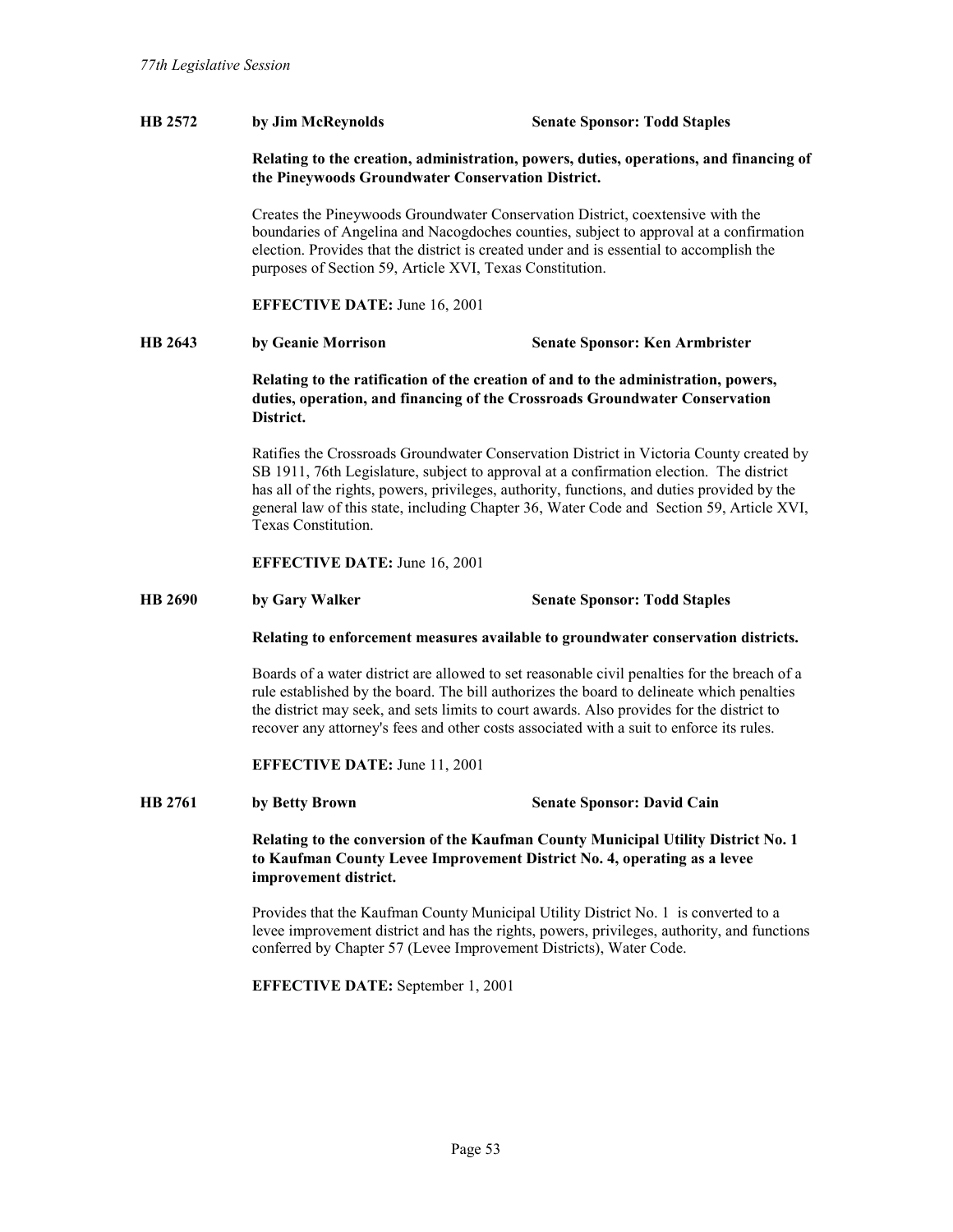**HB 2572** **by Jim McReynolds** **Senate Sponsor: Todd Staples**

**Relating to the creation, administration, powers, duties, operations, and financing of the Pineywoods Groundwater Conservation District.**

Creates the Pineywoods Groundwater Conservation District, coextensive with the boundaries of Angelina and Nacogdoches counties, subject to approval at a confirmation election. Provides that the district is created under and is essential to accomplish the purposes of Section 59, Article XVI, Texas Constitution.

**EFFECTIVE DATE:** June 16, 2001

**HB 2643** **by Geanie Morrison** **Senate Sponsor: Ken Armbrister**

**Relating to the ratification of the creation of and to the administration, powers, duties, operation, and financing of the Crossroads Groundwater Conservation District.**

Ratifies the Crossroads Groundwater Conservation District in Victoria County created by SB 1911, 76th Legislature, subject to approval at a confirmation election. The district has all of the rights, powers, privileges, authority, functions, and duties provided by the general law of this state, including Chapter 36, Water Code and Section 59, Article XVI, Texas Constitution.

**EFFECTIVE DATE:** June 16, 2001

**HB 2690** **by Gary Walker** **Senate Sponsor: Todd Staples**

**Relating to enforcement measures available to groundwater conservation districts.**

Boards of a water district are allowed to set reasonable civil penalties for the breach of a rule established by the board. The bill authorizes the board to delineate which penalties the district may seek, and sets limits to court awards. Also provides for the district to recover any attorney's fees and other costs associated with a suit to enforce its rules.

**EFFECTIVE DATE:** June 11, 2001

**HB 2761** **by Betty Brown** **Senate Sponsor: David Cain**

**Relating to the conversion of the Kaufman County Municipal Utility District No. 1 to Kaufman County Levee Improvement District No. 4, operating as a levee improvement district.**

Provides that the Kaufman County Municipal Utility District No. 1 is converted to a levee improvement district and has the rights, powers, privileges, authority, and functions conferred by Chapter 57 (Levee Improvement Districts), Water Code.

**EFFECTIVE DATE:** September 1, 2001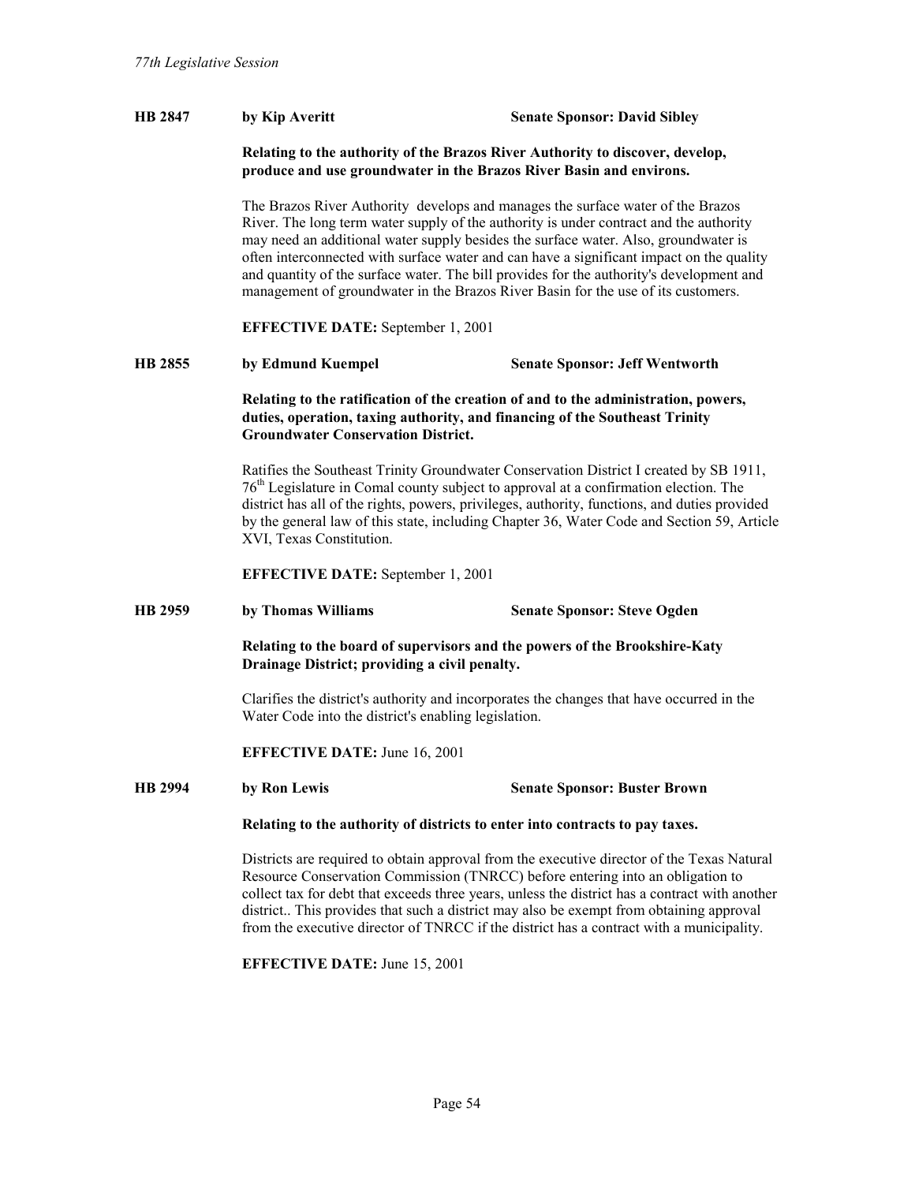**HB 2847** **by Kip Averitt** **Senate Sponsor: David Sibley**

**Relating to the authority of the Brazos River Authority to discover, develop, produce and use groundwater in the Brazos River Basin and environs.**

The Brazos River Authority develops and manages the surface water of the Brazos River. The long term water supply of the authority is under contract and the authority may need an additional water supply besides the surface water. Also, groundwater is often interconnected with surface water and can have a significant impact on the quality and quantity of the surface water. The bill provides for the authority's development and management of groundwater in the Brazos River Basin for the use of its customers.

**EFFECTIVE DATE:** September 1, 2001

**HB 2855** **by Edmund Kuempel** **Senate Sponsor: Jeff Wentworth**

**Relating to the ratification of the creation of and to the administration, powers, duties, operation, taxing authority, and financing of the Southeast Trinity Groundwater Conservation District.**

Ratifies the Southeast Trinity Groundwater Conservation District I created by SB 1911, 76th Legislature in Comal county subject to approval at a confirmation election. The district has all of the rights, powers, privileges, authority, functions, and duties provided by the general law of this state, including Chapter 36, Water Code and Section 59, Article XVI, Texas Constitution.

**EFFECTIVE DATE:** September 1, 2001

**HB 2959** **by Thomas Williams** **Senate Sponsor: Steve Ogden**

**Relating to the board of supervisors and the powers of the Brookshire-Katy Drainage District; providing a civil penalty.**

Clarifies the district's authority and incorporates the changes that have occurred in the Water Code into the district's enabling legislation.

**EFFECTIVE DATE:** June 16, 2001

**HB 2994** **by Ron Lewis** **Senate Sponsor: Buster Brown**

**Relating to the authority of districts to enter into contracts to pay taxes.**

Districts are required to obtain approval from the executive director of the Texas Natural Resource Conservation Commission (TNRCC) before entering into an obligation to collect tax for debt that exceeds three years, unless the district has a contract with another district.. This provides that such a district may also be exempt from obtaining approval from the executive director of TNRCC if the district has a contract with a municipality.

**EFFECTIVE DATE:** June 15, 2001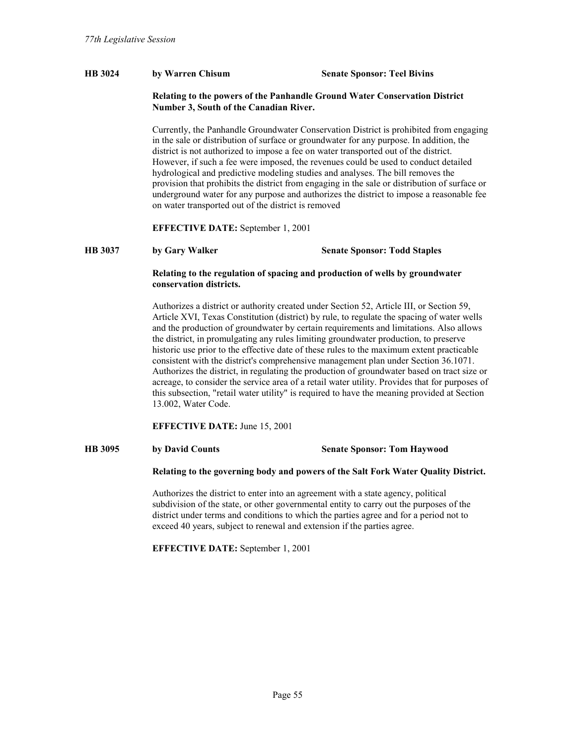**HB 3024** **by Warren Chisum** **Senate Sponsor: Teel Bivins**

**Relating to the powers of the Panhandle Ground Water Conservation District Number 3, South of the Canadian River.**

Currently, the Panhandle Groundwater Conservation District is prohibited from engaging in the sale or distribution of surface or groundwater for any purpose. In addition, the district is not authorized to impose a fee on water transported out of the district. However, if such a fee were imposed, the revenues could be used to conduct detailed hydrological and predictive modeling studies and analyses. The bill removes the provision that prohibits the district from engaging in the sale or distribution of surface or underground water for any purpose and authorizes the district to impose a reasonable fee on water transported out of the district is removed

**EFFECTIVE DATE:** September 1, 2001

**HB 3037** **by Gary Walker** **Senate Sponsor: Todd Staples**

**Relating to the regulation of spacing and production of wells by groundwater conservation districts.**

Authorizes a district or authority created under Section 52, Article III, or Section 59, Article XVI, Texas Constitution (district) by rule, to regulate the spacing of water wells and the production of groundwater by certain requirements and limitations. Also allows the district, in promulgating any rules limiting groundwater production, to preserve historic use prior to the effective date of these rules to the maximum extent practicable consistent with the district's comprehensive management plan under Section 36.1071. Authorizes the district, in regulating the production of groundwater based on tract size or acreage, to consider the service area of a retail water utility. Provides that for purposes of this subsection, "retail water utility" is required to have the meaning provided at Section 13.002, Water Code.

**EFFECTIVE DATE:** June 15, 2001

**HB 3095** **by David Counts** **Senate Sponsor: Tom Haywood**

**Relating to the governing body and powers of the Salt Fork Water Quality District.**

Authorizes the district to enter into an agreement with a state agency, political subdivision of the state, or other governmental entity to carry out the purposes of the district under terms and conditions to which the parties agree and for a period not to exceed 40 years, subject to renewal and extension if the parties agree.

**EFFECTIVE DATE:** September 1, 2001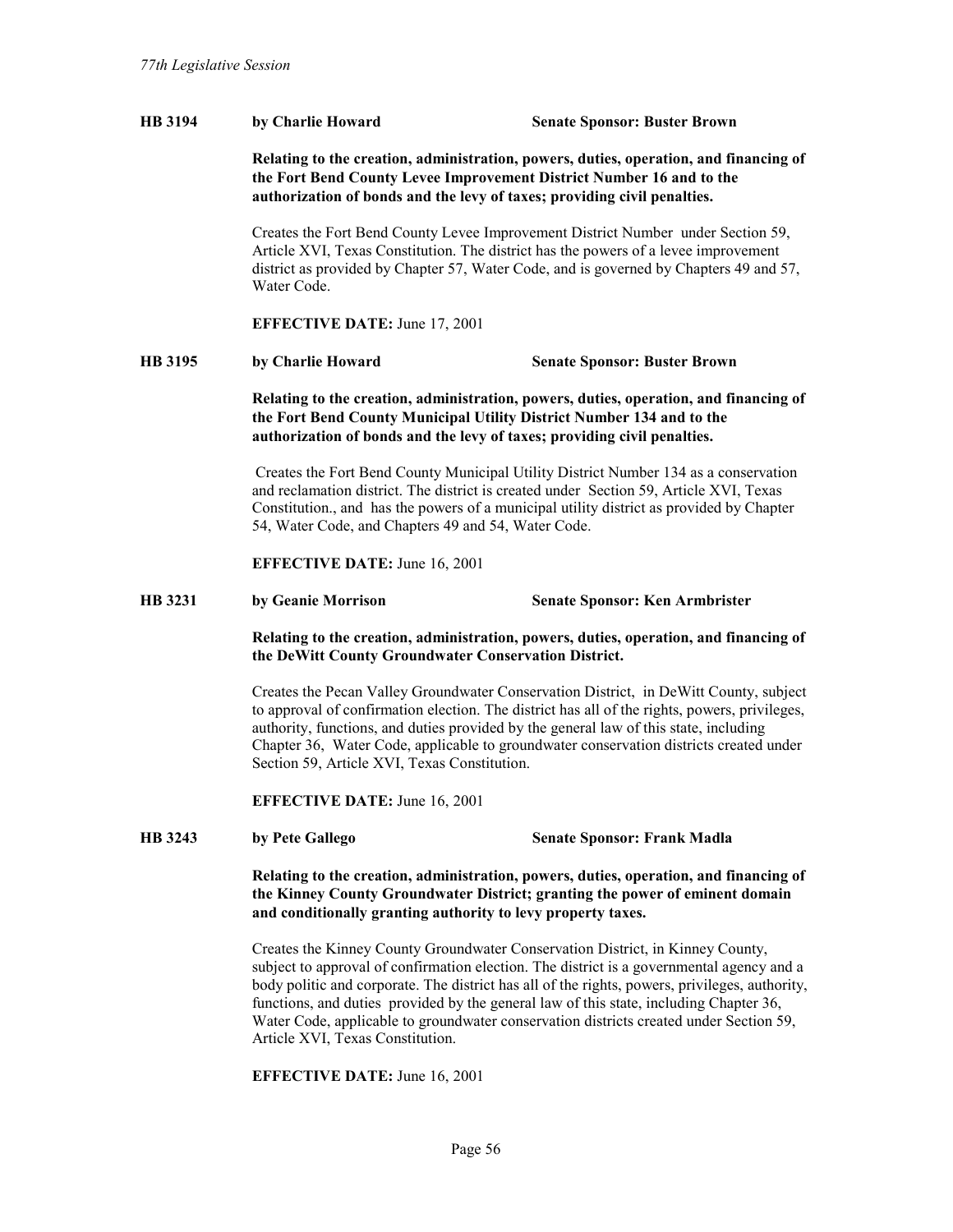**HB 3194 by Charlie Howard Senate Sponsor: Buster Brown**

**Relating to the creation, administration, powers, duties, operation, and financing of the Fort Bend County Levee Improvement District Number 16 and to the authorization of bonds and the levy of taxes; providing civil penalties.**

Creates the Fort Bend County Levee Improvement District Number under Section 59, Article XVI, Texas Constitution. The district has the powers of a levee improvement district as provided by Chapter 57, Water Code, and is governed by Chapters 49 and 57, Water Code.

**EFFECTIVE DATE:** June 17, 2001

**HB 3195 by Charlie Howard Senate Sponsor: Buster Brown**

**Relating to the creation, administration, powers, duties, operation, and financing of the Fort Bend County Municipal Utility District Number 134 and to the authorization of bonds and the levy of taxes; providing civil penalties.**

Creates the Fort Bend County Municipal Utility District Number 134 as a conservation and reclamation district. The district is created under Section 59, Article XVI, Texas Constitution., and has the powers of a municipal utility district as provided by Chapter 54, Water Code, and Chapters 49 and 54, Water Code.

**EFFECTIVE DATE:** June 16, 2001

**HB 3231 by Geanie Morrison Senate Sponsor: Ken Armbrister**

**Relating to the creation, administration, powers, duties, operation, and financing of the DeWitt County Groundwater Conservation District.**

Creates the Pecan Valley Groundwater Conservation District, in DeWitt County, subject to approval of confirmation election. The district has all of the rights, powers, privileges, authority, functions, and duties provided by the general law of this state, including Chapter 36, Water Code, applicable to groundwater conservation districts created under Section 59, Article XVI, Texas Constitution.

**EFFECTIVE DATE:** June 16, 2001

**HB 3243 by Pete Gallego Senate Sponsor: Frank Madla**

**Relating to the creation, administration, powers, duties, operation, and financing of the Kinney County Groundwater District; granting the power of eminent domain and conditionally granting authority to levy property taxes.**

Creates the Kinney County Groundwater Conservation District, in Kinney County, subject to approval of confirmation election. The district is a governmental agency and a body politic and corporate. The district has all of the rights, powers, privileges, authority, functions, and duties provided by the general law of this state, including Chapter 36, Water Code, applicable to groundwater conservation districts created under Section 59, Article XVI, Texas Constitution.

**EFFECTIVE DATE:** June 16, 2001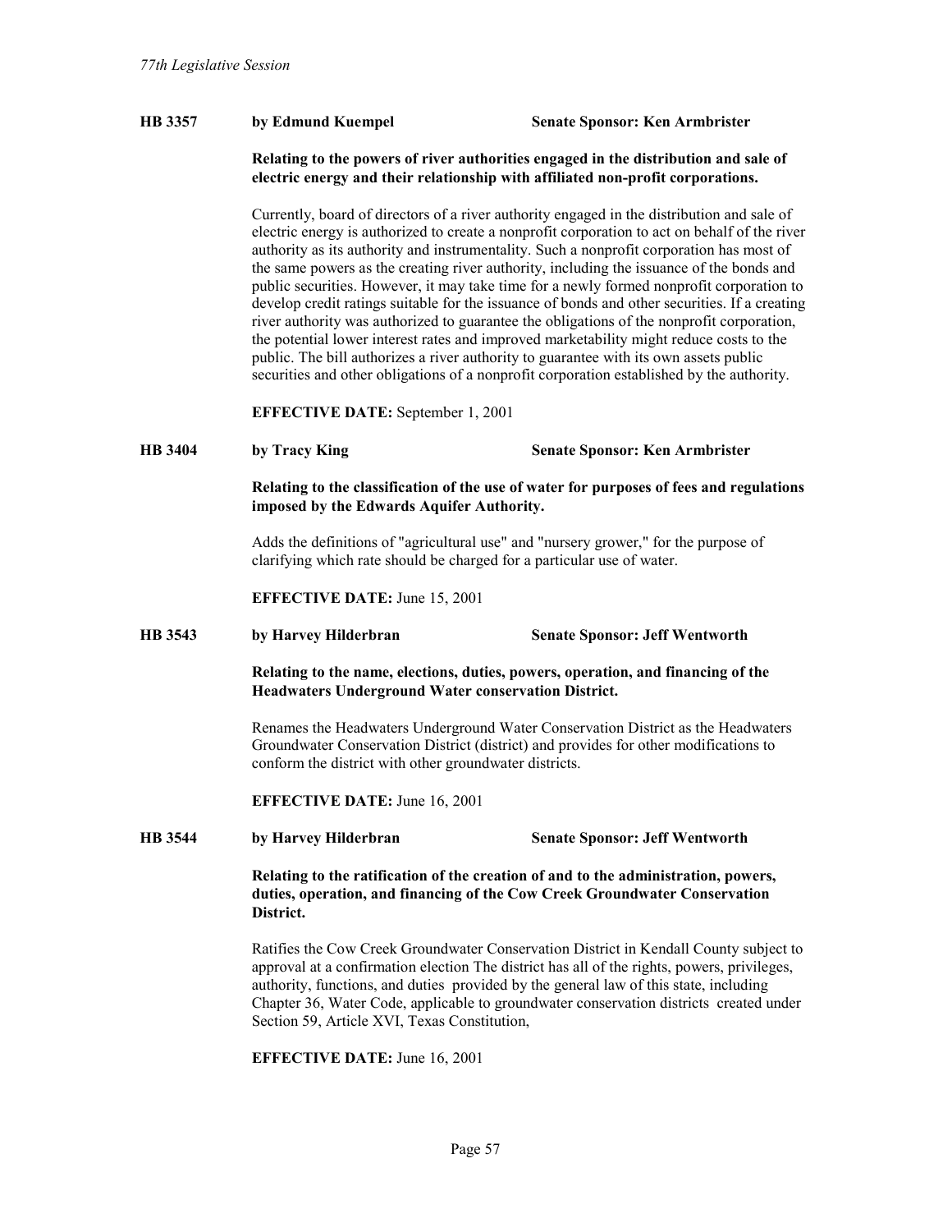**HB 3357** **by Edmund Kuempel** **Senate Sponsor: Ken Armbrister**

**Relating to the powers of river authorities engaged in the distribution and sale of electric energy and their relationship with affiliated non-profit corporations.**

Currently, board of directors of a river authority engaged in the distribution and sale of electric energy is authorized to create a nonprofit corporation to act on behalf of the river authority as its authority and instrumentality. Such a nonprofit corporation has most of the same powers as the creating river authority, including the issuance of the bonds and public securities. However, it may take time for a newly formed nonprofit corporation to develop credit ratings suitable for the issuance of bonds and other securities. If a creating river authority was authorized to guarantee the obligations of the nonprofit corporation, the potential lower interest rates and improved marketability might reduce costs to the public. The bill authorizes a river authority to guarantee with its own assets public securities and other obligations of a nonprofit corporation established by the authority.

**EFFECTIVE DATE:** September 1, 2001

**HB 3404** **by Tracy King** **Senate Sponsor: Ken Armbrister**

**Relating to the classification of the use of water for purposes of fees and regulations imposed by the Edwards Aquifer Authority.**

Adds the definitions of "agricultural use" and "nursery grower," for the purpose of clarifying which rate should be charged for a particular use of water.

**EFFECTIVE DATE:** June 15, 2001

**HB 3543** **by Harvey Hilderbran** **Senate Sponsor: Jeff Wentworth**

**Relating to the name, elections, duties, powers, operation, and financing of the Headwaters Underground Water conservation District.**

Renames the Headwaters Underground Water Conservation District as the Headwaters Groundwater Conservation District (district) and provides for other modifications to conform the district with other groundwater districts.

**EFFECTIVE DATE:** June 16, 2001

**HB 3544** **by Harvey Hilderbran** **Senate Sponsor: Jeff Wentworth**

**Relating to the ratification of the creation of and to the administration, powers, duties, operation, and financing of the Cow Creek Groundwater Conservation District.**

Ratifies the Cow Creek Groundwater Conservation District in Kendall County subject to approval at a confirmation election The district has all of the rights, powers, privileges, authority, functions, and duties provided by the general law of this state, including Chapter 36, Water Code, applicable to groundwater conservation districts created under Section 59, Article XVI, Texas Constitution,

**EFFECTIVE DATE:** June 16, 2001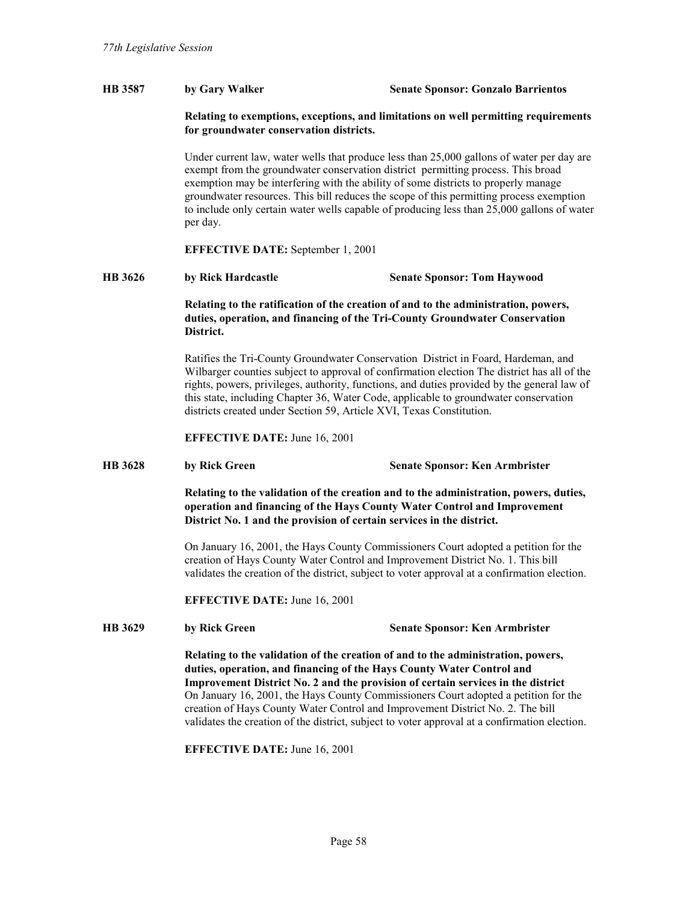**HB 3587** **by Gary Walker** **Senate Sponsor: Gonzalo Barrientos**

**Relating to exemptions, exceptions, and limitations on well permitting requirements for groundwater conservation districts.**

Under current law, water wells that produce less than 25,000 gallons of water per day are exempt from the groundwater conservation district permitting process. This broad exemption may be interfering with the ability of some districts to properly manage groundwater resources. This bill reduces the scope of this permitting process exemption to include only certain water wells capable of producing less than 25,000 gallons of water per day.

**EFFECTIVE DATE:** September 1, 2001

**HB 3626** **by Rick Hardcastle** **Senate Sponsor: Tom Haywood**

**Relating to the ratification of the creation of and to the administration, powers, duties, operation, and financing of the Tri-County Groundwater Conservation District.**

Ratifies the Tri-County Groundwater Conservation District in Foard, Hardeman, and Wilbarger counties subject to approval of confirmation election The district has all of the rights, powers, privileges, authority, functions, and duties provided by the general law of this state, including Chapter 36, Water Code, applicable to groundwater conservation districts created under Section 59, Article XVI, Texas Constitution.

**EFFECTIVE DATE:** June 16, 2001

**HB 3628** **by Rick Green** **Senate Sponsor: Ken Armbrister**

**Relating to the validation of the creation and to the administration, powers, duties, operation and financing of the Hays County Water Control and Improvement District No. 1 and the provision of certain services in the district.**

On January 16, 2001, the Hays County Commissioners Court adopted a petition for the creation of Hays County Water Control and Improvement District No. 1. This bill validates the creation of the district, subject to voter approval at a confirmation election.

**EFFECTIVE DATE:** June 16, 2001

**HB 3629** **by Rick Green** **Senate Sponsor: Ken Armbrister**

**Relating to the validation of the creation of and to the administration, powers, duties, operation, and financing of the Hays County Water Control and Improvement District No. 2 and the provision of certain services in the district**

On January 16, 2001, the Hays County Commissioners Court adopted a petition for the creation of Hays County Water Control and Improvement District No. 2. The bill validates the creation of the district, subject to voter approval at a confirmation election.

**EFFECTIVE DATE:** June 16, 2001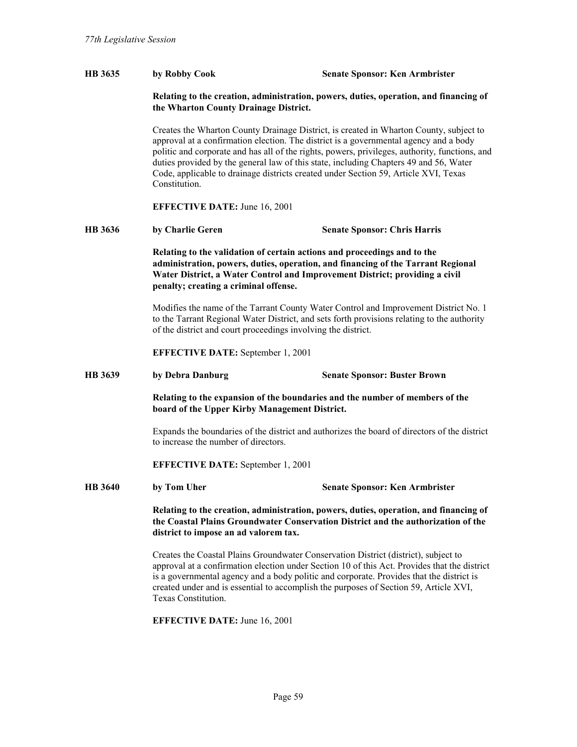**HB 3635** **by Robby Cook** **Senate Sponsor: Ken Armbrister**

**Relating to the creation, administration, powers, duties, operation, and financing of the Wharton County Drainage District.**

Creates the Wharton County Drainage District, is created in Wharton County, subject to approval at a confirmation election. The district is a governmental agency and a body politic and corporate and has all of the rights, powers, privileges, authority, functions, and duties provided by the general law of this state, including Chapters 49 and 56, Water Code, applicable to drainage districts created under Section 59, Article XVI, Texas Constitution.

**EFFECTIVE DATE:** June 16, 2001

**HB 3636** **by Charlie Geren** **Senate Sponsor: Chris Harris**

**Relating to the validation of certain actions and proceedings and to the administration, powers, duties, operation, and financing of the Tarrant Regional Water District, a Water Control and Improvement District; providing a civil penalty; creating a criminal offense.**

Modifies the name of the Tarrant County Water Control and Improvement District No. 1 to the Tarrant Regional Water District, and sets forth provisions relating to the authority of the district and court proceedings involving the district.

**EFFECTIVE DATE:** September 1, 2001

**HB 3639** **by Debra Danburg** **Senate Sponsor: Buster Brown**

**Relating to the expansion of the boundaries and the number of members of the board of the Upper Kirby Management District.**

Expands the boundaries of the district and authorizes the board of directors of the district to increase the number of directors.

**EFFECTIVE DATE:** September 1, 2001

**HB 3640** **by Tom Uher** **Senate Sponsor: Ken Armbrister**

**Relating to the creation, administration, powers, duties, operation, and financing of the Coastal Plains Groundwater Conservation District and the authorization of the district to impose an ad valorem tax.**

Creates the Coastal Plains Groundwater Conservation District (district), subject to approval at a confirmation election under Section 10 of this Act. Provides that the district is a governmental agency and a body politic and corporate. Provides that the district is created under and is essential to accomplish the purposes of Section 59, Article XVI, Texas Constitution.

**EFFECTIVE DATE:** June 16, 2001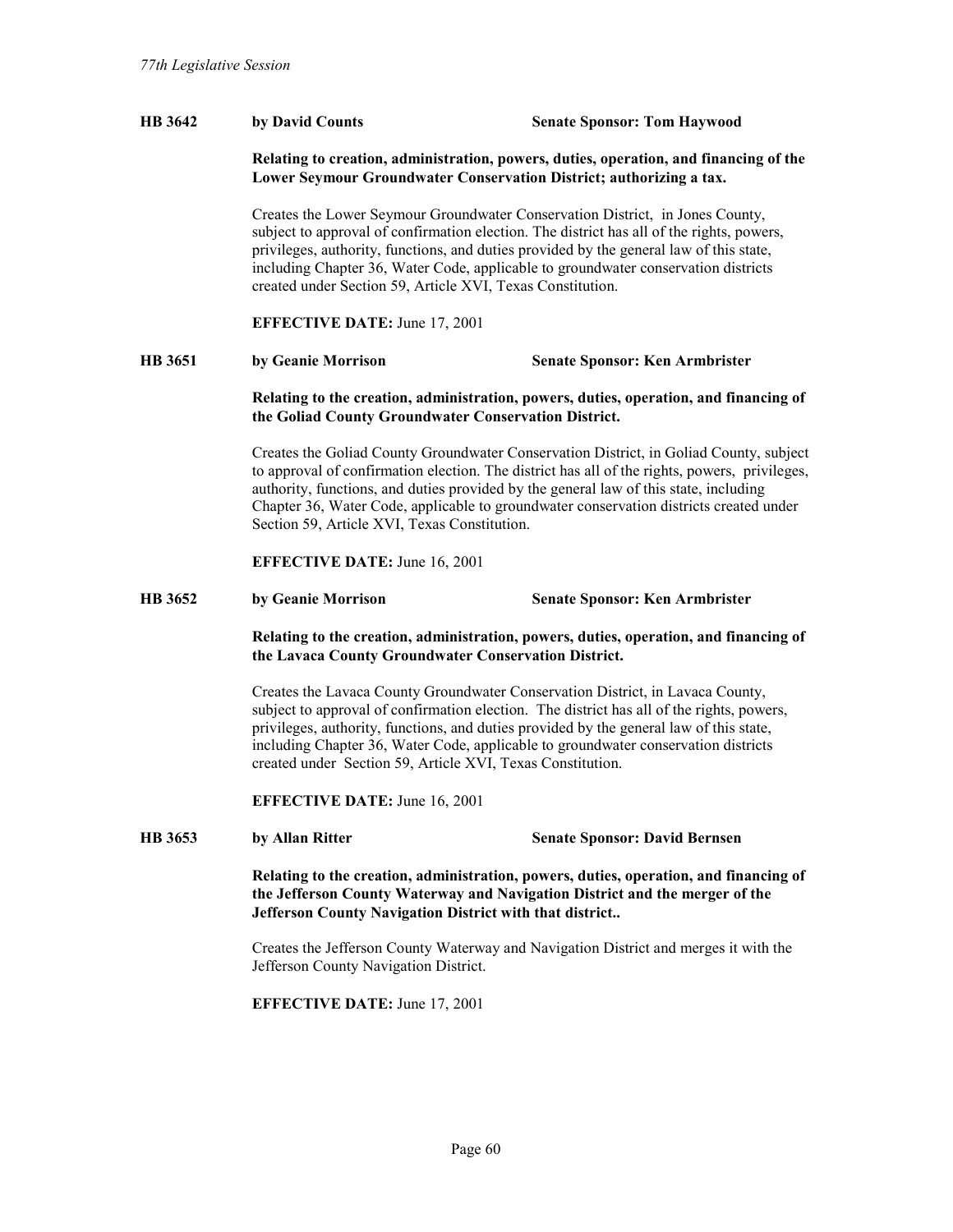**HB 3642** **by David Counts** **Senate Sponsor: Tom Haywood**

**Relating to creation, administration, powers, duties, operation, and financing of the Lower Seymour Groundwater Conservation District; authorizing a tax.**

Creates the Lower Seymour Groundwater Conservation District, in Jones County, subject to approval of confirmation election. The district has all of the rights, powers, privileges, authority, functions, and duties provided by the general law of this state, including Chapter 36, Water Code, applicable to groundwater conservation districts created under Section 59, Article XVI, Texas Constitution.

**EFFECTIVE DATE:** June 17, 2001

**HB 3651** **by Geanie Morrison** **Senate Sponsor: Ken Armbrister**

**Relating to the creation, administration, powers, duties, operation, and financing of the Goliad County Groundwater Conservation District.**

Creates the Goliad County Groundwater Conservation District, in Goliad County, subject to approval of confirmation election. The district has all of the rights, powers, privileges, authority, functions, and duties provided by the general law of this state, including Chapter 36, Water Code, applicable to groundwater conservation districts created under Section 59, Article XVI, Texas Constitution.

**EFFECTIVE DATE:** June 16, 2001

**HB 3652** **by Geanie Morrison** **Senate Sponsor: Ken Armbrister**

**Relating to the creation, administration, powers, duties, operation, and financing of the Lavaca County Groundwater Conservation District.**

Creates the Lavaca County Groundwater Conservation District, in Lavaca County, subject to approval of confirmation election. The district has all of the rights, powers, privileges, authority, functions, and duties provided by the general law of this state, including Chapter 36, Water Code, applicable to groundwater conservation districts created under Section 59, Article XVI, Texas Constitution.

**EFFECTIVE DATE:** June 16, 2001

**HB 3653** **by Allan Ritter** **Senate Sponsor: David Bernsen**

**Relating to the creation, administration, powers, duties, operation, and financing of the Jefferson County Waterway and Navigation District and the merger of the Jefferson County Navigation District with that district..**

Creates the Jefferson County Waterway and Navigation District and merges it with the Jefferson County Navigation District.

**EFFECTIVE DATE:** June 17, 2001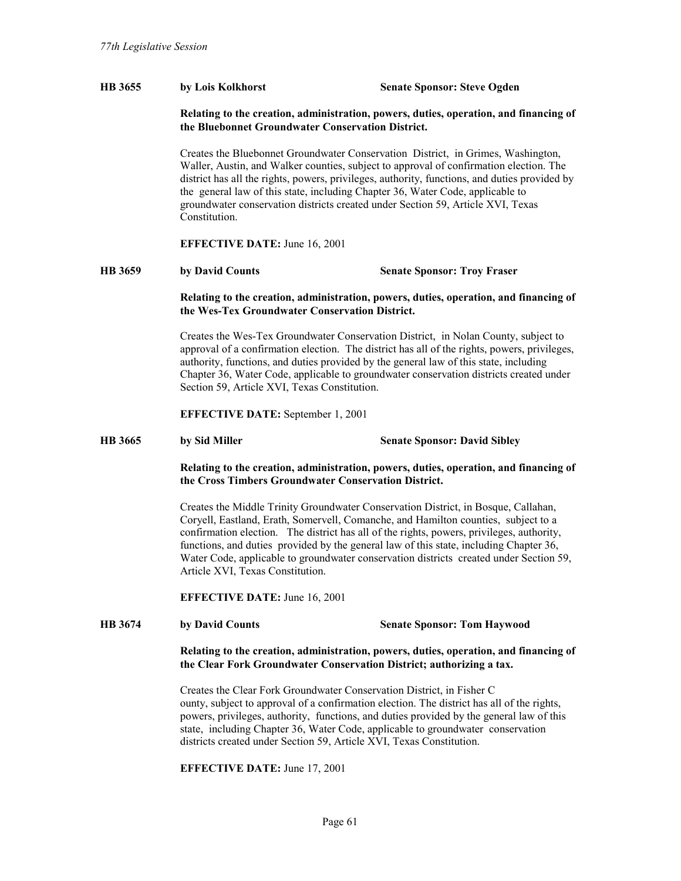**HB 3655** **by Lois Kolkhorst** **Senate Sponsor: Steve Ogden**

**Relating to the creation, administration, powers, duties, operation, and financing of the Bluebonnet Groundwater Conservation District.**

Creates the Bluebonnet Groundwater Conservation District, in Grimes, Washington, Waller, Austin, and Walker counties, subject to approval of confirmation election. The district has all the rights, powers, privileges, authority, functions, and duties provided by the general law of this state, including Chapter 36, Water Code, applicable to groundwater conservation districts created under Section 59, Article XVI, Texas Constitution.

**EFFECTIVE DATE:** June 16, 2001

**HB 3659** **by David Counts** **Senate Sponsor: Troy Fraser**

**Relating to the creation, administration, powers, duties, operation, and financing of the Wes-Tex Groundwater Conservation District.**

Creates the Wes-Tex Groundwater Conservation District, in Nolan County, subject to approval of a confirmation election. The district has all of the rights, powers, privileges, authority, functions, and duties provided by the general law of this state, including Chapter 36, Water Code, applicable to groundwater conservation districts created under Section 59, Article XVI, Texas Constitution.

**EFFECTIVE DATE:** September 1, 2001

**HB 3665** **by Sid Miller** **Senate Sponsor: David Sibley**

**Relating to the creation, administration, powers, duties, operation, and financing of the Cross Timbers Groundwater Conservation District.**

Creates the Middle Trinity Groundwater Conservation District, in Bosque, Callahan, Coryell, Eastland, Erath, Somervell, Comanche, and Hamilton counties, subject to a confirmation election. The district has all of the rights, powers, privileges, authority, functions, and duties provided by the general law of this state, including Chapter 36, Water Code, applicable to groundwater conservation districts created under Section 59, Article XVI, Texas Constitution.

**EFFECTIVE DATE:** June 16, 2001

**HB 3674** **by David Counts** **Senate Sponsor: Tom Haywood**

**Relating to the creation, administration, powers, duties, operation, and financing of the Clear Fork Groundwater Conservation District; authorizing a tax.**

Creates the Clear Fork Groundwater Conservation District, in Fisher C ounty, subject to approval of a confirmation election. The district has all of the rights, powers, privileges, authority, functions, and duties provided by the general law of this state, including Chapter 36, Water Code, applicable to groundwater conservation districts created under Section 59, Article XVI, Texas Constitution.

**EFFECTIVE DATE:** June 17, 2001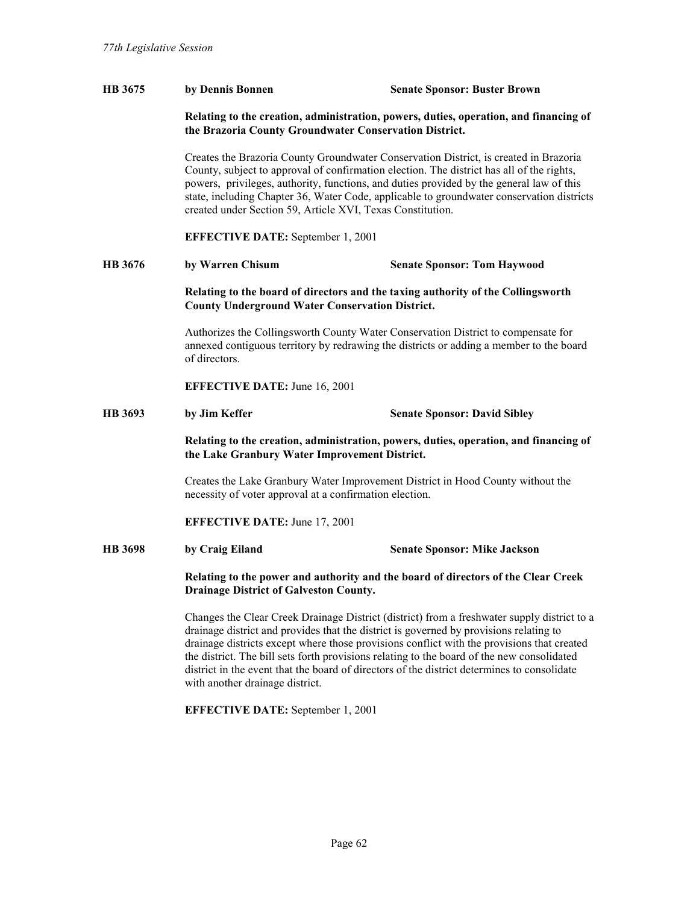**HB 3675** **by Dennis Bonnen** **Senate Sponsor: Buster Brown**

**Relating to the creation, administration, powers, duties, operation, and financing of the Brazoria County Groundwater Conservation District.**

Creates the Brazoria County Groundwater Conservation District, is created in Brazoria County, subject to approval of confirmation election. The district has all of the rights, powers, privileges, authority, functions, and duties provided by the general law of this state, including Chapter 36, Water Code, applicable to groundwater conservation districts created under Section 59, Article XVI, Texas Constitution.

**EFFECTIVE DATE:** September 1, 2001

**HB 3676** **by Warren Chisum** **Senate Sponsor: Tom Haywood**

**Relating to the board of directors and the taxing authority of the Collingsworth County Underground Water Conservation District.**

Authorizes the Collingsworth County Water Conservation District to compensate for annexed contiguous territory by redrawing the districts or adding a member to the board of directors.

**EFFECTIVE DATE:** June 16, 2001

**HB 3693** **by Jim Keffer** **Senate Sponsor: David Sibley**

**Relating to the creation, administration, powers, duties, operation, and financing of the Lake Granbury Water Improvement District.**

Creates the Lake Granbury Water Improvement District in Hood County without the necessity of voter approval at a confirmation election.

**EFFECTIVE DATE:** June 17, 2001

**HB 3698** **by Craig Eiland** **Senate Sponsor: Mike Jackson**

**Relating to the power and authority and the board of directors of the Clear Creek Drainage District of Galveston County.**

Changes the Clear Creek Drainage District (district) from a freshwater supply district to a drainage district and provides that the district is governed by provisions relating to drainage districts except where those provisions conflict with the provisions that created the district. The bill sets forth provisions relating to the board of the new consolidated district in the event that the board of directors of the district determines to consolidate with another drainage district.

**EFFECTIVE DATE:** September 1, 2001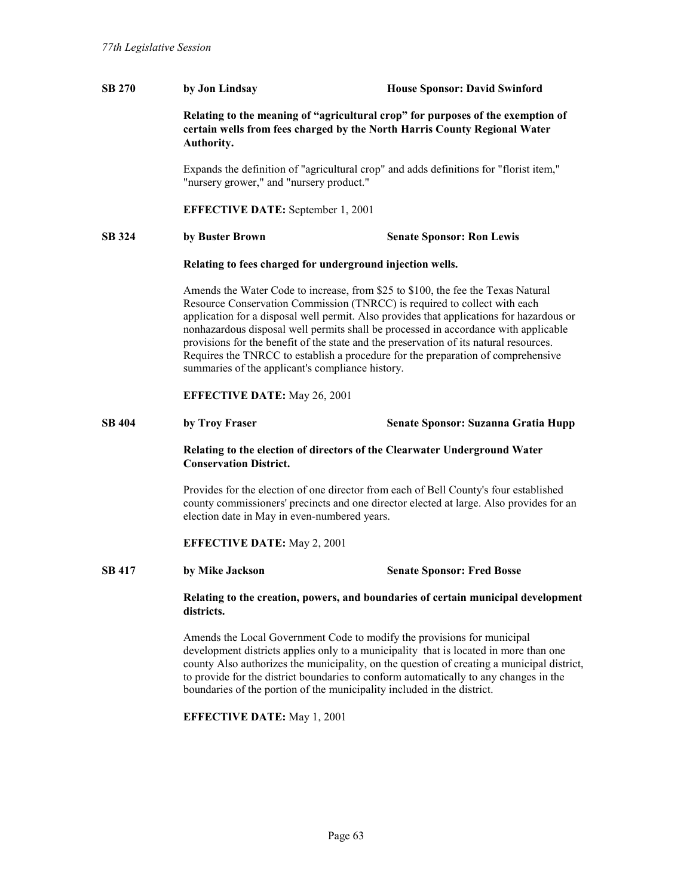**SB 270** **by Jon Lindsay** **House Sponsor: David Swinford**

**Relating to the meaning of "agricultural crop" for purposes of the exemption of certain wells from fees charged by the North Harris County Regional Water Authority.**

Expands the definition of "agricultural crop" and adds definitions for "florist item," "nursery grower," and "nursery product."

**EFFECTIVE DATE:** September 1, 2001

**SB 324** **by Buster Brown** **Senate Sponsor: Ron Lewis**

**Relating to fees charged for underground injection wells.**

Amends the Water Code to increase, from $25 to $100, the fee the Texas Natural Resource Conservation Commission (TNRCC) is required to collect with each application for a disposal well permit. Also provides that applications for hazardous or nonhazardous disposal well permits shall be processed in accordance with applicable provisions for the benefit of the state and the preservation of its natural resources. Requires the TNRCC to establish a procedure for the preparation of comprehensive summaries of the applicant's compliance history.

**EFFECTIVE DATE:** May 26, 2001

**SB 404** **by Troy Fraser** **Senate Sponsor: Suzanna Gratia Hupp**

**Relating to the election of directors of the Clearwater Underground Water Conservation District.**

Provides for the election of one director from each of Bell County's four established county commissioners' precincts and one director elected at large. Also provides for an election date in May in even-numbered years.

**EFFECTIVE DATE:** May 2, 2001

**SB 417** **by Mike Jackson** **Senate Sponsor: Fred Bosse**

**Relating to the creation, powers, and boundaries of certain municipal development districts.**

Amends the Local Government Code to modify the provisions for municipal development districts applies only to a municipality that is located in more than one county Also authorizes the municipality, on the question of creating a municipal district, to provide for the district boundaries to conform automatically to any changes in the boundaries of the portion of the municipality included in the district.

**EFFECTIVE DATE:** May 1, 2001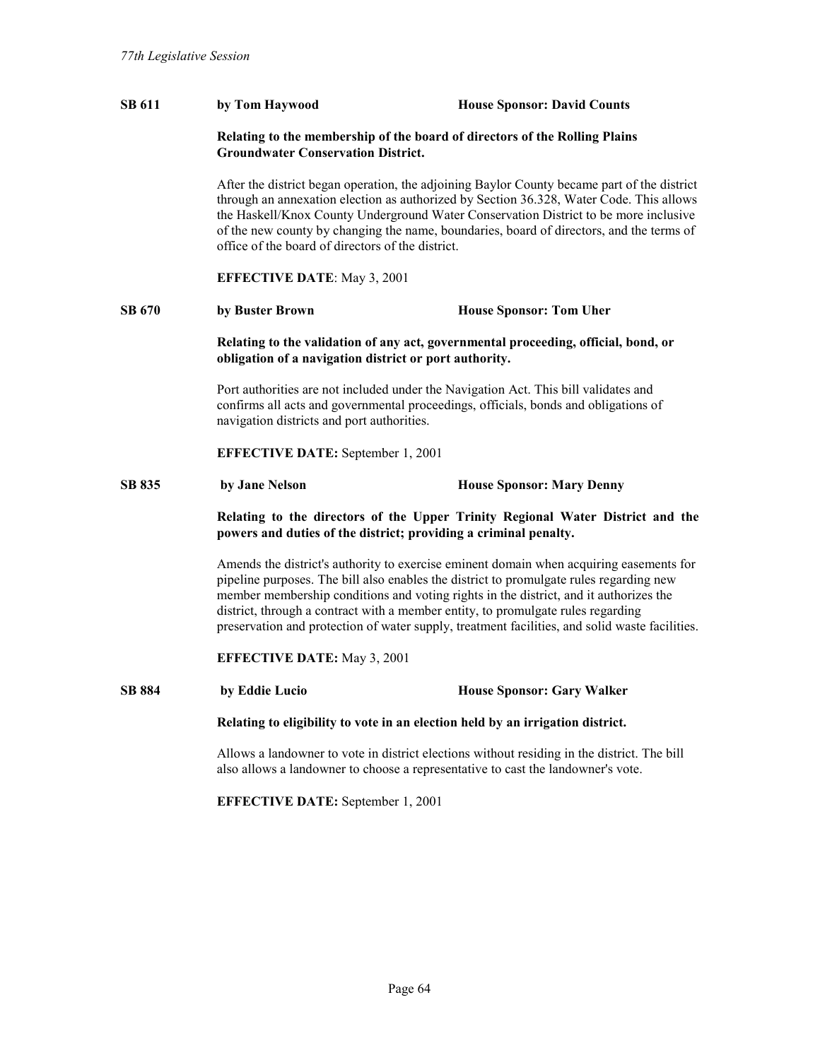**SB 611** **by Tom Haywood** **House Sponsor: David Counts**

**Relating to the membership of the board of directors of the Rolling Plains Groundwater Conservation District.**

After the district began operation, the adjoining Baylor County became part of the district through an annexation election as authorized by Section 36.328, Water Code. This allows the Haskell/Knox County Underground Water Conservation District to be more inclusive of the new county by changing the name, boundaries, board of directors, and the terms of office of the board of directors of the district.

**EFFECTIVE DATE**: May 3, 2001

**SB 670** **by Buster Brown** **House Sponsor: Tom Uher**

**Relating to the validation of any act, governmental proceeding, official, bond, or obligation of a navigation district or port authority.**

Port authorities are not included under the Navigation Act. This bill validates and confirms all acts and governmental proceedings, officials, bonds and obligations of navigation districts and port authorities.

**EFFECTIVE DATE:** September 1, 2001

**SB 835** **by Jane Nelson** **House Sponsor: Mary Denny**

**Relating to the directors of the Upper Trinity Regional Water District and the powers and duties of the district; providing a criminal penalty.**

Amends the district's authority to exercise eminent domain when acquiring easements for pipeline purposes. The bill also enables the district to promulgate rules regarding new member membership conditions and voting rights in the district, and it authorizes the district, through a contract with a member entity, to promulgate rules regarding preservation and protection of water supply, treatment facilities, and solid waste facilities.

**EFFECTIVE DATE:** May 3, 2001

**SB 884** **by Eddie Lucio** **House Sponsor: Gary Walker**

**Relating to eligibility to vote in an election held by an irrigation district.**

Allows a landowner to vote in district elections without residing in the district. The bill also allows a landowner to choose a representative to cast the landowner's vote.

**EFFECTIVE DATE:** September 1, 2001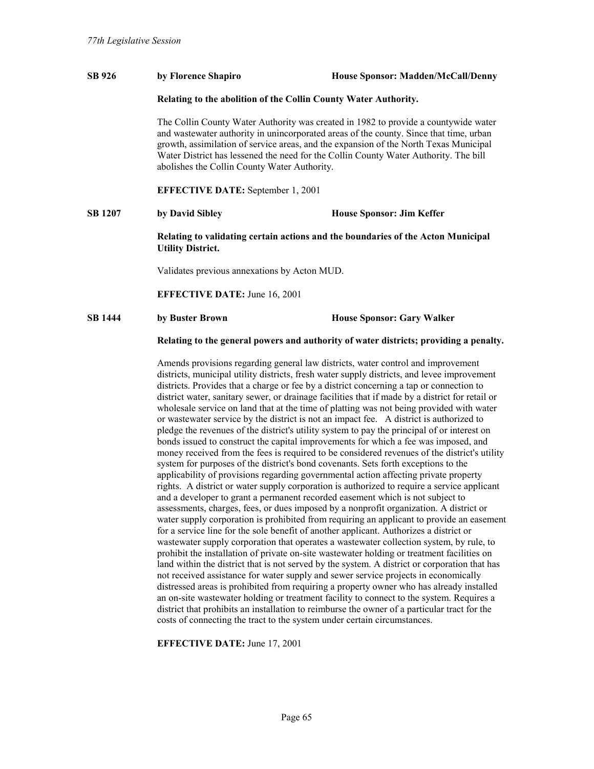**SB 926** **by Florence Shapiro** **House Sponsor: Madden/McCall/Denny**

**Relating to the abolition of the Collin County Water Authority.**

The Collin County Water Authority was created in 1982 to provide a countywide water and wastewater authority in unincorporated areas of the county. Since that time, urban growth, assimilation of service areas, and the expansion of the North Texas Municipal Water District has lessened the need for the Collin County Water Authority. The bill abolishes the Collin County Water Authority.

**EFFECTIVE DATE:** September 1, 2001

**SB 1207** **by David Sibley** **House Sponsor: Jim Keffer**

**Relating to validating certain actions and the boundaries of the Acton Municipal Utility District.**

Validates previous annexations by Acton MUD.

**EFFECTIVE DATE:** June 16, 2001

**SB 1444** **by Buster Brown** **House Sponsor: Gary Walker**

**Relating to the general powers and authority of water districts; providing a penalty.**

Amends provisions regarding general law districts, water control and improvement districts, municipal utility districts, fresh water supply districts, and levee improvement districts. Provides that a charge or fee by a district concerning a tap or connection to district water, sanitary sewer, or drainage facilities that if made by a district for retail or wholesale service on land that at the time of platting was not being provided with water or wastewater service by the district is not an impact fee. A district is authorized to pledge the revenues of the district's utility system to pay the principal of or interest on bonds issued to construct the capital improvements for which a fee was imposed, and money received from the fees is required to be considered revenues of the district's utility system for purposes of the district's bond covenants. Sets forth exceptions to the applicability of provisions regarding governmental action affecting private property rights. A district or water supply corporation is authorized to require a service applicant and a developer to grant a permanent recorded easement which is not subject to assessments, charges, fees, or dues imposed by a nonprofit organization. A district or water supply corporation is prohibited from requiring an applicant to provide an easement for a service line for the sole benefit of another applicant. Authorizes a district or wastewater supply corporation that operates a wastewater collection system, by rule, to prohibit the installation of private on-site wastewater holding or treatment facilities on land within the district that is not served by the system. A district or corporation that has not received assistance for water supply and sewer service projects in economically distressed areas is prohibited from requiring a property owner who has already installed an on-site wastewater holding or treatment facility to connect to the system. Requires a district that prohibits an installation to reimburse the owner of a particular tract for the costs of connecting the tract to the system under certain circumstances.

**EFFECTIVE DATE:** June 17, 2001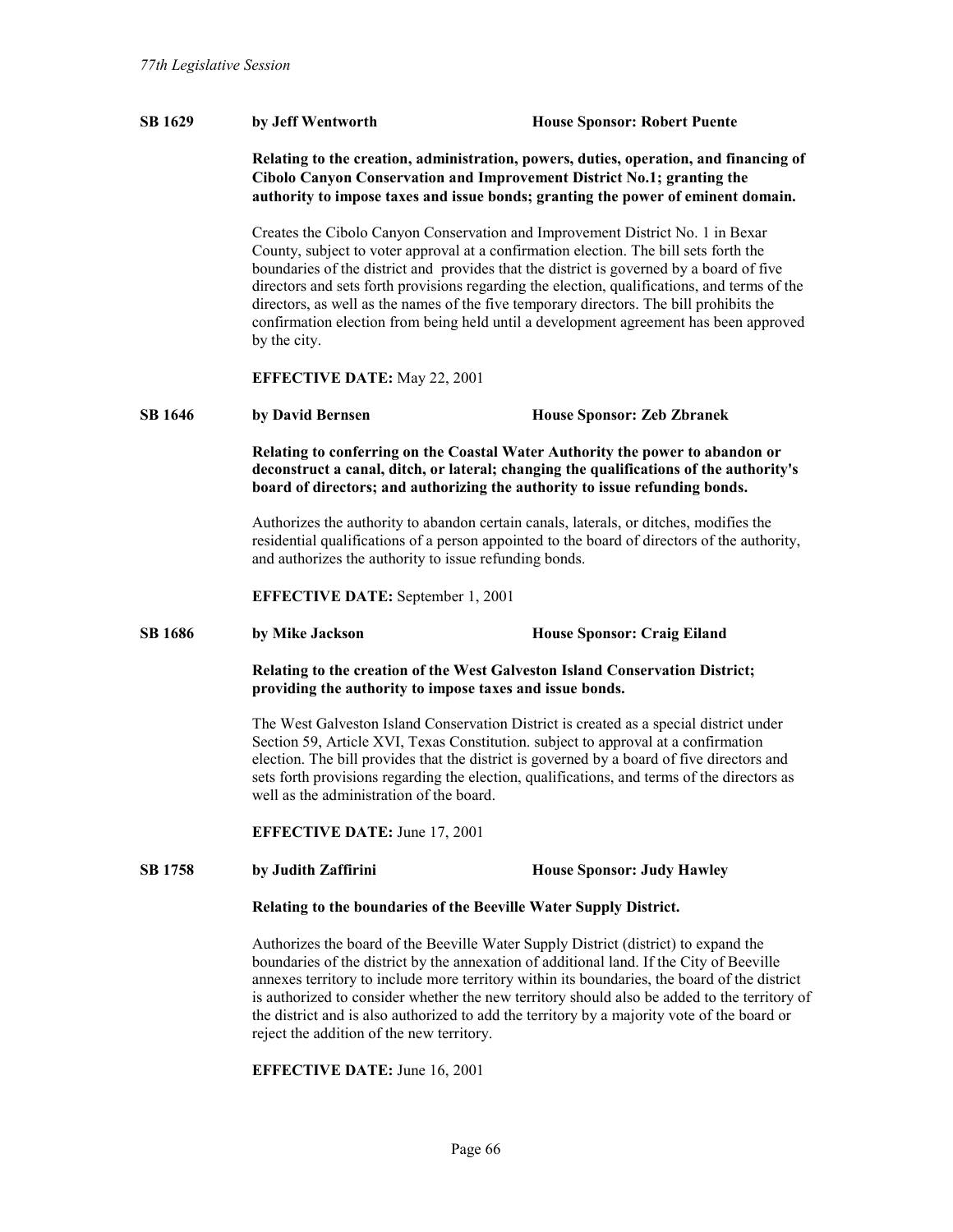**SB 1629** **by Jeff Wentworth** **House Sponsor: Robert Puente**

**Relating to the creation, administration, powers, duties, operation, and financing of Cibolo Canyon Conservation and Improvement District No.1; granting the authority to impose taxes and issue bonds; granting the power of eminent domain.**

Creates the Cibolo Canyon Conservation and Improvement District No. 1 in Bexar County, subject to voter approval at a confirmation election. The bill sets forth the boundaries of the district and provides that the district is governed by a board of five directors and sets forth provisions regarding the election, qualifications, and terms of the directors, as well as the names of the five temporary directors. The bill prohibits the confirmation election from being held until a development agreement has been approved by the city.

**EFFECTIVE DATE:** May 22, 2001

**SB 1646** **by David Bernsen** **House Sponsor: Zeb Zbranek**

**Relating to conferring on the Coastal Water Authority the power to abandon or deconstruct a canal, ditch, or lateral; changing the qualifications of the authority's board of directors; and authorizing the authority to issue refunding bonds.**

Authorizes the authority to abandon certain canals, laterals, or ditches, modifies the residential qualifications of a person appointed to the board of directors of the authority, and authorizes the authority to issue refunding bonds.

**EFFECTIVE DATE:** September 1, 2001

**SB 1686** **by Mike Jackson** **House Sponsor: Craig Eiland**

**Relating to the creation of the West Galveston Island Conservation District; providing the authority to impose taxes and issue bonds.**

The West Galveston Island Conservation District is created as a special district under Section 59, Article XVI, Texas Constitution. subject to approval at a confirmation election. The bill provides that the district is governed by a board of five directors and sets forth provisions regarding the election, qualifications, and terms of the directors as well as the administration of the board.

**EFFECTIVE DATE:** June 17, 2001

**SB 1758** **by Judith Zaffirini** **House Sponsor: Judy Hawley**

**Relating to the boundaries of the Beeville Water Supply District.**

Authorizes the board of the Beeville Water Supply District (district) to expand the boundaries of the district by the annexation of additional land. If the City of Beeville annexes territory to include more territory within its boundaries, the board of the district is authorized to consider whether the new territory should also be added to the territory of the district and is also authorized to add the territory by a majority vote of the board or reject the addition of the new territory.

**EFFECTIVE DATE:** June 16, 2001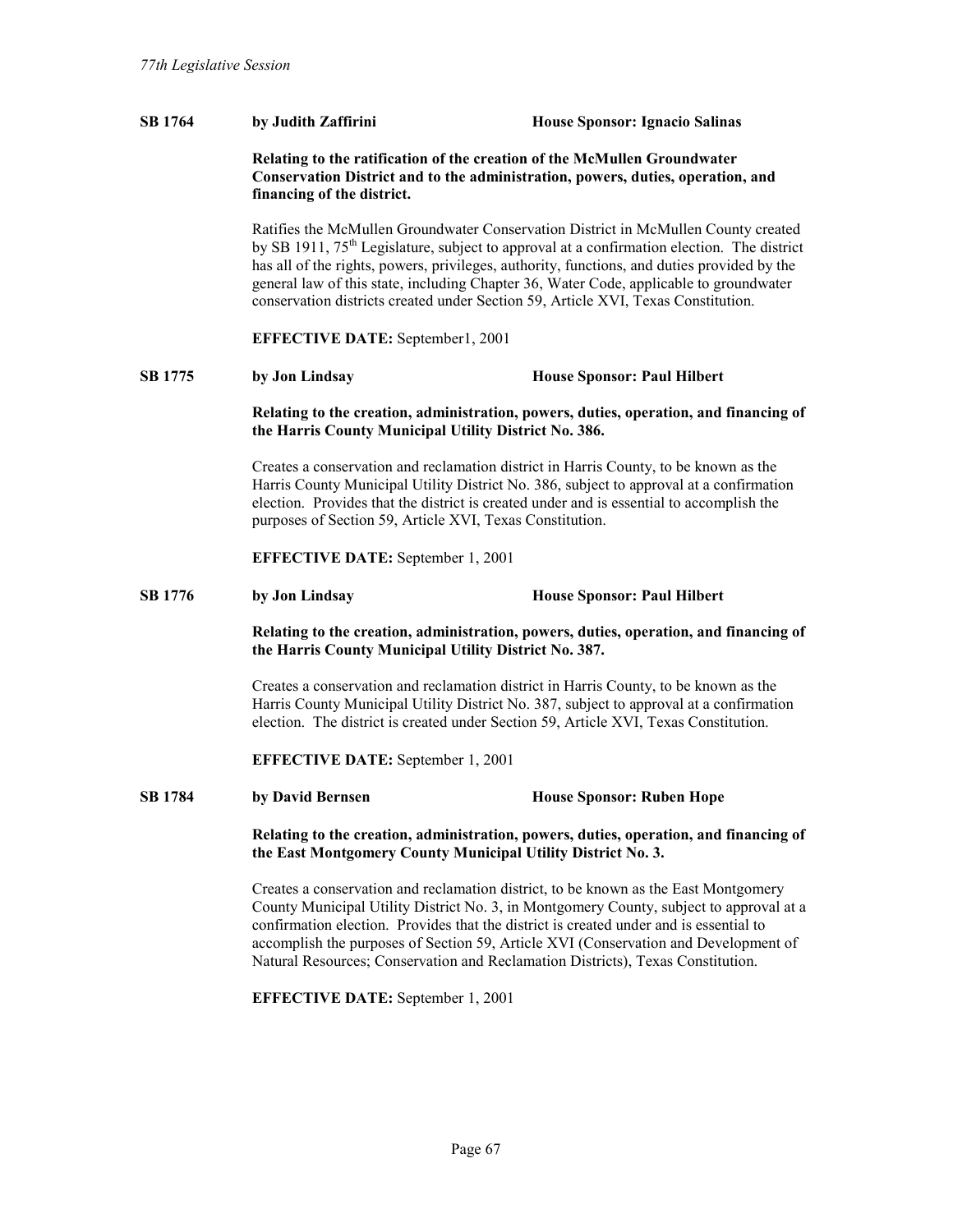**SB 1764** by Judith Zaffirini **House Sponsor: Ignacio Salinas**

**Relating to the ratification of the creation of the McMullen Groundwater Conservation District and to the administration, powers, duties, operation, and financing of the district.**

Ratifies the McMullen Groundwater Conservation District in McMullen County created by SB 1911, 75th Legislature, subject to approval at a confirmation election. The district has all of the rights, powers, privileges, authority, functions, and duties provided by the general law of this state, including Chapter 36, Water Code, applicable to groundwater conservation districts created under Section 59, Article XVI, Texas Constitution.

**EFFECTIVE DATE:** September1, 2001

**SB 1775** by Jon Lindsay **House Sponsor: Paul Hilbert**

**Relating to the creation, administration, powers, duties, operation, and financing of the Harris County Municipal Utility District No. 386.**

Creates a conservation and reclamation district in Harris County, to be known as the Harris County Municipal Utility District No. 386, subject to approval at a confirmation election. Provides that the district is created under and is essential to accomplish the purposes of Section 59, Article XVI, Texas Constitution.

**EFFECTIVE DATE:** September 1, 2001

**SB 1776** by Jon Lindsay **House Sponsor: Paul Hilbert**

**Relating to the creation, administration, powers, duties, operation, and financing of the Harris County Municipal Utility District No. 387.**

Creates a conservation and reclamation district in Harris County, to be known as the Harris County Municipal Utility District No. 387, subject to approval at a confirmation election. The district is created under Section 59, Article XVI, Texas Constitution.

**EFFECTIVE DATE:** September 1, 2001

**SB 1784** by David Bernsen **House Sponsor: Ruben Hope**

**Relating to the creation, administration, powers, duties, operation, and financing of the East Montgomery County Municipal Utility District No. 3.**

Creates a conservation and reclamation district, to be known as the East Montgomery County Municipal Utility District No. 3, in Montgomery County, subject to approval at a confirmation election. Provides that the district is created under and is essential to accomplish the purposes of Section 59, Article XVI (Conservation and Development of Natural Resources; Conservation and Reclamation Districts), Texas Constitution.

**EFFECTIVE DATE:** September 1, 2001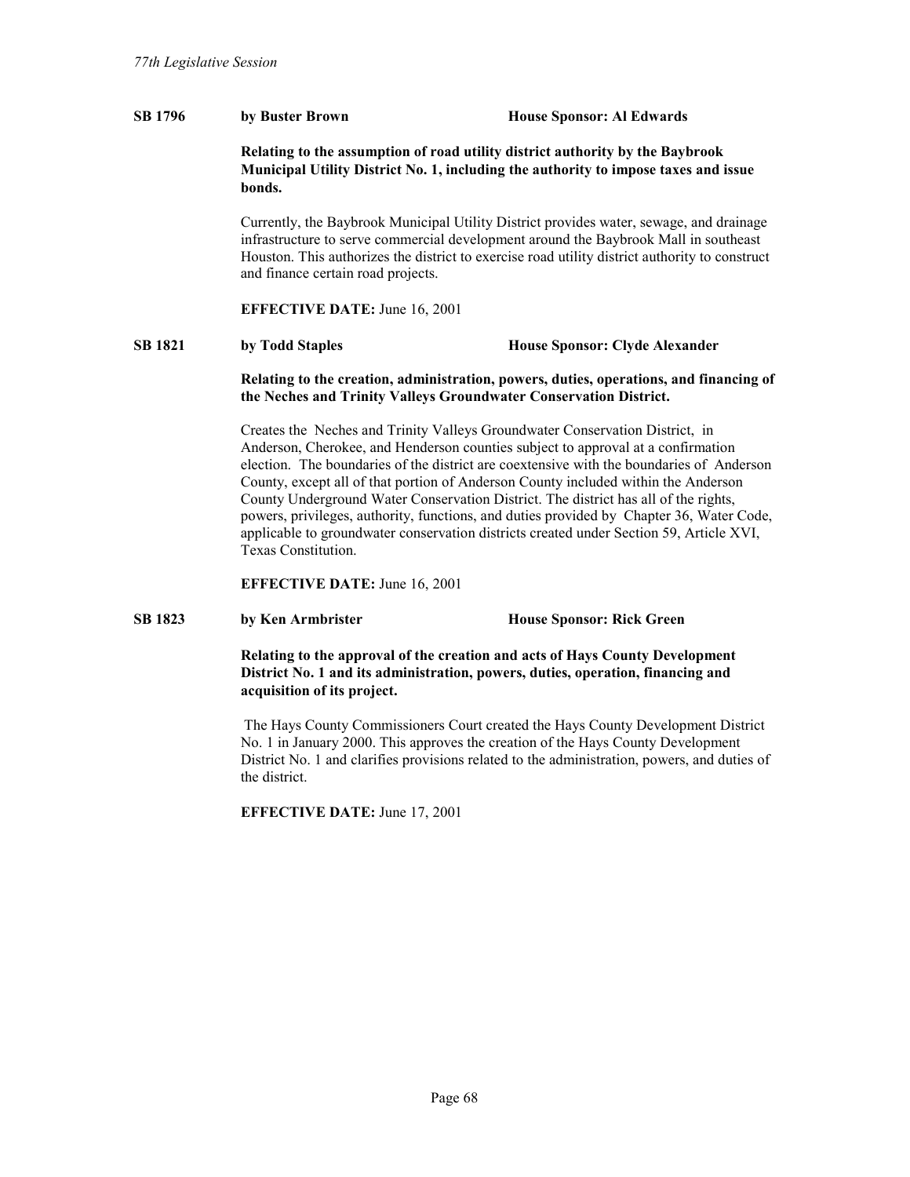**SB 1796** **by Buster Brown** **House Sponsor: Al Edwards**

**Relating to the assumption of road utility district authority by the Baybrook Municipal Utility District No. 1, including the authority to impose taxes and issue bonds.**

Currently, the Baybrook Municipal Utility District provides water, sewage, and drainage infrastructure to serve commercial development around the Baybrook Mall in southeast Houston. This authorizes the district to exercise road utility district authority to construct and finance certain road projects.

**EFFECTIVE DATE:** June 16, 2001

**SB 1821** **by Todd Staples** **House Sponsor: Clyde Alexander**

**Relating to the creation, administration, powers, duties, operations, and financing of the Neches and Trinity Valleys Groundwater Conservation District.**

Creates the Neches and Trinity Valleys Groundwater Conservation District, in Anderson, Cherokee, and Henderson counties subject to approval at a confirmation election. The boundaries of the district are coextensive with the boundaries of Anderson County, except all of that portion of Anderson County included within the Anderson County Underground Water Conservation District. The district has all of the rights, powers, privileges, authority, functions, and duties provided by Chapter 36, Water Code, applicable to groundwater conservation districts created under Section 59, Article XVI, Texas Constitution.

**EFFECTIVE DATE:** June 16, 2001

**SB 1823** **by Ken Armbrister** **House Sponsor: Rick Green**

**Relating to the approval of the creation and acts of Hays County Development District No. 1 and its administration, powers, duties, operation, financing and acquisition of its project.**

The Hays County Commissioners Court created the Hays County Development District No. 1 in January 2000. This approves the creation of the Hays County Development District No. 1 and clarifies provisions related to the administration, powers, and duties of the district.

**EFFECTIVE DATE:** June 17, 2001